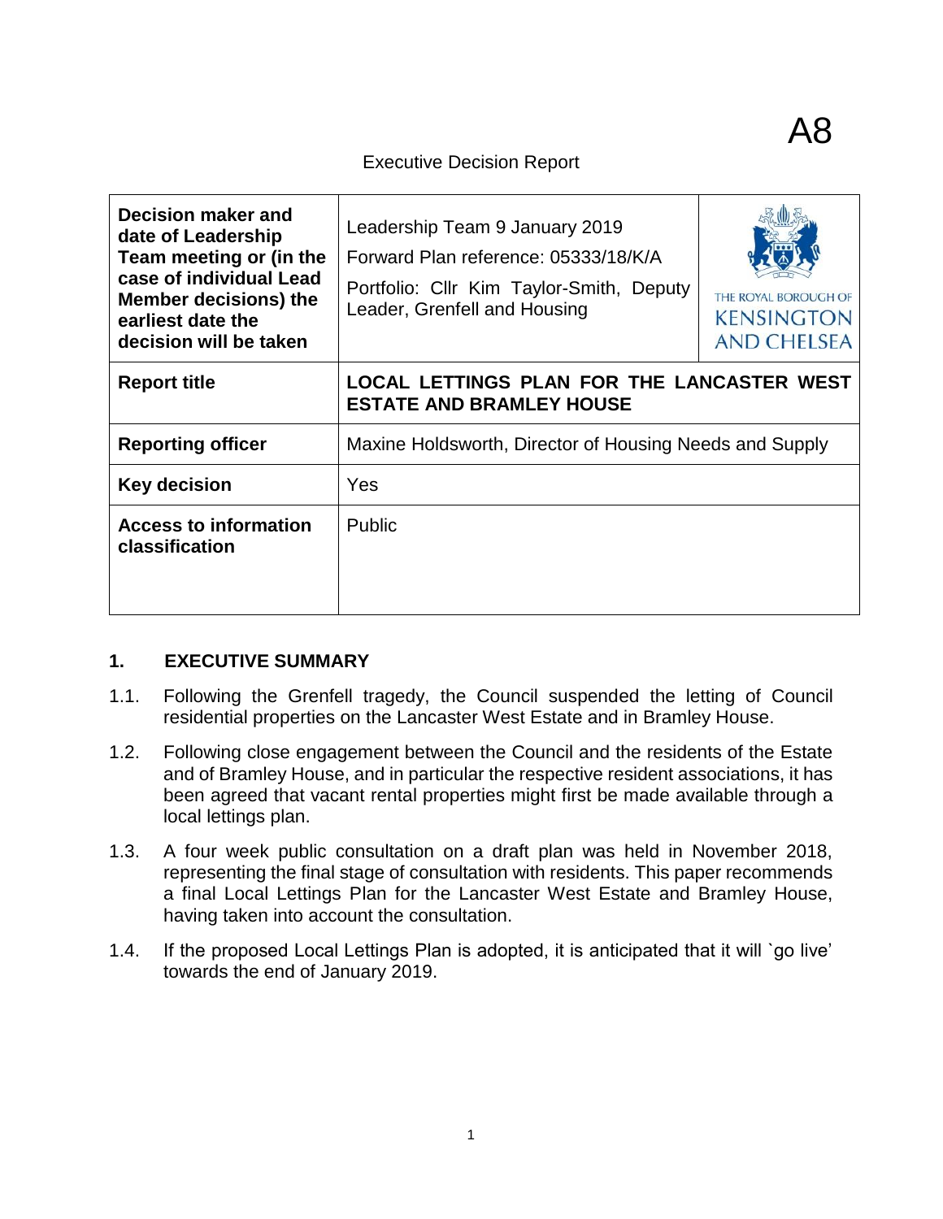A8

Executive Decision Report

| Decision maker and date of Leadership Team meeting or (in the case of individual Lead Member decisions) the earliest date the decision will be taken | Leadership Team 9 January 2019<br>Forward Plan reference: 05333/18/K/A<br>Portfolio: Cllr Kim Taylor-Smith, Deputy Leader, Grenfell and Housing | THE ROYAL BOROUGH OF KENSINGTON AND CHELSEA |
|---|---|---|
| **Report title** | **LOCAL LETTINGS PLAN FOR THE LANCASTER WEST ESTATE AND BRAMLEY HOUSE** | |
| **Reporting officer** | Maxine Holdsworth, Director of Housing Needs and Supply | |
| **Key decision** | Yes | |
| **Access to information classification** | Public | |

## 1. EXECUTIVE SUMMARY

1.1. Following the Grenfell tragedy, the Council suspended the letting of Council residential properties on the Lancaster West Estate and in Bramley House.

1.2. Following close engagement between the Council and the residents of the Estate and of Bramley House, and in particular the respective resident associations, it has been agreed that vacant rental properties might first be made available through a local lettings plan.

1.3. A four week public consultation on a draft plan was held in November 2018, representing the final stage of consultation with residents. This paper recommends a final Local Lettings Plan for the Lancaster West Estate and Bramley House, having taken into account the consultation.

1.4. If the proposed Local Lettings Plan is adopted, it is anticipated that it will `go live' towards the end of January 2019.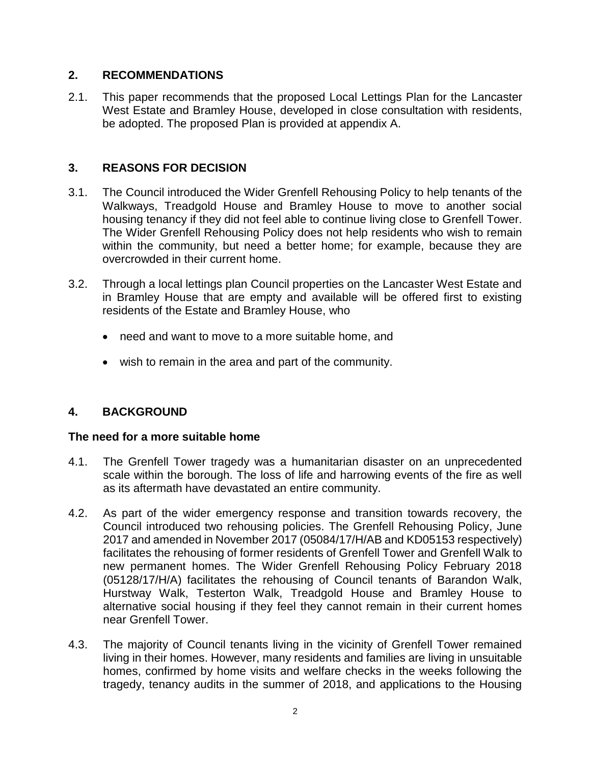## 2. RECOMMENDATIONS

2.1. This paper recommends that the proposed Local Lettings Plan for the Lancaster West Estate and Bramley House, developed in close consultation with residents, be adopted. The proposed Plan is provided at appendix A.

## 3. REASONS FOR DECISION

3.1. The Council introduced the Wider Grenfell Rehousing Policy to help tenants of the Walkways, Treadgold House and Bramley House to move to another social housing tenancy if they did not feel able to continue living close to Grenfell Tower. The Wider Grenfell Rehousing Policy does not help residents who wish to remain within the community, but need a better home; for example, because they are overcrowded in their current home.

3.2. Through a local lettings plan Council properties on the Lancaster West Estate and in Bramley House that are empty and available will be offered first to existing residents of the Estate and Bramley House, who

- need and want to move to a more suitable home, and
- wish to remain in the area and part of the community.

## 4. BACKGROUND

### The need for a more suitable home

4.1. The Grenfell Tower tragedy was a humanitarian disaster on an unprecedented scale within the borough. The loss of life and harrowing events of the fire as well as its aftermath have devastated an entire community.

4.2. As part of the wider emergency response and transition towards recovery, the Council introduced two rehousing policies. The Grenfell Rehousing Policy, June 2017 and amended in November 2017 (05084/17/H/AB and KD05153 respectively) facilitates the rehousing of former residents of Grenfell Tower and Grenfell Walk to new permanent homes. The Wider Grenfell Rehousing Policy February 2018 (05128/17/H/A) facilitates the rehousing of Council tenants of Barandon Walk, Hurstway Walk, Testerton Walk, Treadgold House and Bramley House to alternative social housing if they feel they cannot remain in their current homes near Grenfell Tower.

4.3. The majority of Council tenants living in the vicinity of Grenfell Tower remained living in their homes. However, many residents and families are living in unsuitable homes, confirmed by home visits and welfare checks in the weeks following the tragedy, tenancy audits in the summer of 2018, and applications to the Housing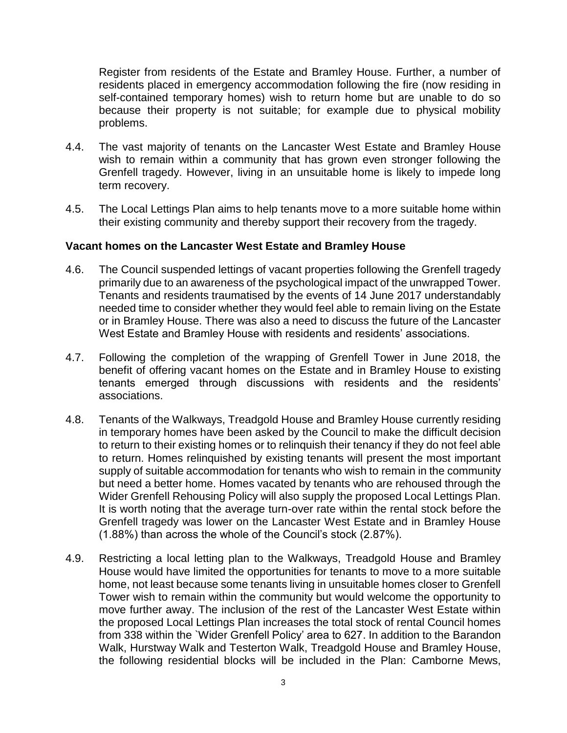Register from residents of the Estate and Bramley House. Further, a number of residents placed in emergency accommodation following the fire (now residing in self-contained temporary homes) wish to return home but are unable to do so because their property is not suitable; for example due to physical mobility problems.

4.4. The vast majority of tenants on the Lancaster West Estate and Bramley House wish to remain within a community that has grown even stronger following the Grenfell tragedy. However, living in an unsuitable home is likely to impede long term recovery.

4.5. The Local Lettings Plan aims to help tenants move to a more suitable home within their existing community and thereby support their recovery from the tragedy.

**Vacant homes on the Lancaster West Estate and Bramley House**

4.6. The Council suspended lettings of vacant properties following the Grenfell tragedy primarily due to an awareness of the psychological impact of the unwrapped Tower. Tenants and residents traumatised by the events of 14 June 2017 understandably needed time to consider whether they would feel able to remain living on the Estate or in Bramley House. There was also a need to discuss the future of the Lancaster West Estate and Bramley House with residents and residents' associations.

4.7. Following the completion of the wrapping of Grenfell Tower in June 2018, the benefit of offering vacant homes on the Estate and in Bramley House to existing tenants emerged through discussions with residents and the residents' associations.

4.8. Tenants of the Walkways, Treadgold House and Bramley House currently residing in temporary homes have been asked by the Council to make the difficult decision to return to their existing homes or to relinquish their tenancy if they do not feel able to return. Homes relinquished by existing tenants will present the most important supply of suitable accommodation for tenants who wish to remain in the community but need a better home. Homes vacated by tenants who are rehoused through the Wider Grenfell Rehousing Policy will also supply the proposed Local Lettings Plan. It is worth noting that the average turn-over rate within the rental stock before the Grenfell tragedy was lower on the Lancaster West Estate and in Bramley House (1.88%) than across the whole of the Council's stock (2.87%).

4.9. Restricting a local letting plan to the Walkways, Treadgold House and Bramley House would have limited the opportunities for tenants to move to a more suitable home, not least because some tenants living in unsuitable homes closer to Grenfell Tower wish to remain within the community but would welcome the opportunity to move further away. The inclusion of the rest of the Lancaster West Estate within the proposed Local Lettings Plan increases the total stock of rental Council homes from 338 within the `Wider Grenfell Policy' area to 627. In addition to the Barandon Walk, Hurstway Walk and Testerton Walk, Treadgold House and Bramley House, the following residential blocks will be included in the Plan: Camborne Mews,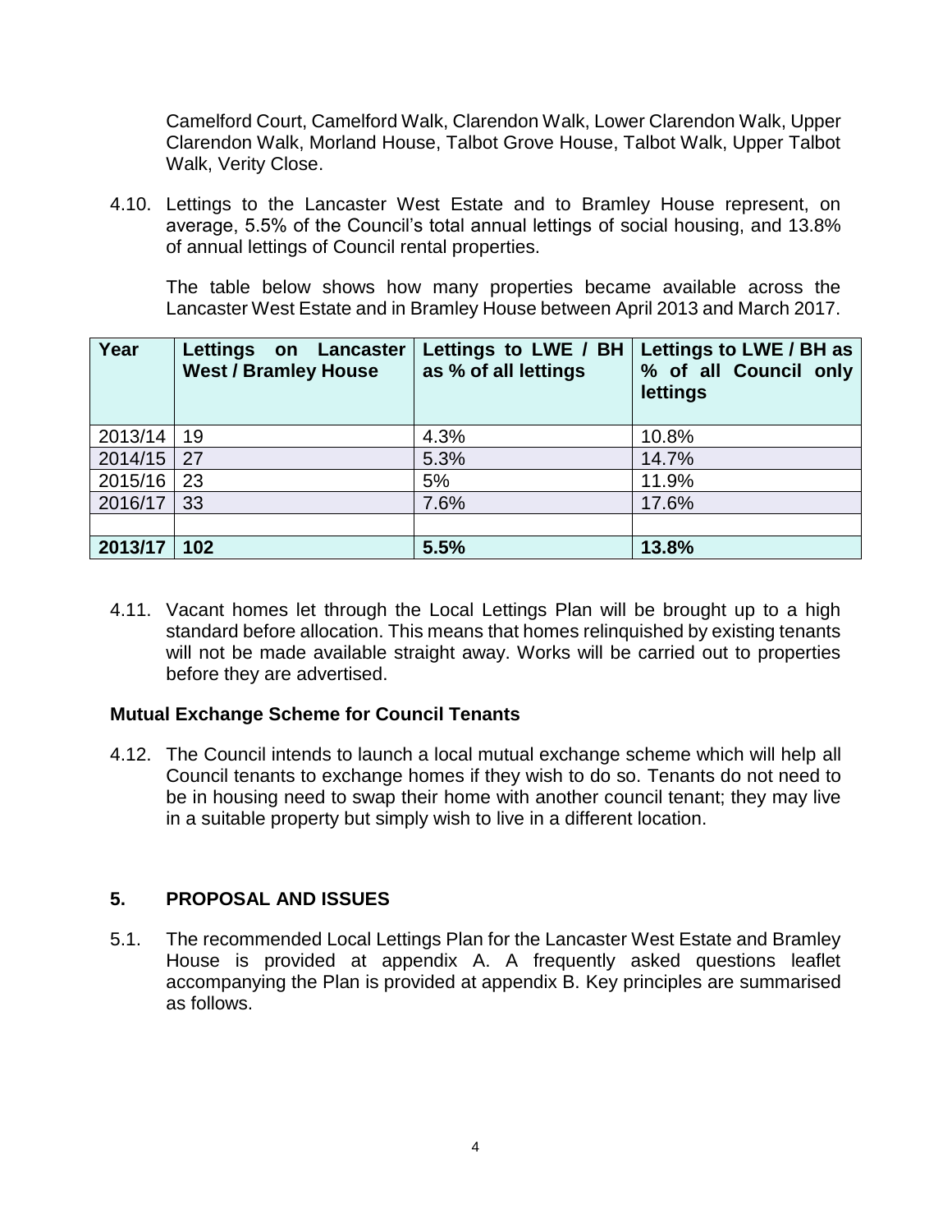Camelford Court, Camelford Walk, Clarendon Walk, Lower Clarendon Walk, Upper Clarendon Walk, Morland House, Talbot Grove House, Talbot Walk, Upper Talbot Walk, Verity Close.

4.10. Lettings to the Lancaster West Estate and to Bramley House represent, on average, 5.5% of the Council's total annual lettings of social housing, and 13.8% of annual lettings of Council rental properties.

The table below shows how many properties became available across the Lancaster West Estate and in Bramley House between April 2013 and March 2017.

| Year | Lettings on Lancaster West / Bramley House | Lettings to LWE / BH as % of all lettings | Lettings to LWE / BH as % of all Council only lettings |
|---|---|---|---|
| 2013/14 | 19 | 4.3% | 10.8% |
| 2014/15 | 27 | 5.3% | 14.7% |
| 2015/16 | 23 | 5% | 11.9% |
| 2016/17 | 33 | 7.6% | 17.6% |
| | | | |
| **2013/17** | **102** | **5.5%** | **13.8%** |

4.11. Vacant homes let through the Local Lettings Plan will be brought up to a high standard before allocation. This means that homes relinquished by existing tenants will not be made available straight away. Works will be carried out to properties before they are advertised.

**Mutual Exchange Scheme for Council Tenants**

4.12. The Council intends to launch a local mutual exchange scheme which will help all Council tenants to exchange homes if they wish to do so. Tenants do not need to be in housing need to swap their home with another council tenant; they may live in a suitable property but simply wish to live in a different location.

## 5. PROPOSAL AND ISSUES

5.1. The recommended Local Lettings Plan for the Lancaster West Estate and Bramley House is provided at appendix A. A frequently asked questions leaflet accompanying the Plan is provided at appendix B. Key principles are summarised as follows.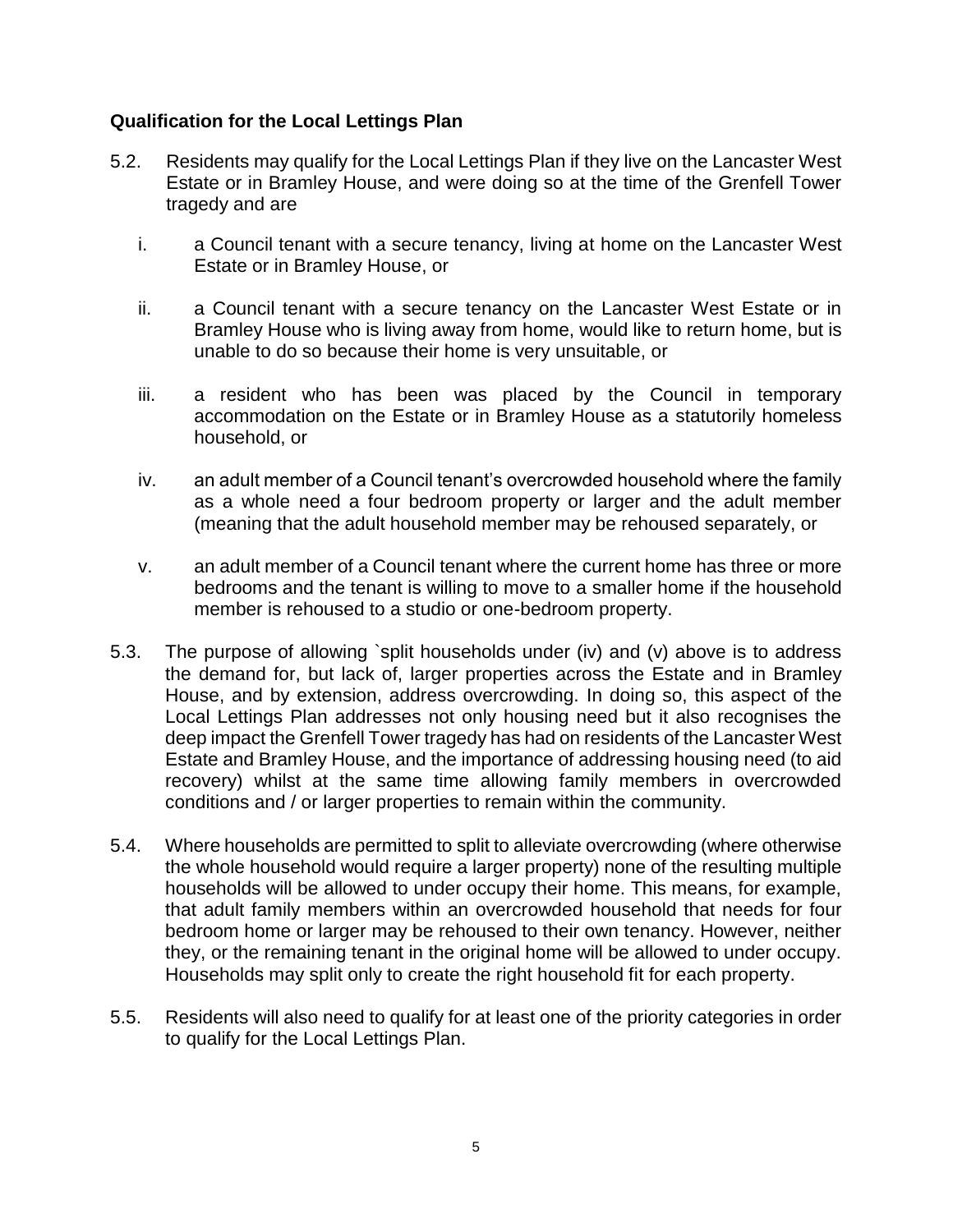**Qualification for the Local Lettings Plan**

5.2. Residents may qualify for the Local Lettings Plan if they live on the Lancaster West Estate or in Bramley House, and were doing so at the time of the Grenfell Tower tragedy and are

i. a Council tenant with a secure tenancy, living at home on the Lancaster West Estate or in Bramley House, or

ii. a Council tenant with a secure tenancy on the Lancaster West Estate or in Bramley House who is living away from home, would like to return home, but is unable to do so because their home is very unsuitable, or

iii. a resident who has been was placed by the Council in temporary accommodation on the Estate or in Bramley House as a statutorily homeless household, or

iv. an adult member of a Council tenant's overcrowded household where the family as a whole need a four bedroom property or larger and the adult member (meaning that the adult household member may be rehoused separately, or

v. an adult member of a Council tenant where the current home has three or more bedrooms and the tenant is willing to move to a smaller home if the household member is rehoused to a studio or one-bedroom property.

5.3. The purpose of allowing `split households under (iv) and (v) above is to address the demand for, but lack of, larger properties across the Estate and in Bramley House, and by extension, address overcrowding. In doing so, this aspect of the Local Lettings Plan addresses not only housing need but it also recognises the deep impact the Grenfell Tower tragedy has had on residents of the Lancaster West Estate and Bramley House, and the importance of addressing housing need (to aid recovery) whilst at the same time allowing family members in overcrowded conditions and / or larger properties to remain within the community.

5.4. Where households are permitted to split to alleviate overcrowding (where otherwise the whole household would require a larger property) none of the resulting multiple households will be allowed to under occupy their home. This means, for example, that adult family members within an overcrowded household that needs for four bedroom home or larger may be rehoused to their own tenancy. However, neither they, or the remaining tenant in the original home will be allowed to under occupy. Households may split only to create the right household fit for each property.

5.5. Residents will also need to qualify for at least one of the priority categories in order to qualify for the Local Lettings Plan.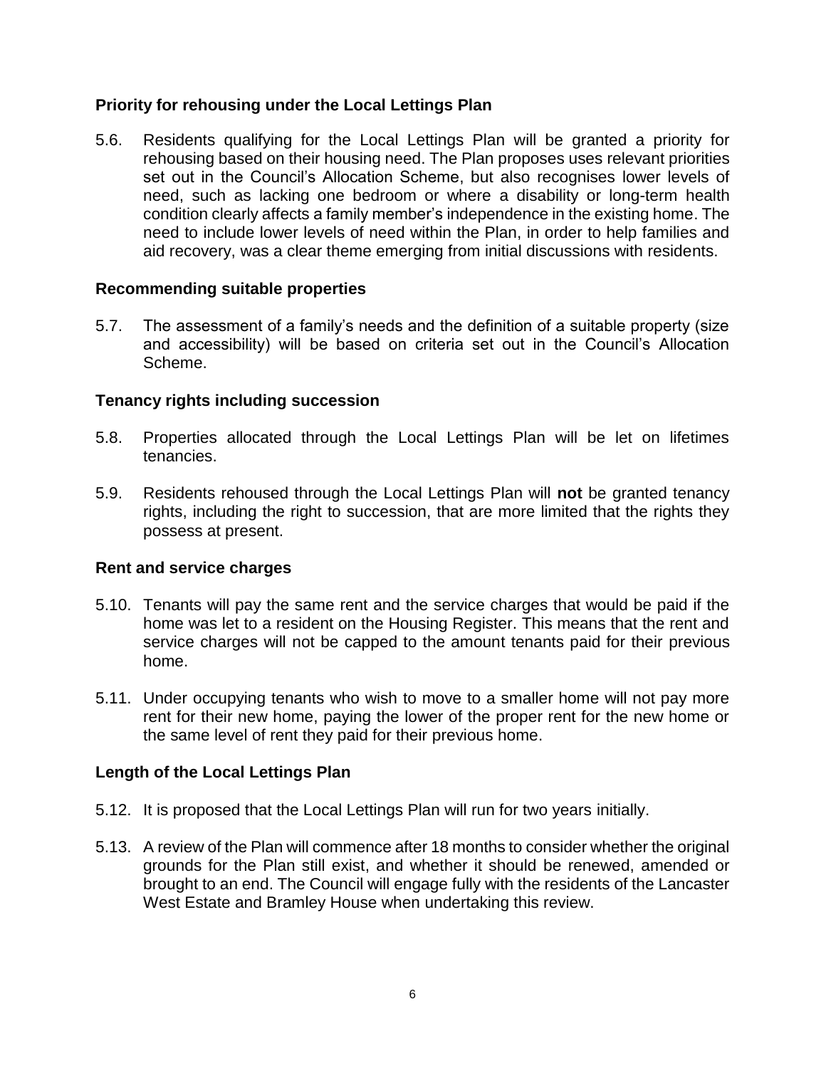### Priority for rehousing under the Local Lettings Plan

5.6. Residents qualifying for the Local Lettings Plan will be granted a priority for rehousing based on their housing need. The Plan proposes uses relevant priorities set out in the Council's Allocation Scheme, but also recognises lower levels of need, such as lacking one bedroom or where a disability or long-term health condition clearly affects a family member's independence in the existing home. The need to include lower levels of need within the Plan, in order to help families and aid recovery, was a clear theme emerging from initial discussions with residents.

### Recommending suitable properties

5.7. The assessment of a family's needs and the definition of a suitable property (size and accessibility) will be based on criteria set out in the Council's Allocation Scheme.

### Tenancy rights including succession

5.8. Properties allocated through the Local Lettings Plan will be let on lifetimes tenancies.

5.9. Residents rehoused through the Local Lettings Plan will **not** be granted tenancy rights, including the right to succession, that are more limited that the rights they possess at present.

### Rent and service charges

5.10. Tenants will pay the same rent and the service charges that would be paid if the home was let to a resident on the Housing Register. This means that the rent and service charges will not be capped to the amount tenants paid for their previous home.

5.11. Under occupying tenants who wish to move to a smaller home will not pay more rent for their new home, paying the lower of the proper rent for the new home or the same level of rent they paid for their previous home.

### Length of the Local Lettings Plan

5.12. It is proposed that the Local Lettings Plan will run for two years initially.

5.13. A review of the Plan will commence after 18 months to consider whether the original grounds for the Plan still exist, and whether it should be renewed, amended or brought to an end. The Council will engage fully with the residents of the Lancaster West Estate and Bramley House when undertaking this review.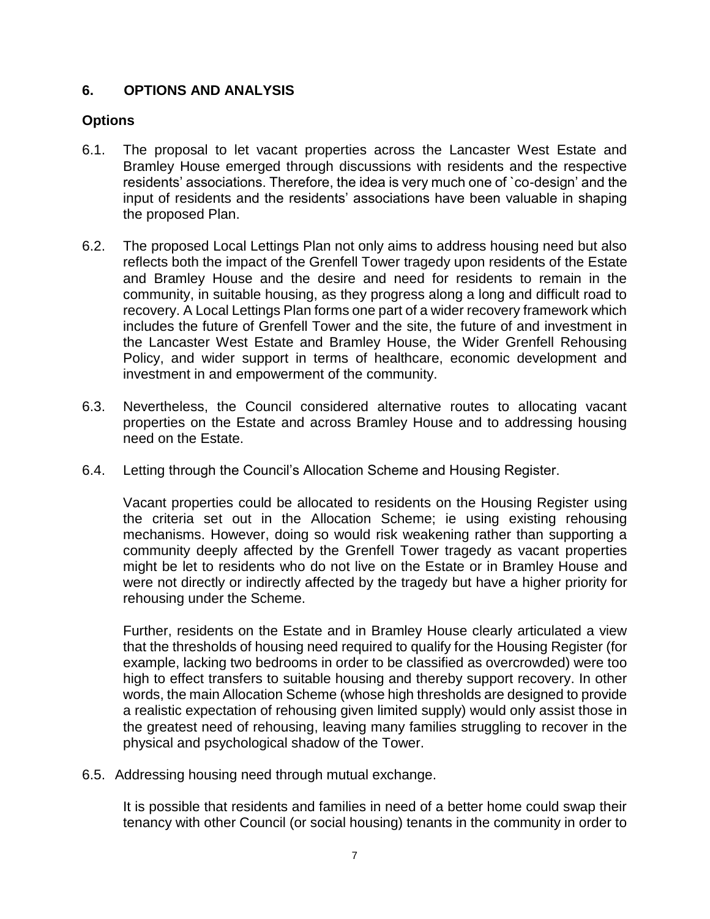## 6. OPTIONS AND ANALYSIS

### Options

6.1. The proposal to let vacant properties across the Lancaster West Estate and Bramley House emerged through discussions with residents and the respective residents' associations. Therefore, the idea is very much one of `co-design' and the input of residents and the residents' associations have been valuable in shaping the proposed Plan.

6.2. The proposed Local Lettings Plan not only aims to address housing need but also reflects both the impact of the Grenfell Tower tragedy upon residents of the Estate and Bramley House and the desire and need for residents to remain in the community, in suitable housing, as they progress along a long and difficult road to recovery. A Local Lettings Plan forms one part of a wider recovery framework which includes the future of Grenfell Tower and the site, the future of and investment in the Lancaster West Estate and Bramley House, the Wider Grenfell Rehousing Policy, and wider support in terms of healthcare, economic development and investment in and empowerment of the community.

6.3. Nevertheless, the Council considered alternative routes to allocating vacant properties on the Estate and across Bramley House and to addressing housing need on the Estate.

6.4. Letting through the Council's Allocation Scheme and Housing Register.

Vacant properties could be allocated to residents on the Housing Register using the criteria set out in the Allocation Scheme; ie using existing rehousing mechanisms. However, doing so would risk weakening rather than supporting a community deeply affected by the Grenfell Tower tragedy as vacant properties might be let to residents who do not live on the Estate or in Bramley House and were not directly or indirectly affected by the tragedy but have a higher priority for rehousing under the Scheme.

Further, residents on the Estate and in Bramley House clearly articulated a view that the thresholds of housing need required to qualify for the Housing Register (for example, lacking two bedrooms in order to be classified as overcrowded) were too high to effect transfers to suitable housing and thereby support recovery. In other words, the main Allocation Scheme (whose high thresholds are designed to provide a realistic expectation of rehousing given limited supply) would only assist those in the greatest need of rehousing, leaving many families struggling to recover in the physical and psychological shadow of the Tower.

6.5. Addressing housing need through mutual exchange.

It is possible that residents and families in need of a better home could swap their tenancy with other Council (or social housing) tenants in the community in order to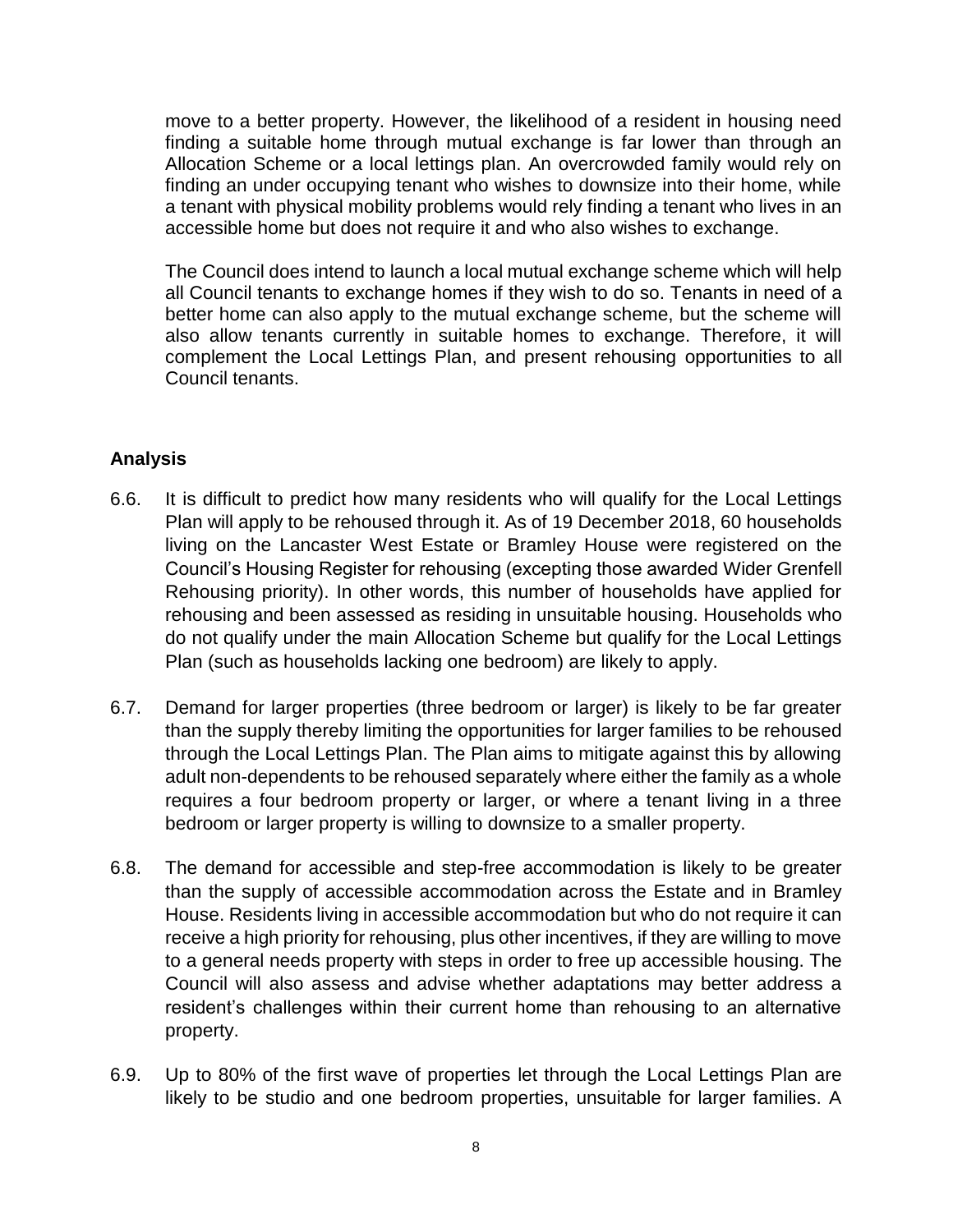move to a better property. However, the likelihood of a resident in housing need finding a suitable home through mutual exchange is far lower than through an Allocation Scheme or a local lettings plan. An overcrowded family would rely on finding an under occupying tenant who wishes to downsize into their home, while a tenant with physical mobility problems would rely finding a tenant who lives in an accessible home but does not require it and who also wishes to exchange.

The Council does intend to launch a local mutual exchange scheme which will help all Council tenants to exchange homes if they wish to do so. Tenants in need of a better home can also apply to the mutual exchange scheme, but the scheme will also allow tenants currently in suitable homes to exchange. Therefore, it will complement the Local Lettings Plan, and present rehousing opportunities to all Council tenants.

**Analysis**

6.6. It is difficult to predict how many residents who will qualify for the Local Lettings Plan will apply to be rehoused through it. As of 19 December 2018, 60 households living on the Lancaster West Estate or Bramley House were registered on the Council's Housing Register for rehousing (excepting those awarded Wider Grenfell Rehousing priority). In other words, this number of households have applied for rehousing and been assessed as residing in unsuitable housing. Households who do not qualify under the main Allocation Scheme but qualify for the Local Lettings Plan (such as households lacking one bedroom) are likely to apply.

6.7. Demand for larger properties (three bedroom or larger) is likely to be far greater than the supply thereby limiting the opportunities for larger families to be rehoused through the Local Lettings Plan. The Plan aims to mitigate against this by allowing adult non-dependents to be rehoused separately where either the family as a whole requires a four bedroom property or larger, or where a tenant living in a three bedroom or larger property is willing to downsize to a smaller property.

6.8. The demand for accessible and step-free accommodation is likely to be greater than the supply of accessible accommodation across the Estate and in Bramley House. Residents living in accessible accommodation but who do not require it can receive a high priority for rehousing, plus other incentives, if they are willing to move to a general needs property with steps in order to free up accessible housing. The Council will also assess and advise whether adaptations may better address a resident's challenges within their current home than rehousing to an alternative property.

6.9. Up to 80% of the first wave of properties let through the Local Lettings Plan are likely to be studio and one bedroom properties, unsuitable for larger families. A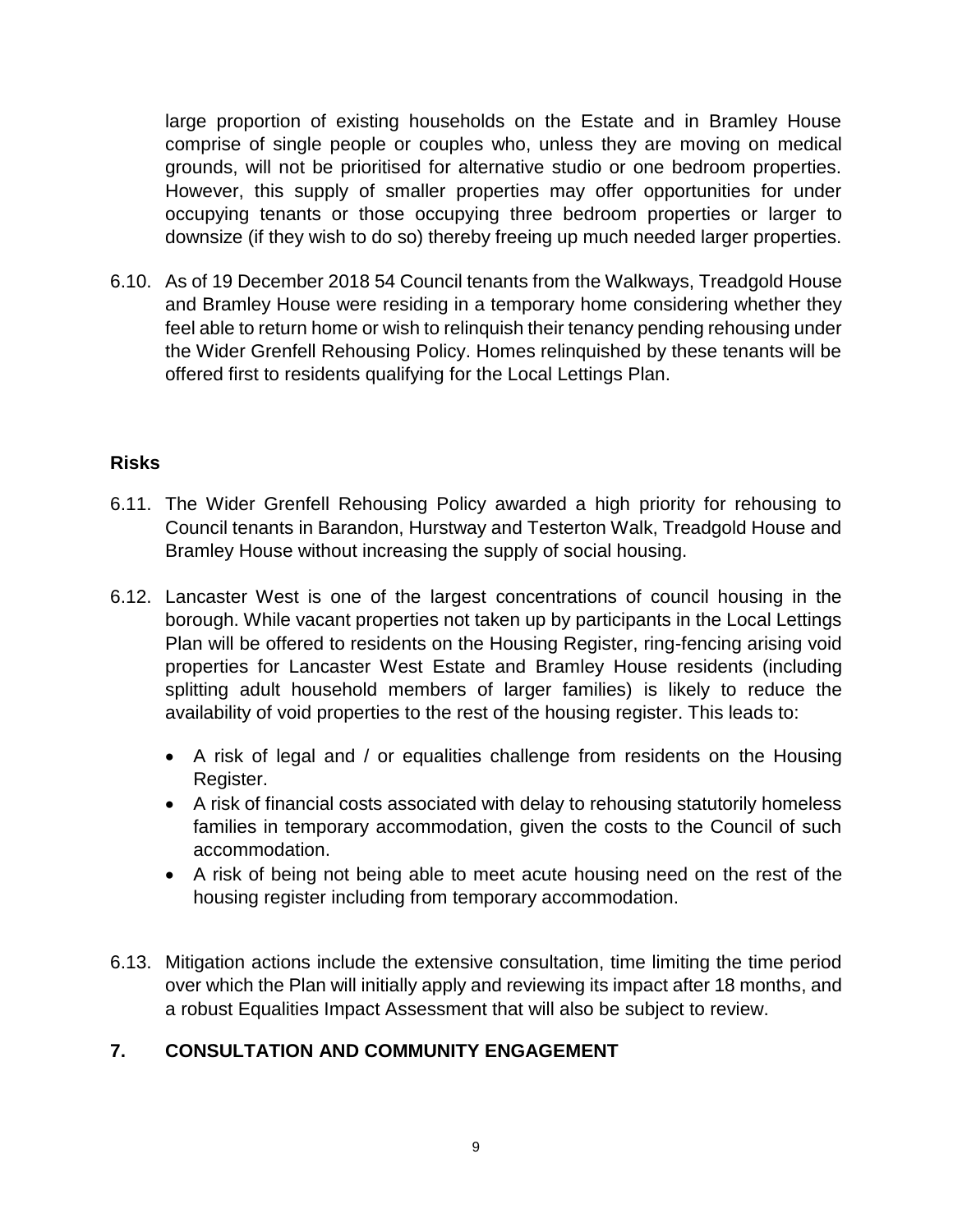large proportion of existing households on the Estate and in Bramley House comprise of single people or couples who, unless they are moving on medical grounds, will not be prioritised for alternative studio or one bedroom properties. However, this supply of smaller properties may offer opportunities for under occupying tenants or those occupying three bedroom properties or larger to downsize (if they wish to do so) thereby freeing up much needed larger properties.

6.10. As of 19 December 2018 54 Council tenants from the Walkways, Treadgold House and Bramley House were residing in a temporary home considering whether they feel able to return home or wish to relinquish their tenancy pending rehousing under the Wider Grenfell Rehousing Policy. Homes relinquished by these tenants will be offered first to residents qualifying for the Local Lettings Plan.

**Risks**

6.11. The Wider Grenfell Rehousing Policy awarded a high priority for rehousing to Council tenants in Barandon, Hurstway and Testerton Walk, Treadgold House and Bramley House without increasing the supply of social housing.

6.12. Lancaster West is one of the largest concentrations of council housing in the borough. While vacant properties not taken up by participants in the Local Lettings Plan will be offered to residents on the Housing Register, ring-fencing arising void properties for Lancaster West Estate and Bramley House residents (including splitting adult household members of larger families) is likely to reduce the availability of void properties to the rest of the housing register. This leads to:

- A risk of legal and / or equalities challenge from residents on the Housing Register.
- A risk of financial costs associated with delay to rehousing statutorily homeless families in temporary accommodation, given the costs to the Council of such accommodation.
- A risk of being not being able to meet acute housing need on the rest of the housing register including from temporary accommodation.

6.13. Mitigation actions include the extensive consultation, time limiting the time period over which the Plan will initially apply and reviewing its impact after 18 months, and a robust Equalities Impact Assessment that will also be subject to review.

## 7. CONSULTATION AND COMMUNITY ENGAGEMENT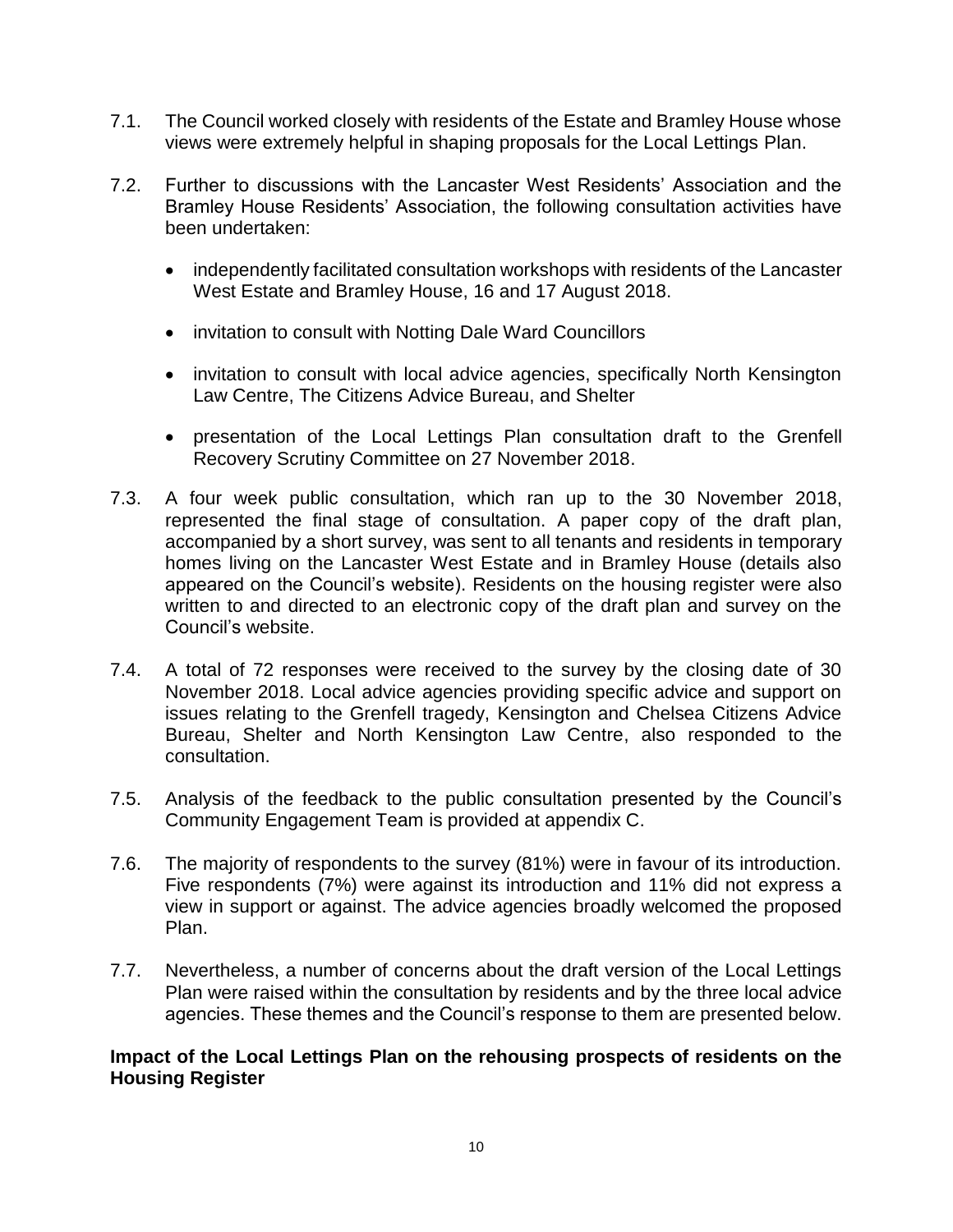7.1. The Council worked closely with residents of the Estate and Bramley House whose views were extremely helpful in shaping proposals for the Local Lettings Plan.

7.2. Further to discussions with the Lancaster West Residents' Association and the Bramley House Residents' Association, the following consultation activities have been undertaken:

- independently facilitated consultation workshops with residents of the Lancaster West Estate and Bramley House, 16 and 17 August 2018.
- invitation to consult with Notting Dale Ward Councillors
- invitation to consult with local advice agencies, specifically North Kensington Law Centre, The Citizens Advice Bureau, and Shelter
- presentation of the Local Lettings Plan consultation draft to the Grenfell Recovery Scrutiny Committee on 27 November 2018.

7.3. A four week public consultation, which ran up to the 30 November 2018, represented the final stage of consultation. A paper copy of the draft plan, accompanied by a short survey, was sent to all tenants and residents in temporary homes living on the Lancaster West Estate and in Bramley House (details also appeared on the Council's website). Residents on the housing register were also written to and directed to an electronic copy of the draft plan and survey on the Council's website.

7.4. A total of 72 responses were received to the survey by the closing date of 30 November 2018. Local advice agencies providing specific advice and support on issues relating to the Grenfell tragedy, Kensington and Chelsea Citizens Advice Bureau, Shelter and North Kensington Law Centre, also responded to the consultation.

7.5. Analysis of the feedback to the public consultation presented by the Council's Community Engagement Team is provided at appendix C.

7.6. The majority of respondents to the survey (81%) were in favour of its introduction. Five respondents (7%) were against its introduction and 11% did not express a view in support or against. The advice agencies broadly welcomed the proposed Plan.

7.7. Nevertheless, a number of concerns about the draft version of the Local Lettings Plan were raised within the consultation by residents and by the three local advice agencies. These themes and the Council's response to them are presented below.

**Impact of the Local Lettings Plan on the rehousing prospects of residents on the Housing Register**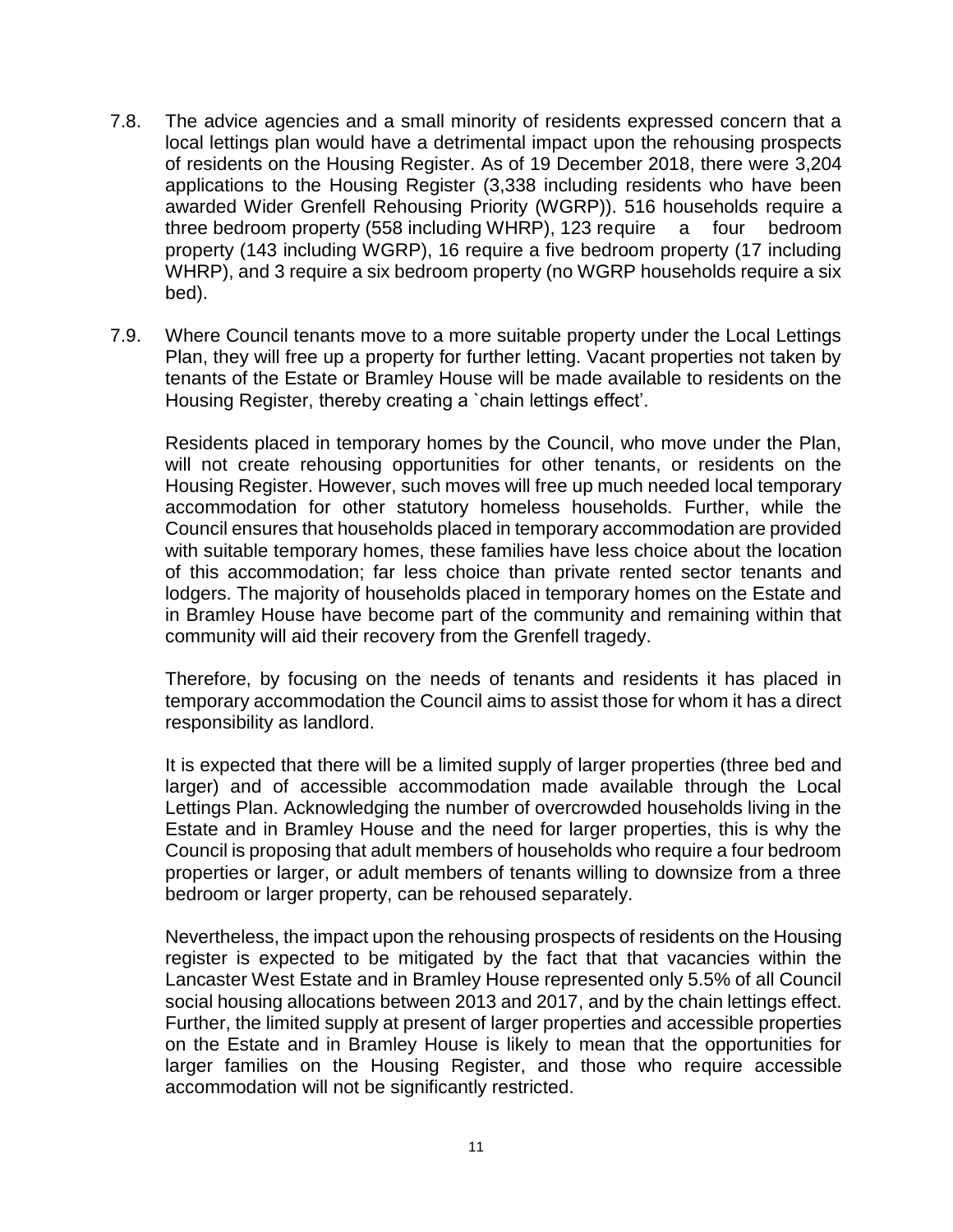7.8. The advice agencies and a small minority of residents expressed concern that a local lettings plan would have a detrimental impact upon the rehousing prospects of residents on the Housing Register. As of 19 December 2018, there were 3,204 applications to the Housing Register (3,338 including residents who have been awarded Wider Grenfell Rehousing Priority (WGRP)). 516 households require a three bedroom property (558 including WHRP), 123 require a four bedroom property (143 including WGRP), 16 require a five bedroom property (17 including WHRP), and 3 require a six bedroom property (no WGRP households require a six bed).

7.9. Where Council tenants move to a more suitable property under the Local Lettings Plan, they will free up a property for further letting. Vacant properties not taken by tenants of the Estate or Bramley House will be made available to residents on the Housing Register, thereby creating a `chain lettings effect'.

Residents placed in temporary homes by the Council, who move under the Plan, will not create rehousing opportunities for other tenants, or residents on the Housing Register. However, such moves will free up much needed local temporary accommodation for other statutory homeless households. Further, while the Council ensures that households placed in temporary accommodation are provided with suitable temporary homes, these families have less choice about the location of this accommodation; far less choice than private rented sector tenants and lodgers. The majority of households placed in temporary homes on the Estate and in Bramley House have become part of the community and remaining within that community will aid their recovery from the Grenfell tragedy.

Therefore, by focusing on the needs of tenants and residents it has placed in temporary accommodation the Council aims to assist those for whom it has a direct responsibility as landlord.

It is expected that there will be a limited supply of larger properties (three bed and larger) and of accessible accommodation made available through the Local Lettings Plan. Acknowledging the number of overcrowded households living in the Estate and in Bramley House and the need for larger properties, this is why the Council is proposing that adult members of households who require a four bedroom properties or larger, or adult members of tenants willing to downsize from a three bedroom or larger property, can be rehoused separately.

Nevertheless, the impact upon the rehousing prospects of residents on the Housing register is expected to be mitigated by the fact that that vacancies within the Lancaster West Estate and in Bramley House represented only 5.5% of all Council social housing allocations between 2013 and 2017, and by the chain lettings effect. Further, the limited supply at present of larger properties and accessible properties on the Estate and in Bramley House is likely to mean that the opportunities for larger families on the Housing Register, and those who require accessible accommodation will not be significantly restricted.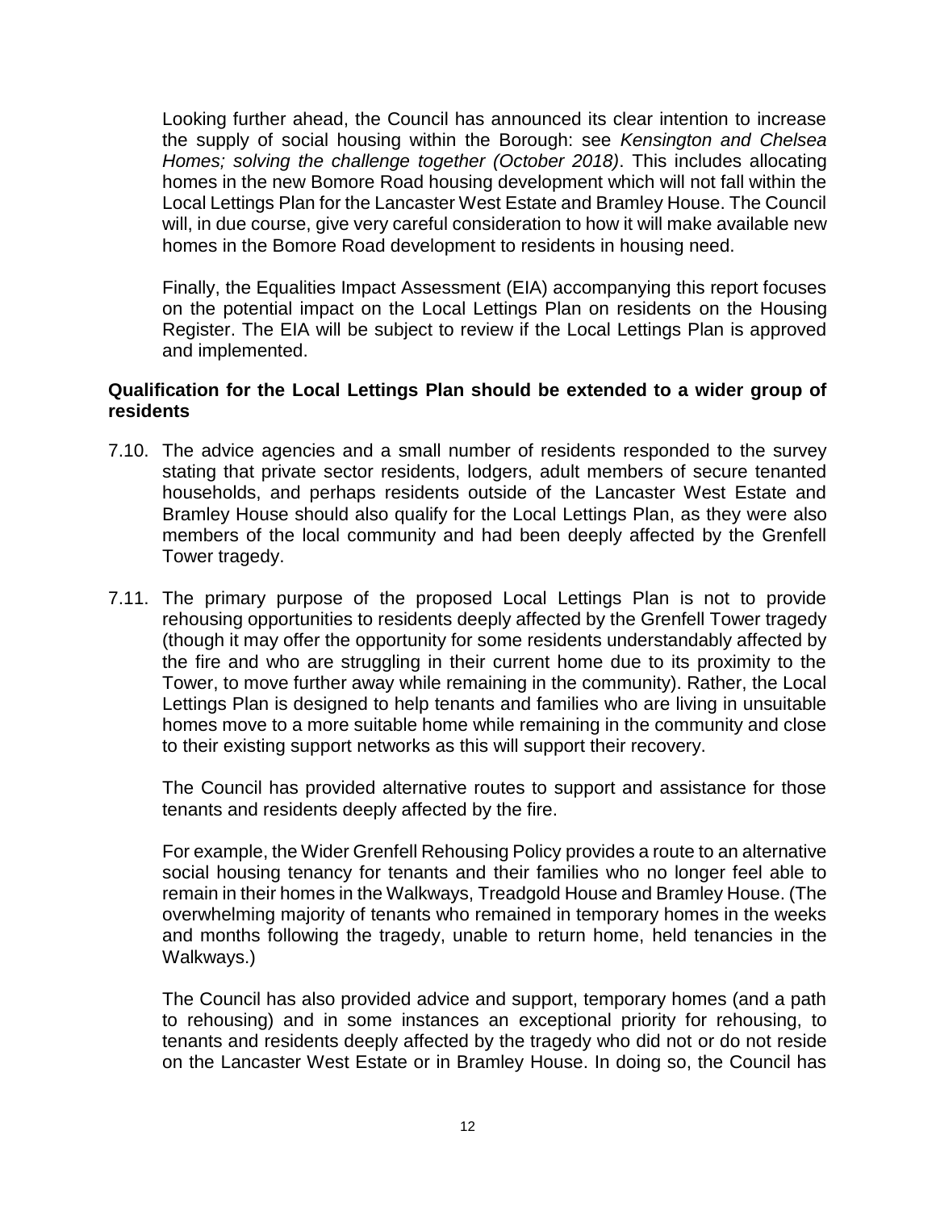Looking further ahead, the Council has announced its clear intention to increase the supply of social housing within the Borough: see *Kensington and Chelsea Homes; solving the challenge together (October 2018)*. This includes allocating homes in the new Bomore Road housing development which will not fall within the Local Lettings Plan for the Lancaster West Estate and Bramley House. The Council will, in due course, give very careful consideration to how it will make available new homes in the Bomore Road development to residents in housing need.

Finally, the Equalities Impact Assessment (EIA) accompanying this report focuses on the potential impact on the Local Lettings Plan on residents on the Housing Register. The EIA will be subject to review if the Local Lettings Plan is approved and implemented.

**Qualification for the Local Lettings Plan should be extended to a wider group of residents**

7.10. The advice agencies and a small number of residents responded to the survey stating that private sector residents, lodgers, adult members of secure tenanted households, and perhaps residents outside of the Lancaster West Estate and Bramley House should also qualify for the Local Lettings Plan, as they were also members of the local community and had been deeply affected by the Grenfell Tower tragedy.

7.11. The primary purpose of the proposed Local Lettings Plan is not to provide rehousing opportunities to residents deeply affected by the Grenfell Tower tragedy (though it may offer the opportunity for some residents understandably affected by the fire and who are struggling in their current home due to its proximity to the Tower, to move further away while remaining in the community). Rather, the Local Lettings Plan is designed to help tenants and families who are living in unsuitable homes move to a more suitable home while remaining in the community and close to their existing support networks as this will support their recovery.

The Council has provided alternative routes to support and assistance for those tenants and residents deeply affected by the fire.

For example, the Wider Grenfell Rehousing Policy provides a route to an alternative social housing tenancy for tenants and their families who no longer feel able to remain in their homes in the Walkways, Treadgold House and Bramley House. (The overwhelming majority of tenants who remained in temporary homes in the weeks and months following the tragedy, unable to return home, held tenancies in the Walkways.)

The Council has also provided advice and support, temporary homes (and a path to rehousing) and in some instances an exceptional priority for rehousing, to tenants and residents deeply affected by the tragedy who did not or do not reside on the Lancaster West Estate or in Bramley House. In doing so, the Council has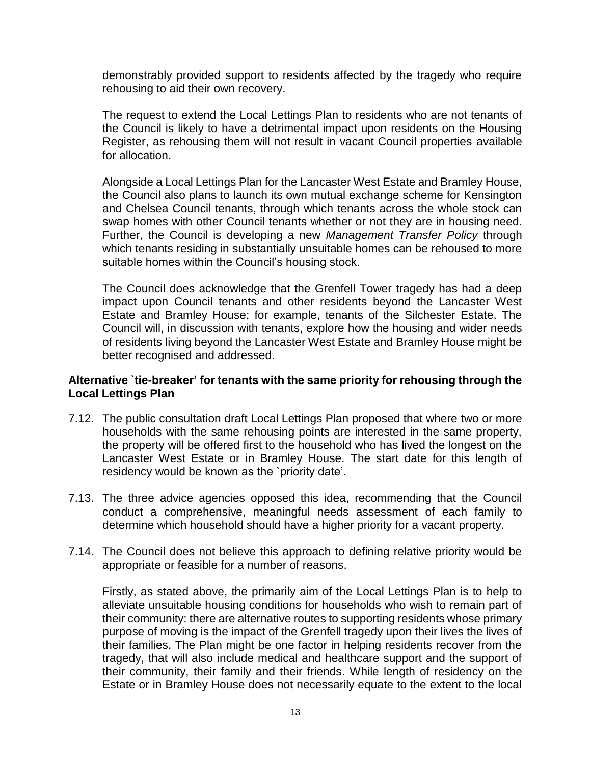demonstrably provided support to residents affected by the tragedy who require rehousing to aid their own recovery.

The request to extend the Local Lettings Plan to residents who are not tenants of the Council is likely to have a detrimental impact upon residents on the Housing Register, as rehousing them will not result in vacant Council properties available for allocation.

Alongside a Local Lettings Plan for the Lancaster West Estate and Bramley House, the Council also plans to launch its own mutual exchange scheme for Kensington and Chelsea Council tenants, through which tenants across the whole stock can swap homes with other Council tenants whether or not they are in housing need. Further, the Council is developing a new *Management Transfer Policy* through which tenants residing in substantially unsuitable homes can be rehoused to more suitable homes within the Council's housing stock.

The Council does acknowledge that the Grenfell Tower tragedy has had a deep impact upon Council tenants and other residents beyond the Lancaster West Estate and Bramley House; for example, tenants of the Silchester Estate. The Council will, in discussion with tenants, explore how the housing and wider needs of residents living beyond the Lancaster West Estate and Bramley House might be better recognised and addressed.

**Alternative `tie-breaker' for tenants with the same priority for rehousing through the Local Lettings Plan**

7.12. The public consultation draft Local Lettings Plan proposed that where two or more households with the same rehousing points are interested in the same property, the property will be offered first to the household who has lived the longest on the Lancaster West Estate or in Bramley House. The start date for this length of residency would be known as the `priority date'.

7.13. The three advice agencies opposed this idea, recommending that the Council conduct a comprehensive, meaningful needs assessment of each family to determine which household should have a higher priority for a vacant property.

7.14. The Council does not believe this approach to defining relative priority would be appropriate or feasible for a number of reasons.

Firstly, as stated above, the primarily aim of the Local Lettings Plan is to help to alleviate unsuitable housing conditions for households who wish to remain part of their community: there are alternative routes to supporting residents whose primary purpose of moving is the impact of the Grenfell tragedy upon their lives the lives of their families. The Plan might be one factor in helping residents recover from the tragedy, that will also include medical and healthcare support and the support of their community, their family and their friends. While length of residency on the Estate or in Bramley House does not necessarily equate to the extent to the local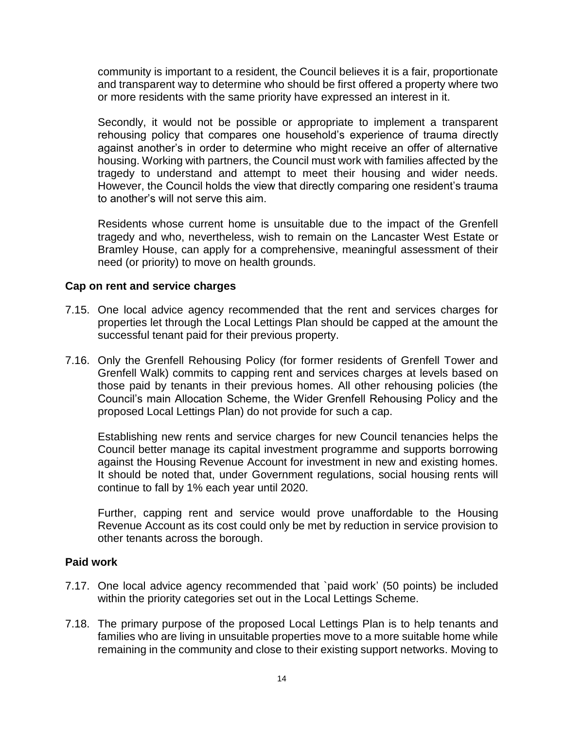community is important to a resident, the Council believes it is a fair, proportionate and transparent way to determine who should be first offered a property where two or more residents with the same priority have expressed an interest in it.

Secondly, it would not be possible or appropriate to implement a transparent rehousing policy that compares one household's experience of trauma directly against another's in order to determine who might receive an offer of alternative housing. Working with partners, the Council must work with families affected by the tragedy to understand and attempt to meet their housing and wider needs. However, the Council holds the view that directly comparing one resident's trauma to another's will not serve this aim.

Residents whose current home is unsuitable due to the impact of the Grenfell tragedy and who, nevertheless, wish to remain on the Lancaster West Estate or Bramley House, can apply for a comprehensive, meaningful assessment of their need (or priority) to move on health grounds.

**Cap on rent and service charges**

7.15. One local advice agency recommended that the rent and services charges for properties let through the Local Lettings Plan should be capped at the amount the successful tenant paid for their previous property.

7.16. Only the Grenfell Rehousing Policy (for former residents of Grenfell Tower and Grenfell Walk) commits to capping rent and services charges at levels based on those paid by tenants in their previous homes. All other rehousing policies (the Council's main Allocation Scheme, the Wider Grenfell Rehousing Policy and the proposed Local Lettings Plan) do not provide for such a cap.

Establishing new rents and service charges for new Council tenancies helps the Council better manage its capital investment programme and supports borrowing against the Housing Revenue Account for investment in new and existing homes. It should be noted that, under Government regulations, social housing rents will continue to fall by 1% each year until 2020.

Further, capping rent and service would prove unaffordable to the Housing Revenue Account as its cost could only be met by reduction in service provision to other tenants across the borough.

**Paid work**

7.17. One local advice agency recommended that `paid work' (50 points) be included within the priority categories set out in the Local Lettings Scheme.

7.18. The primary purpose of the proposed Local Lettings Plan is to help tenants and families who are living in unsuitable properties move to a more suitable home while remaining in the community and close to their existing support networks. Moving to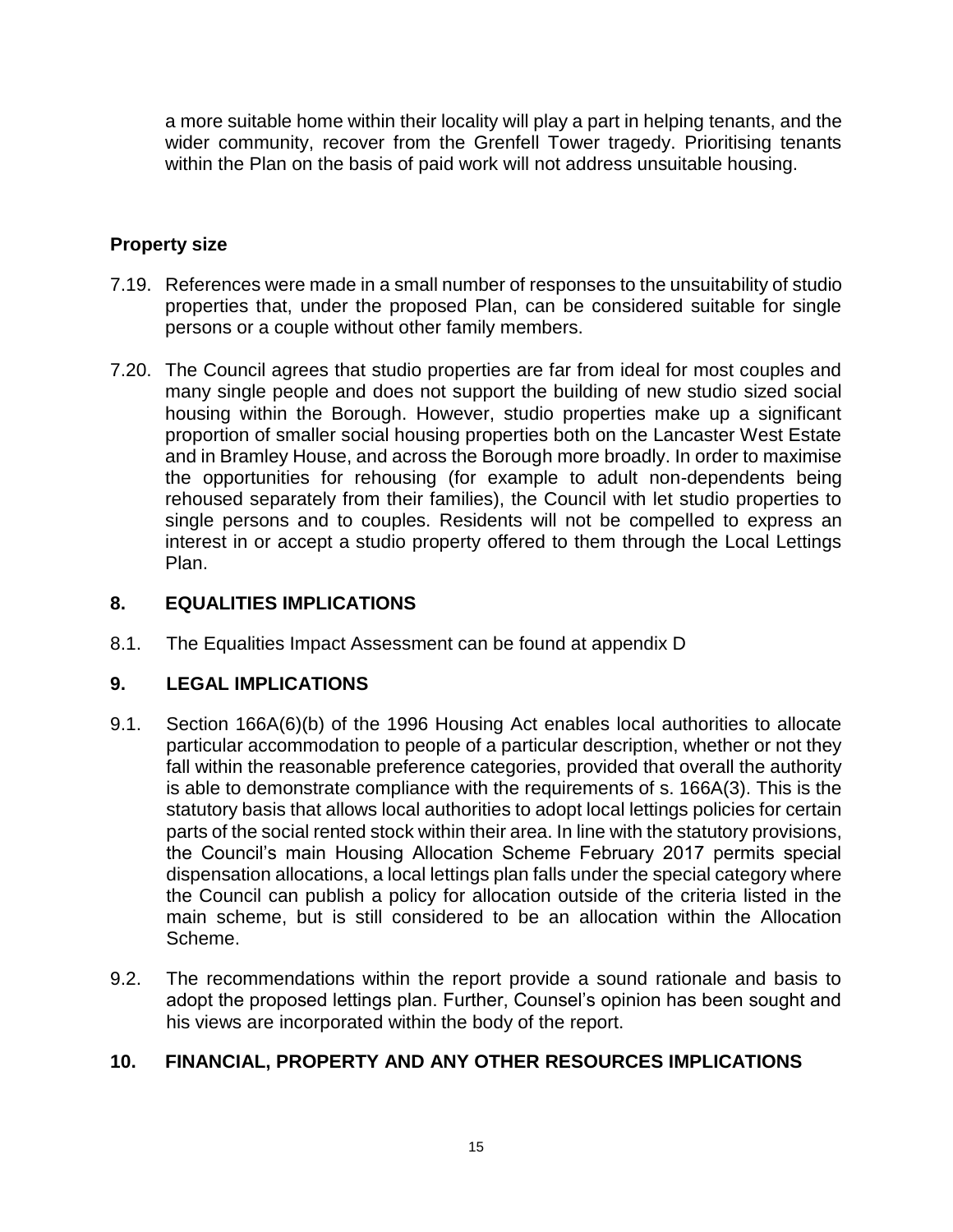a more suitable home within their locality will play a part in helping tenants, and the wider community, recover from the Grenfell Tower tragedy. Prioritising tenants within the Plan on the basis of paid work will not address unsuitable housing.

### Property size

7.19. References were made in a small number of responses to the unsuitability of studio properties that, under the proposed Plan, can be considered suitable for single persons or a couple without other family members.

7.20. The Council agrees that studio properties are far from ideal for most couples and many single people and does not support the building of new studio sized social housing within the Borough. However, studio properties make up a significant proportion of smaller social housing properties both on the Lancaster West Estate and in Bramley House, and across the Borough more broadly. In order to maximise the opportunities for rehousing (for example to adult non-dependents being rehoused separately from their families), the Council with let studio properties to single persons and to couples. Residents will not be compelled to express an interest in or accept a studio property offered to them through the Local Lettings Plan.

## 8. EQUALITIES IMPLICATIONS

8.1. The Equalities Impact Assessment can be found at appendix D

## 9. LEGAL IMPLICATIONS

9.1. Section 166A(6)(b) of the 1996 Housing Act enables local authorities to allocate particular accommodation to people of a particular description, whether or not they fall within the reasonable preference categories, provided that overall the authority is able to demonstrate compliance with the requirements of s. 166A(3). This is the statutory basis that allows local authorities to adopt local lettings policies for certain parts of the social rented stock within their area. In line with the statutory provisions, the Council's main Housing Allocation Scheme February 2017 permits special dispensation allocations, a local lettings plan falls under the special category where the Council can publish a policy for allocation outside of the criteria listed in the main scheme, but is still considered to be an allocation within the Allocation Scheme.

9.2. The recommendations within the report provide a sound rationale and basis to adopt the proposed lettings plan. Further, Counsel's opinion has been sought and his views are incorporated within the body of the report.

## 10. FINANCIAL, PROPERTY AND ANY OTHER RESOURCES IMPLICATIONS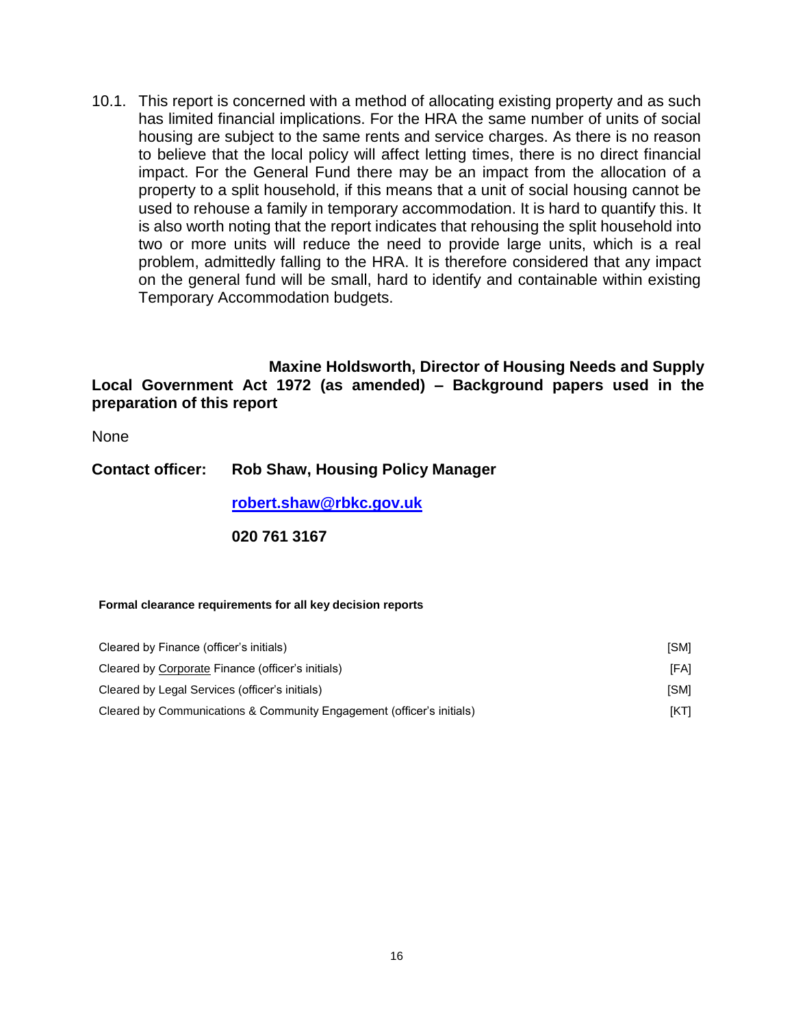10.1. This report is concerned with a method of allocating existing property and as such has limited financial implications. For the HRA the same number of units of social housing are subject to the same rents and service charges. As there is no reason to believe that the local policy will affect letting times, there is no direct financial impact. For the General Fund there may be an impact from the allocation of a property to a split household, if this means that a unit of social housing cannot be used to rehouse a family in temporary accommodation. It is hard to quantify this. It is also worth noting that the report indicates that rehousing the split household into two or more units will reduce the need to provide large units, which is a real problem, admittedly falling to the HRA. It is therefore considered that any impact on the general fund will be small, hard to identify and containable within existing Temporary Accommodation budgets.

**Maxine Holdsworth, Director of Housing Needs and Supply**

**Local Government Act 1972 (as amended) – Background papers used in the preparation of this report**

None

**Contact officer: Rob Shaw, Housing Policy Manager**

**robert.shaw@rbkc.gov.uk**

**020 761 3167**

**Formal clearance requirements for all key decision reports**

| | |
|---|---|
| Cleared by Finance (officer's initials) | [SM] |
| Cleared by Corporate Finance (officer's initials) | [FA] |
| Cleared by Legal Services (officer's initials) | [SM] |
| Cleared by Communications & Community Engagement (officer's initials) | [KT] |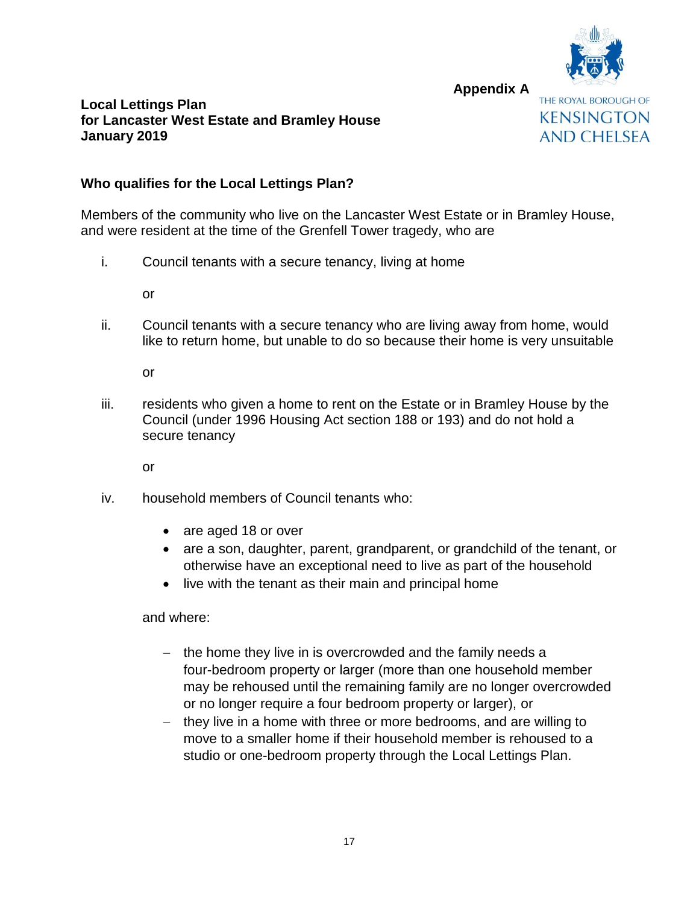**Appendix A**

**THE ROYAL BOROUGH OF KENSINGTON AND CHELSEA**

**Local Lettings Plan**
**for Lancaster West Estate and Bramley House**
**January 2019**

## Who qualifies for the Local Lettings Plan?

Members of the community who live on the Lancaster West Estate or in Bramley House, and were resident at the time of the Grenfell Tower tragedy, who are

i. Council tenants with a secure tenancy, living at home

   or

ii. Council tenants with a secure tenancy who are living away from home, would like to return home, but unable to do so because their home is very unsuitable

   or

iii. residents who given a home to rent on the Estate or in Bramley House by the Council (under 1996 Housing Act section 188 or 193) and do not hold a secure tenancy

   or

iv. household members of Council tenants who:

   - are aged 18 or over
   - are a son, daughter, parent, grandparent, or grandchild of the tenant, or otherwise have an exceptional need to live as part of the household
   - live with the tenant as their main and principal home

   and where:

   - the home they live in is overcrowded and the family needs a four-bedroom property or larger (more than one household member may be rehoused until the remaining family are no longer overcrowded or no longer require a four bedroom property or larger), or
   - they live in a home with three or more bedrooms, and are willing to move to a smaller home if their household member is rehoused to a studio or one-bedroom property through the Local Lettings Plan.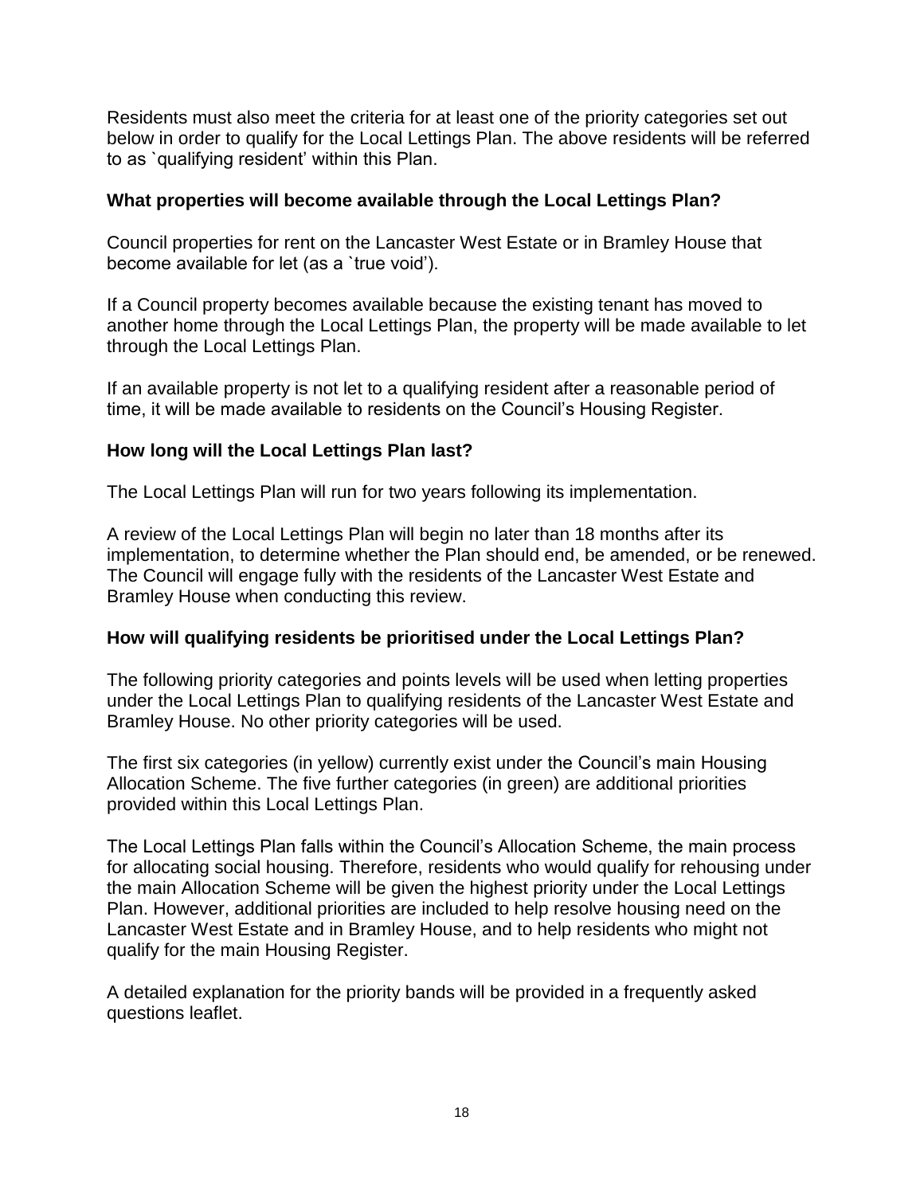Residents must also meet the criteria for at least one of the priority categories set out below in order to qualify for the Local Lettings Plan. The above residents will be referred to as `qualifying resident' within this Plan.

### What properties will become available through the Local Lettings Plan?

Council properties for rent on the Lancaster West Estate or in Bramley House that become available for let (as a `true void').

If a Council property becomes available because the existing tenant has moved to another home through the Local Lettings Plan, the property will be made available to let through the Local Lettings Plan.

If an available property is not let to a qualifying resident after a reasonable period of time, it will be made available to residents on the Council's Housing Register.

### How long will the Local Lettings Plan last?

The Local Lettings Plan will run for two years following its implementation.

A review of the Local Lettings Plan will begin no later than 18 months after its implementation, to determine whether the Plan should end, be amended, or be renewed. The Council will engage fully with the residents of the Lancaster West Estate and Bramley House when conducting this review.

### How will qualifying residents be prioritised under the Local Lettings Plan?

The following priority categories and points levels will be used when letting properties under the Local Lettings Plan to qualifying residents of the Lancaster West Estate and Bramley House. No other priority categories will be used.

The first six categories (in yellow) currently exist under the Council's main Housing Allocation Scheme. The five further categories (in green) are additional priorities provided within this Local Lettings Plan.

The Local Lettings Plan falls within the Council's Allocation Scheme, the main process for allocating social housing. Therefore, residents who would qualify for rehousing under the main Allocation Scheme will be given the highest priority under the Local Lettings Plan. However, additional priorities are included to help resolve housing need on the Lancaster West Estate and in Bramley House, and to help residents who might not qualify for the main Housing Register.

A detailed explanation for the priority bands will be provided in a frequently asked questions leaflet.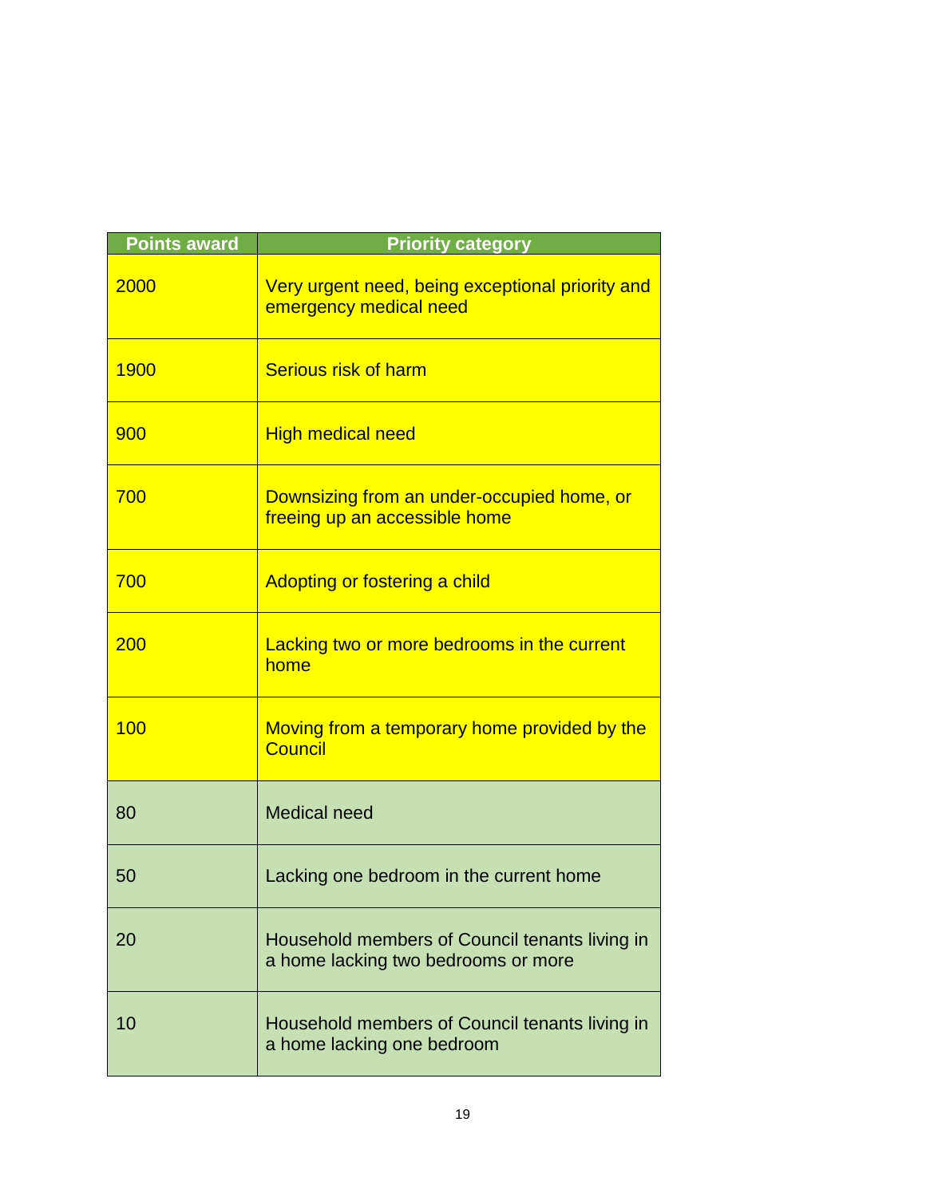| Points award | Priority category |
|---|---|
| 2000 | Very urgent need, being exceptional priority and emergency medical need |
| 1900 | Serious risk of harm |
| 900 | High medical need |
| 700 | Downsizing from an under-occupied home, or freeing up an accessible home |
| 700 | Adopting or fostering a child |
| 200 | Lacking two or more bedrooms in the current home |
| 100 | Moving from a temporary home provided by the Council |
| 80 | Medical need |
| 50 | Lacking one bedroom in the current home |
| 20 | Household members of Council tenants living in a home lacking two bedrooms or more |
| 10 | Household members of Council tenants living in a home lacking one bedroom |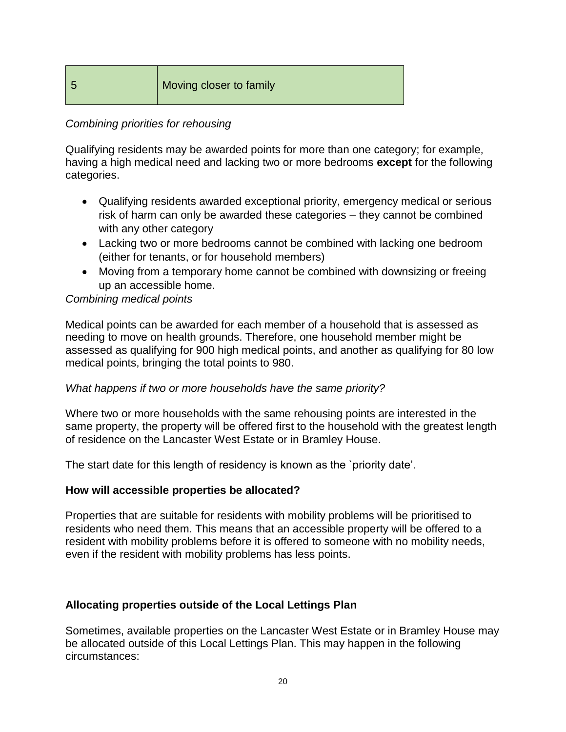| 5 | Moving closer to family |
|---|---|

*Combining priorities for rehousing*

Qualifying residents may be awarded points for more than one category; for example, having a high medical need and lacking two or more bedrooms **except** for the following categories.

- Qualifying residents awarded exceptional priority, emergency medical or serious risk of harm can only be awarded these categories – they cannot be combined with any other category
- Lacking two or more bedrooms cannot be combined with lacking one bedroom (either for tenants, or for household members)
- Moving from a temporary home cannot be combined with downsizing or freeing up an accessible home.

*Combining medical points*

Medical points can be awarded for each member of a household that is assessed as needing to move on health grounds. Therefore, one household member might be assessed as qualifying for 900 high medical points, and another as qualifying for 80 low medical points, bringing the total points to 980.

*What happens if two or more households have the same priority?*

Where two or more households with the same rehousing points are interested in the same property, the property will be offered first to the household with the greatest length of residence on the Lancaster West Estate or in Bramley House.

The start date for this length of residency is known as the `priority date'.

**How will accessible properties be allocated?**

Properties that are suitable for residents with mobility problems will be prioritised to residents who need them. This means that an accessible property will be offered to a resident with mobility problems before it is offered to someone with no mobility needs, even if the resident with mobility problems has less points.

**Allocating properties outside of the Local Lettings Plan**

Sometimes, available properties on the Lancaster West Estate or in Bramley House may be allocated outside of this Local Lettings Plan. This may happen in the following circumstances: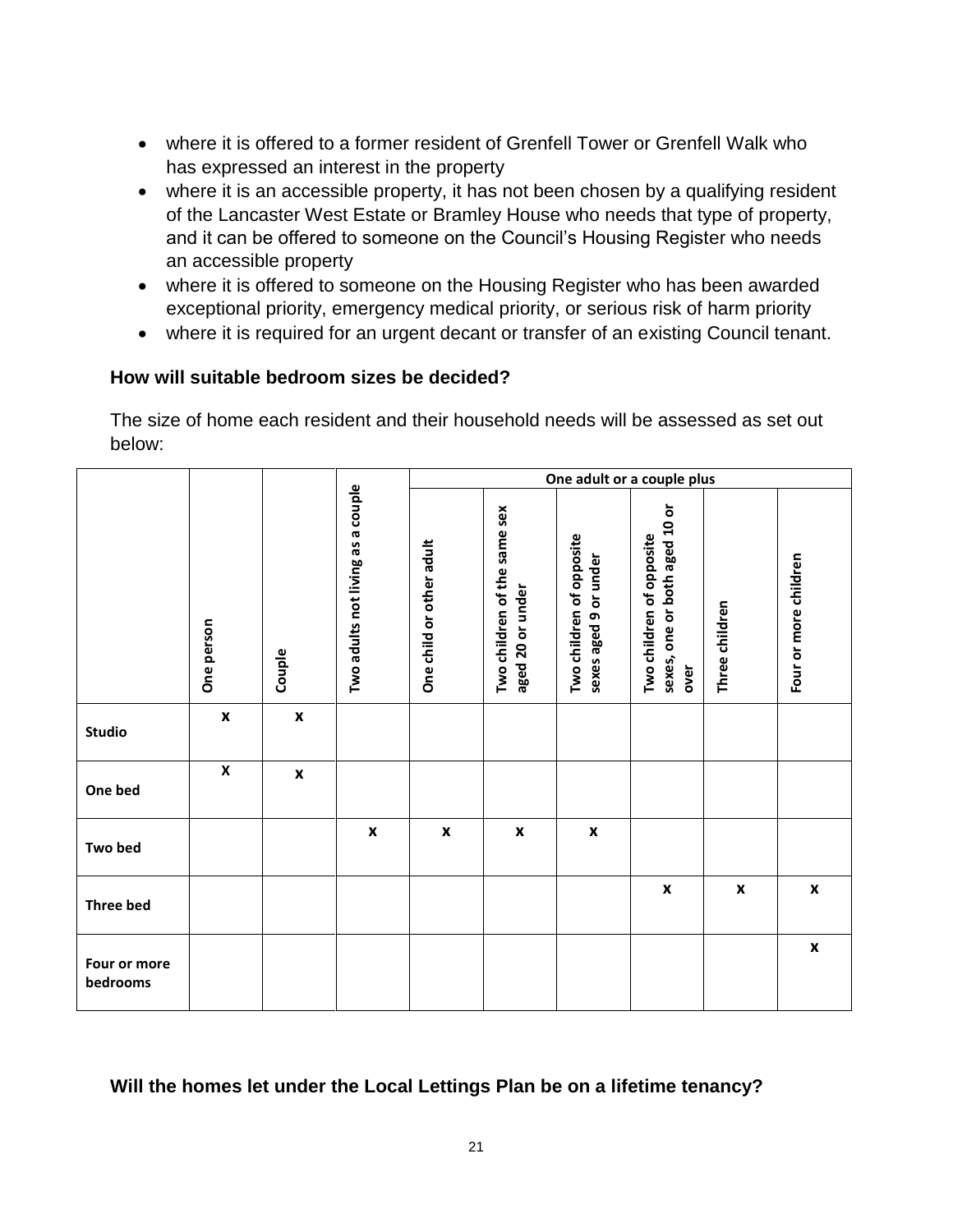- where it is offered to a former resident of Grenfell Tower or Grenfell Walk who has expressed an interest in the property
- where it is an accessible property, it has not been chosen by a qualifying resident of the Lancaster West Estate or Bramley House who needs that type of property, and it can be offered to someone on the Council's Housing Register who needs an accessible property
- where it is offered to someone on the Housing Register who has been awarded exceptional priority, emergency medical priority, or serious risk of harm priority
- where it is required for an urgent decant or transfer of an existing Council tenant.

### How will suitable bedroom sizes be decided?

The size of home each resident and their household needs will be assessed as set out below:

| | | | | One adult or a couple plus | | | | | |
|---|---|---|---|---|---|---|---|---|---|
| | **One person** | **Couple** | **Two adults not living as a couple** | **One child or other adult** | **Two children of the same sex aged 20 or under** | **Two children of opposite sexes aged 9 or under** | **Two children of opposite sexes, one or both aged 10 or over** | **Three children** | **Four or more children** |
| **Studio** | x | x | | | | | | | |
| **One bed** | x | x | | | | | | | |
| **Two bed** | | | x | x | x | x | | | |
| **Three bed** | | | | | | | x | x | x |
| **Four or more bedrooms** | | | | | | | | | x |

### Will the homes let under the Local Lettings Plan be on a lifetime tenancy?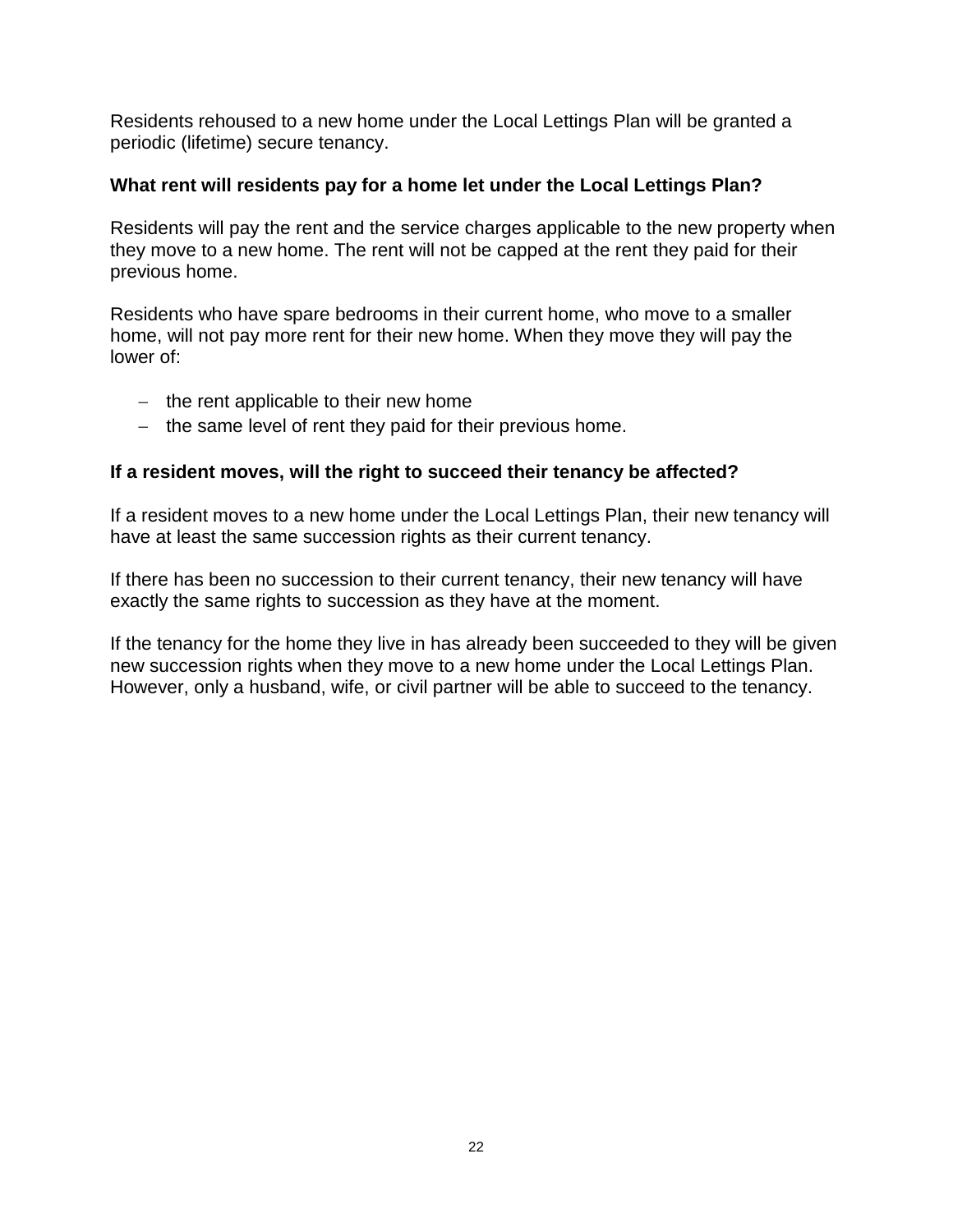Residents rehoused to a new home under the Local Lettings Plan will be granted a periodic (lifetime) secure tenancy.

**What rent will residents pay for a home let under the Local Lettings Plan?**

Residents will pay the rent and the service charges applicable to the new property when they move to a new home. The rent will not be capped at the rent they paid for their previous home.

Residents who have spare bedrooms in their current home, who move to a smaller home, will not pay more rent for their new home. When they move they will pay the lower of:

- the rent applicable to their new home
- the same level of rent they paid for their previous home.

**If a resident moves, will the right to succeed their tenancy be affected?**

If a resident moves to a new home under the Local Lettings Plan, their new tenancy will have at least the same succession rights as their current tenancy.

If there has been no succession to their current tenancy, their new tenancy will have exactly the same rights to succession as they have at the moment.

If the tenancy for the home they live in has already been succeeded to they will be given new succession rights when they move to a new home under the Local Lettings Plan. However, only a husband, wife, or civil partner will be able to succeed to the tenancy.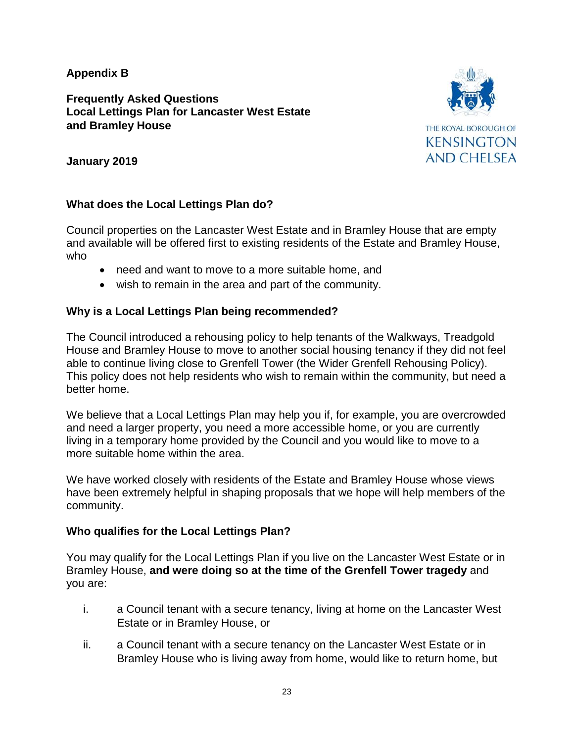**Appendix B**

**Frequently Asked Questions**
**Local Lettings Plan for Lancaster West Estate and Bramley House**

THE ROYAL BOROUGH OF KENSINGTON AND CHELSEA

**January 2019**

### What does the Local Lettings Plan do?

Council properties on the Lancaster West Estate and in Bramley House that are empty and available will be offered first to existing residents of the Estate and Bramley House, who

- need and want to move to a more suitable home, and
- wish to remain in the area and part of the community.

### Why is a Local Lettings Plan being recommended?

The Council introduced a rehousing policy to help tenants of the Walkways, Treadgold House and Bramley House to move to another social housing tenancy if they did not feel able to continue living close to Grenfell Tower (the Wider Grenfell Rehousing Policy). This policy does not help residents who wish to remain within the community, but need a better home.

We believe that a Local Lettings Plan may help you if, for example, you are overcrowded and need a larger property, you need a more accessible home, or you are currently living in a temporary home provided by the Council and you would like to move to a more suitable home within the area.

We have worked closely with residents of the Estate and Bramley House whose views have been extremely helpful in shaping proposals that we hope will help members of the community.

### Who qualifies for the Local Lettings Plan?

You may qualify for the Local Lettings Plan if you live on the Lancaster West Estate or in Bramley House, **and were doing so at the time of the Grenfell Tower tragedy** and you are:

i. a Council tenant with a secure tenancy, living at home on the Lancaster West Estate or in Bramley House, or

ii. a Council tenant with a secure tenancy on the Lancaster West Estate or in Bramley House who is living away from home, would like to return home, but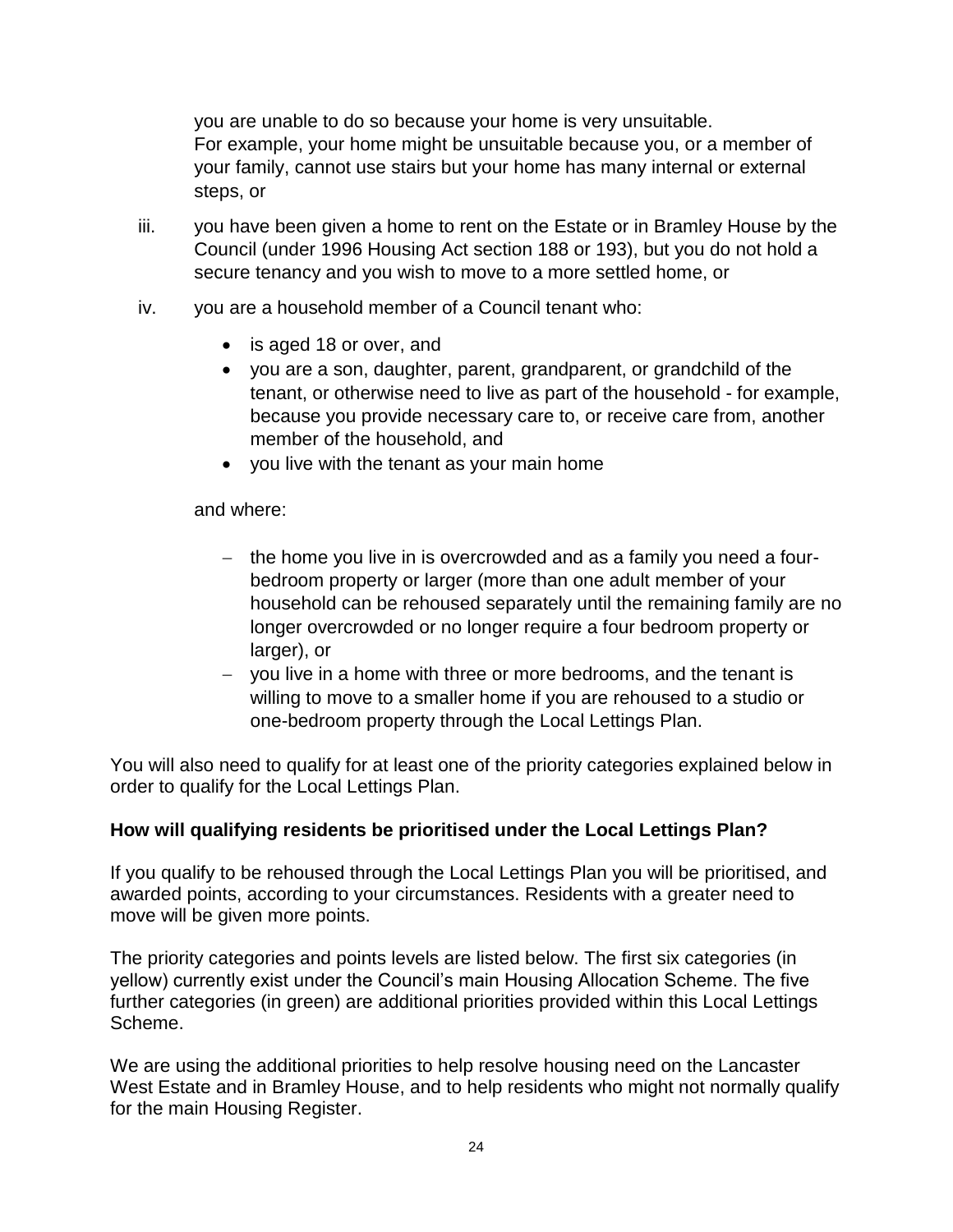you are unable to do so because your home is very unsuitable. For example, your home might be unsuitable because you, or a member of your family, cannot use stairs but your home has many internal or external steps, or

iii. you have been given a home to rent on the Estate or in Bramley House by the Council (under 1996 Housing Act section 188 or 193), but you do not hold a secure tenancy and you wish to move to a more settled home, or

iv. you are a household member of a Council tenant who:

- is aged 18 or over, and
- you are a son, daughter, parent, grandparent, or grandchild of the tenant, or otherwise need to live as part of the household - for example, because you provide necessary care to, or receive care from, another member of the household, and
- you live with the tenant as your main home

and where:

- the home you live in is overcrowded and as a family you need a four-bedroom property or larger (more than one adult member of your household can be rehoused separately until the remaining family are no longer overcrowded or no longer require a four bedroom property or larger), or
- you live in a home with three or more bedrooms, and the tenant is willing to move to a smaller home if you are rehoused to a studio or one-bedroom property through the Local Lettings Plan.

You will also need to qualify for at least one of the priority categories explained below in order to qualify for the Local Lettings Plan.

**How will qualifying residents be prioritised under the Local Lettings Plan?**

If you qualify to be rehoused through the Local Lettings Plan you will be prioritised, and awarded points, according to your circumstances. Residents with a greater need to move will be given more points.

The priority categories and points levels are listed below. The first six categories (in yellow) currently exist under the Council's main Housing Allocation Scheme. The five further categories (in green) are additional priorities provided within this Local Lettings Scheme.

We are using the additional priorities to help resolve housing need on the Lancaster West Estate and in Bramley House, and to help residents who might not normally qualify for the main Housing Register.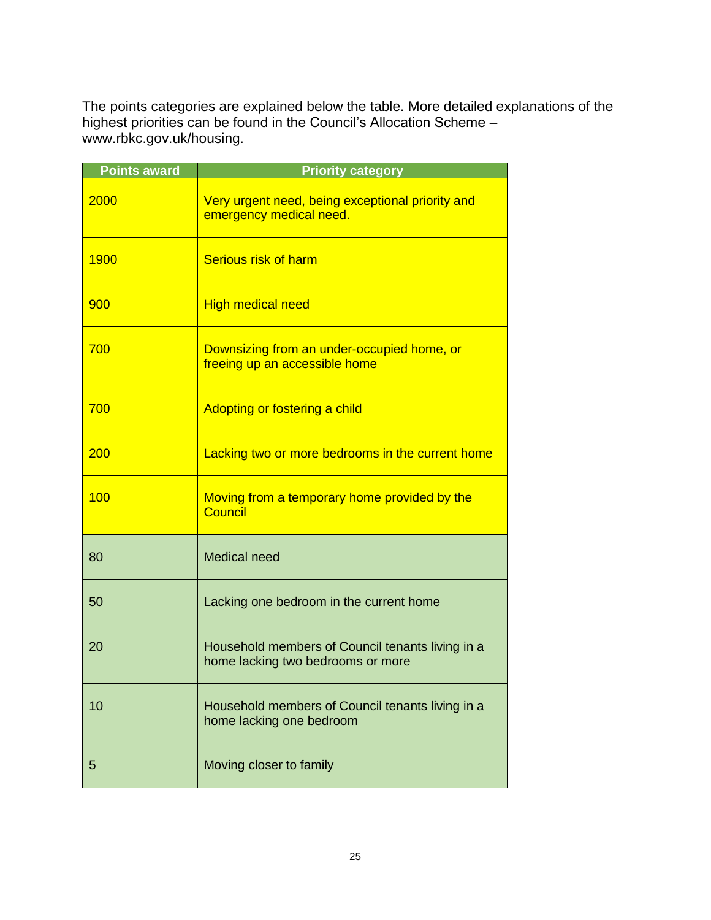The points categories are explained below the table. More detailed explanations of the highest priorities can be found in the Council's Allocation Scheme – www.rbkc.gov.uk/housing.

| Points award | Priority category |
|---|---|
| 2000 | Very urgent need, being exceptional priority and emergency medical need. |
| 1900 | Serious risk of harm |
| 900 | High medical need |
| 700 | Downsizing from an under-occupied home, or freeing up an accessible home |
| 700 | Adopting or fostering a child |
| 200 | Lacking two or more bedrooms in the current home |
| 100 | Moving from a temporary home provided by the Council |
| 80 | Medical need |
| 50 | Lacking one bedroom in the current home |
| 20 | Household members of Council tenants living in a home lacking two bedrooms or more |
| 10 | Household members of Council tenants living in a home lacking one bedroom |
| 5 | Moving closer to family |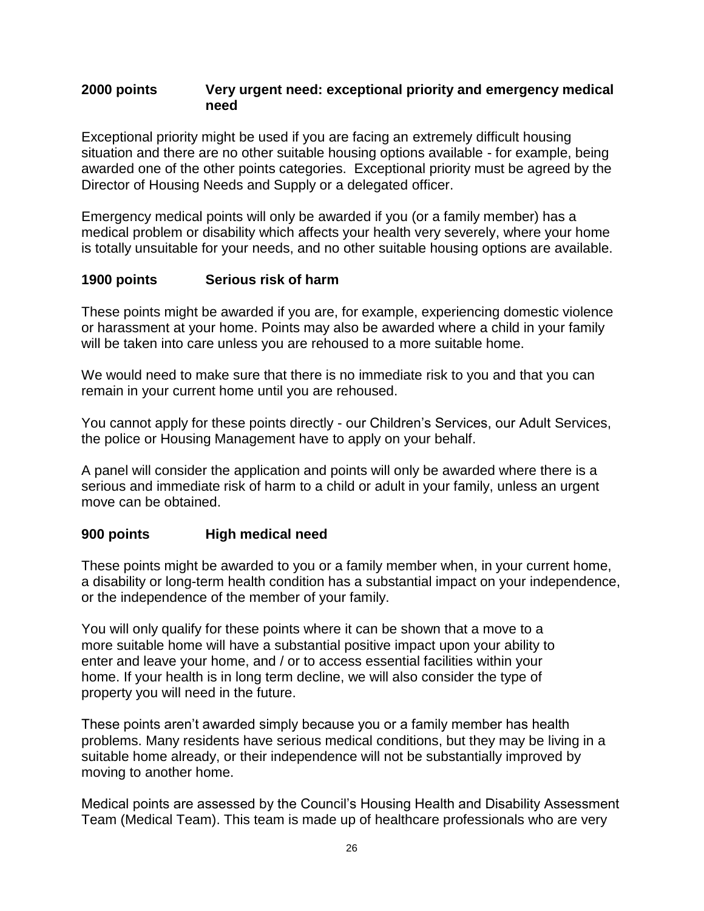### 2000 points — Very urgent need: exceptional priority and emergency medical need

Exceptional priority might be used if you are facing an extremely difficult housing situation and there are no other suitable housing options available - for example, being awarded one of the other points categories. Exceptional priority must be agreed by the Director of Housing Needs and Supply or a delegated officer.

Emergency medical points will only be awarded if you (or a family member) has a medical problem or disability which affects your health very severely, where your home is totally unsuitable for your needs, and no other suitable housing options are available.

### 1900 points — Serious risk of harm

These points might be awarded if you are, for example, experiencing domestic violence or harassment at your home. Points may also be awarded where a child in your family will be taken into care unless you are rehoused to a more suitable home.

We would need to make sure that there is no immediate risk to you and that you can remain in your current home until you are rehoused.

You cannot apply for these points directly - our Children's Services, our Adult Services, the police or Housing Management have to apply on your behalf.

A panel will consider the application and points will only be awarded where there is a serious and immediate risk of harm to a child or adult in your family, unless an urgent move can be obtained.

### 900 points — High medical need

These points might be awarded to you or a family member when, in your current home, a disability or long-term health condition has a substantial impact on your independence, or the independence of the member of your family.

You will only qualify for these points where it can be shown that a move to a more suitable home will have a substantial positive impact upon your ability to enter and leave your home, and / or to access essential facilities within your home. If your health is in long term decline, we will also consider the type of property you will need in the future.

These points aren't awarded simply because you or a family member has health problems. Many residents have serious medical conditions, but they may be living in a suitable home already, or their independence will not be substantially improved by moving to another home.

Medical points are assessed by the Council's Housing Health and Disability Assessment Team (Medical Team). This team is made up of healthcare professionals who are very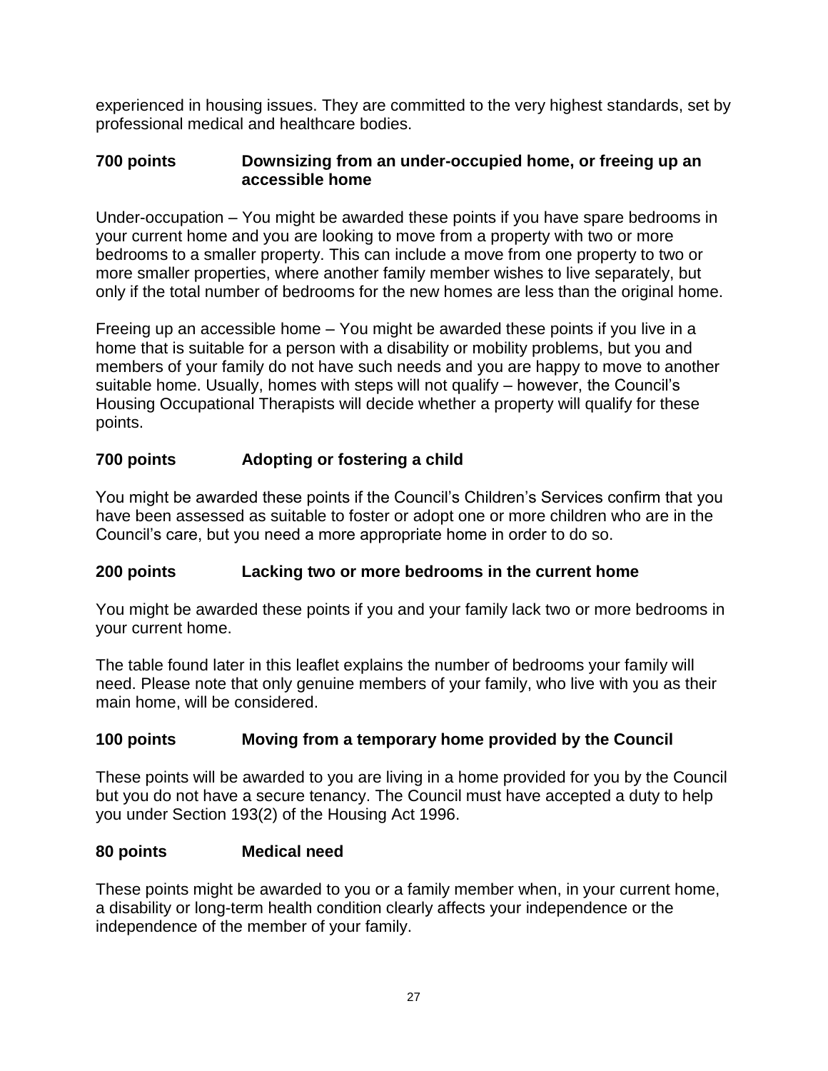experienced in housing issues. They are committed to the very highest standards, set by professional medical and healthcare bodies.

### 700 points — Downsizing from an under-occupied home, or freeing up an accessible home

Under-occupation – You might be awarded these points if you have spare bedrooms in your current home and you are looking to move from a property with two or more bedrooms to a smaller property. This can include a move from one property to two or more smaller properties, where another family member wishes to live separately, but only if the total number of bedrooms for the new homes are less than the original home.

Freeing up an accessible home – You might be awarded these points if you live in a home that is suitable for a person with a disability or mobility problems, but you and members of your family do not have such needs and you are happy to move to another suitable home. Usually, homes with steps will not qualify – however, the Council's Housing Occupational Therapists will decide whether a property will qualify for these points.

### 700 points — Adopting or fostering a child

You might be awarded these points if the Council's Children's Services confirm that you have been assessed as suitable to foster or adopt one or more children who are in the Council's care, but you need a more appropriate home in order to do so.

### 200 points — Lacking two or more bedrooms in the current home

You might be awarded these points if you and your family lack two or more bedrooms in your current home.

The table found later in this leaflet explains the number of bedrooms your family will need. Please note that only genuine members of your family, who live with you as their main home, will be considered.

### 100 points — Moving from a temporary home provided by the Council

These points will be awarded to you are living in a home provided for you by the Council but you do not have a secure tenancy. The Council must have accepted a duty to help you under Section 193(2) of the Housing Act 1996.

### 80 points — Medical need

These points might be awarded to you or a family member when, in your current home, a disability or long-term health condition clearly affects your independence or the independence of the member of your family.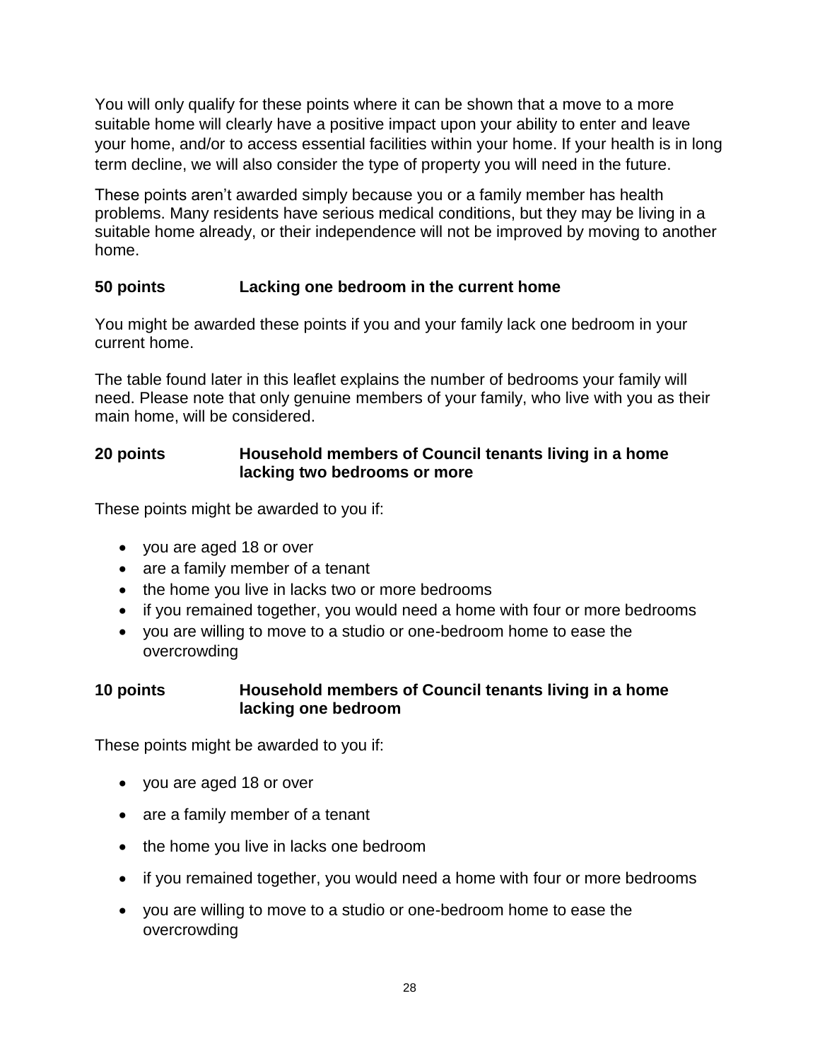You will only qualify for these points where it can be shown that a move to a more suitable home will clearly have a positive impact upon your ability to enter and leave your home, and/or to access essential facilities within your home. If your health is in long term decline, we will also consider the type of property you will need in the future.

These points aren't awarded simply because you or a family member has health problems. Many residents have serious medical conditions, but they may be living in a suitable home already, or their independence will not be improved by moving to another home.

### 50 points Lacking one bedroom in the current home

You might be awarded these points if you and your family lack one bedroom in your current home.

The table found later in this leaflet explains the number of bedrooms your family will need. Please note that only genuine members of your family, who live with you as their main home, will be considered.

### 20 points Household members of Council tenants living in a home lacking two bedrooms or more

These points might be awarded to you if:

- you are aged 18 or over
- are a family member of a tenant
- the home you live in lacks two or more bedrooms
- if you remained together, you would need a home with four or more bedrooms
- you are willing to move to a studio or one-bedroom home to ease the overcrowding

### 10 points Household members of Council tenants living in a home lacking one bedroom

These points might be awarded to you if:

- you are aged 18 or over
- are a family member of a tenant
- the home you live in lacks one bedroom
- if you remained together, you would need a home with four or more bedrooms
- you are willing to move to a studio or one-bedroom home to ease the overcrowding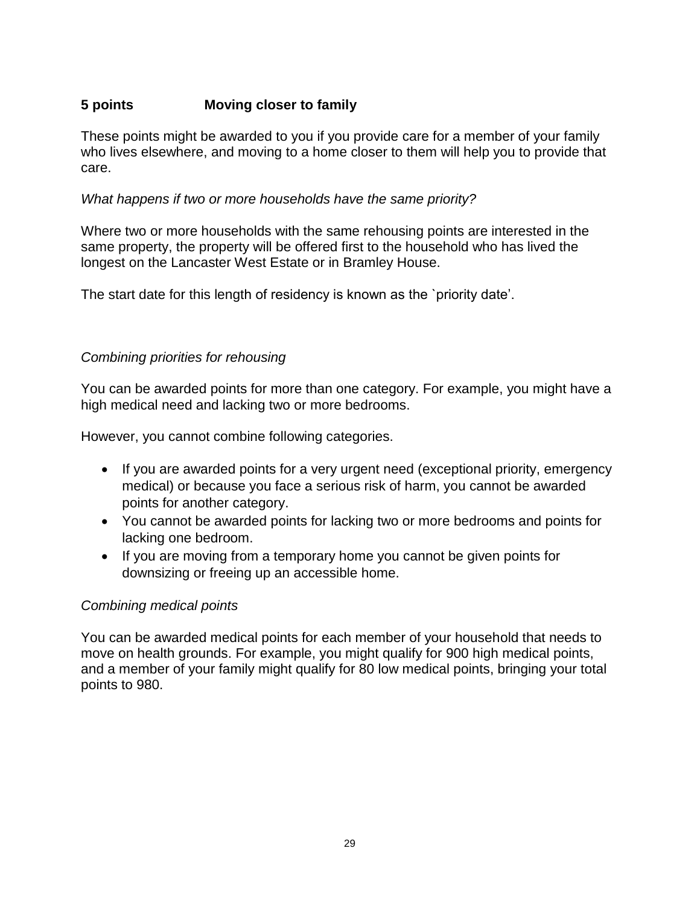**5 points Moving closer to family**

These points might be awarded to you if you provide care for a member of your family who lives elsewhere, and moving to a home closer to them will help you to provide that care.

*What happens if two or more households have the same priority?*

Where two or more households with the same rehousing points are interested in the same property, the property will be offered first to the household who has lived the longest on the Lancaster West Estate or in Bramley House.

The start date for this length of residency is known as the `priority date'.

*Combining priorities for rehousing*

You can be awarded points for more than one category. For example, you might have a high medical need and lacking two or more bedrooms.

However, you cannot combine following categories.

- If you are awarded points for a very urgent need (exceptional priority, emergency medical) or because you face a serious risk of harm, you cannot be awarded points for another category.
- You cannot be awarded points for lacking two or more bedrooms and points for lacking one bedroom.
- If you are moving from a temporary home you cannot be given points for downsizing or freeing up an accessible home.

*Combining medical points*

You can be awarded medical points for each member of your household that needs to move on health grounds. For example, you might qualify for 900 high medical points, and a member of your family might qualify for 80 low medical points, bringing your total points to 980.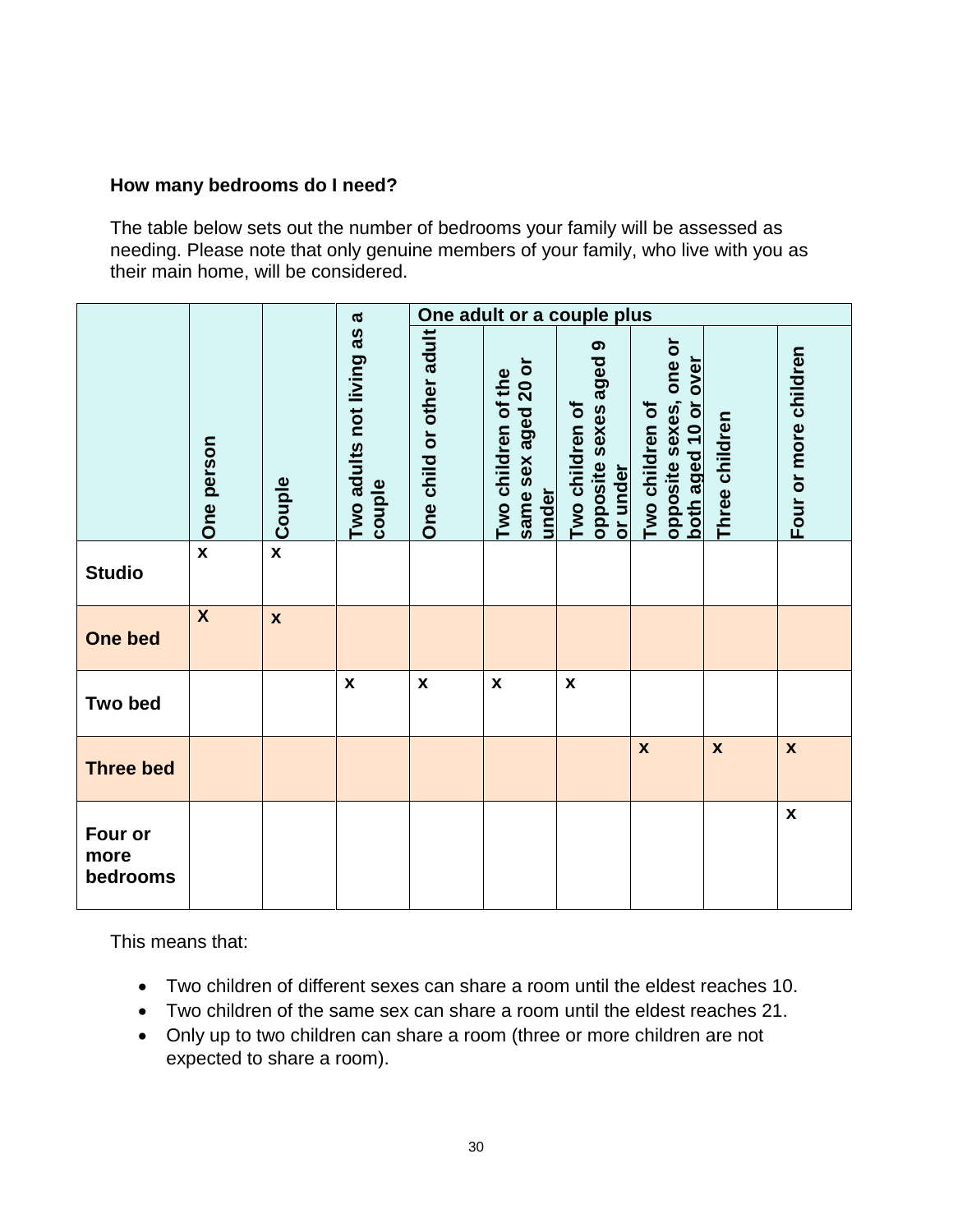**How many bedrooms do I need?**

The table below sets out the number of bedrooms your family will be assessed as needing. Please note that only genuine members of your family, who live with you as their main home, will be considered.

| | One person | Couple | Two adults not living as a couple | One adult or a couple plus | | | | | |
|---|---|---|---|---|---|---|---|---|---|
| | | | | One child or other adult | Two children of the same sex aged 20 or under | Two children of opposite sexes aged 9 or under | Two children of opposite sexes, one or both aged 10 or over | Three children | Four or more children |
| **Studio** | x | x | | | | | | | |
| **One bed** | X | x | | | | | | | |
| **Two bed** | | | x | x | x | x | | | |
| **Three bed** | | | | | | | x | x | x |
| **Four or more bedrooms** | | | | | | | | | x |

This means that:

- Two children of different sexes can share a room until the eldest reaches 10.
- Two children of the same sex can share a room until the eldest reaches 21.
- Only up to two children can share a room (three or more children are not expected to share a room).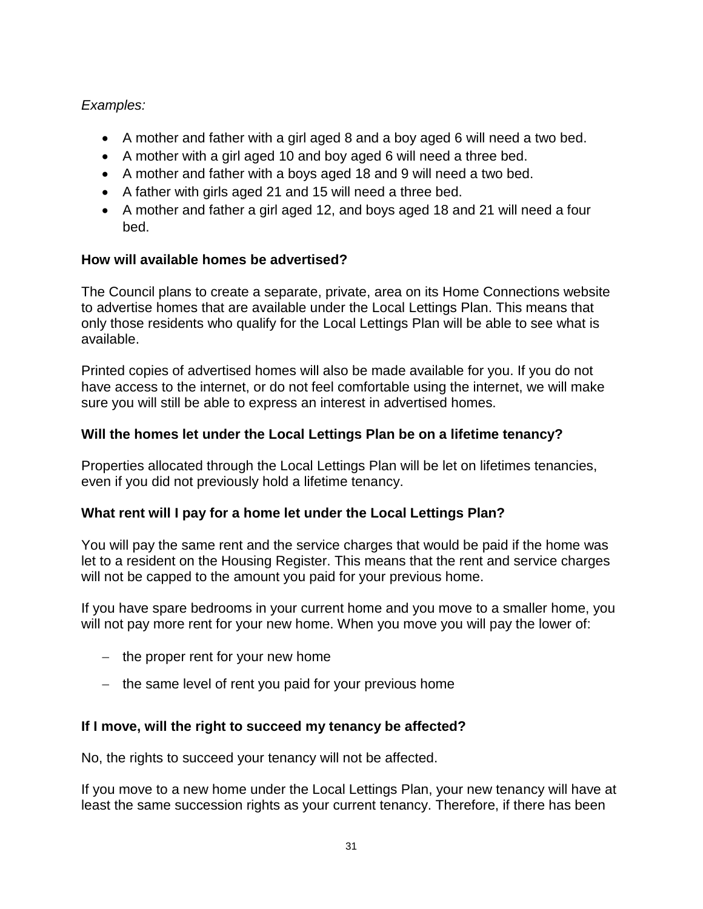*Examples:*

- A mother and father with a girl aged 8 and a boy aged 6 will need a two bed.
- A mother with a girl aged 10 and boy aged 6 will need a three bed.
- A mother and father with a boys aged 18 and 9 will need a two bed.
- A father with girls aged 21 and 15 will need a three bed.
- A mother and father a girl aged 12, and boys aged 18 and 21 will need a four bed.

**How will available homes be advertised?**

The Council plans to create a separate, private, area on its Home Connections website to advertise homes that are available under the Local Lettings Plan. This means that only those residents who qualify for the Local Lettings Plan will be able to see what is available.

Printed copies of advertised homes will also be made available for you. If you do not have access to the internet, or do not feel comfortable using the internet, we will make sure you will still be able to express an interest in advertised homes.

**Will the homes let under the Local Lettings Plan be on a lifetime tenancy?**

Properties allocated through the Local Lettings Plan will be let on lifetimes tenancies, even if you did not previously hold a lifetime tenancy.

**What rent will I pay for a home let under the Local Lettings Plan?**

You will pay the same rent and the service charges that would be paid if the home was let to a resident on the Housing Register. This means that the rent and service charges will not be capped to the amount you paid for your previous home.

If you have spare bedrooms in your current home and you move to a smaller home, you will not pay more rent for your new home. When you move you will pay the lower of:

- the proper rent for your new home
- the same level of rent you paid for your previous home

**If I move, will the right to succeed my tenancy be affected?**

No, the rights to succeed your tenancy will not be affected.

If you move to a new home under the Local Lettings Plan, your new tenancy will have at least the same succession rights as your current tenancy. Therefore, if there has been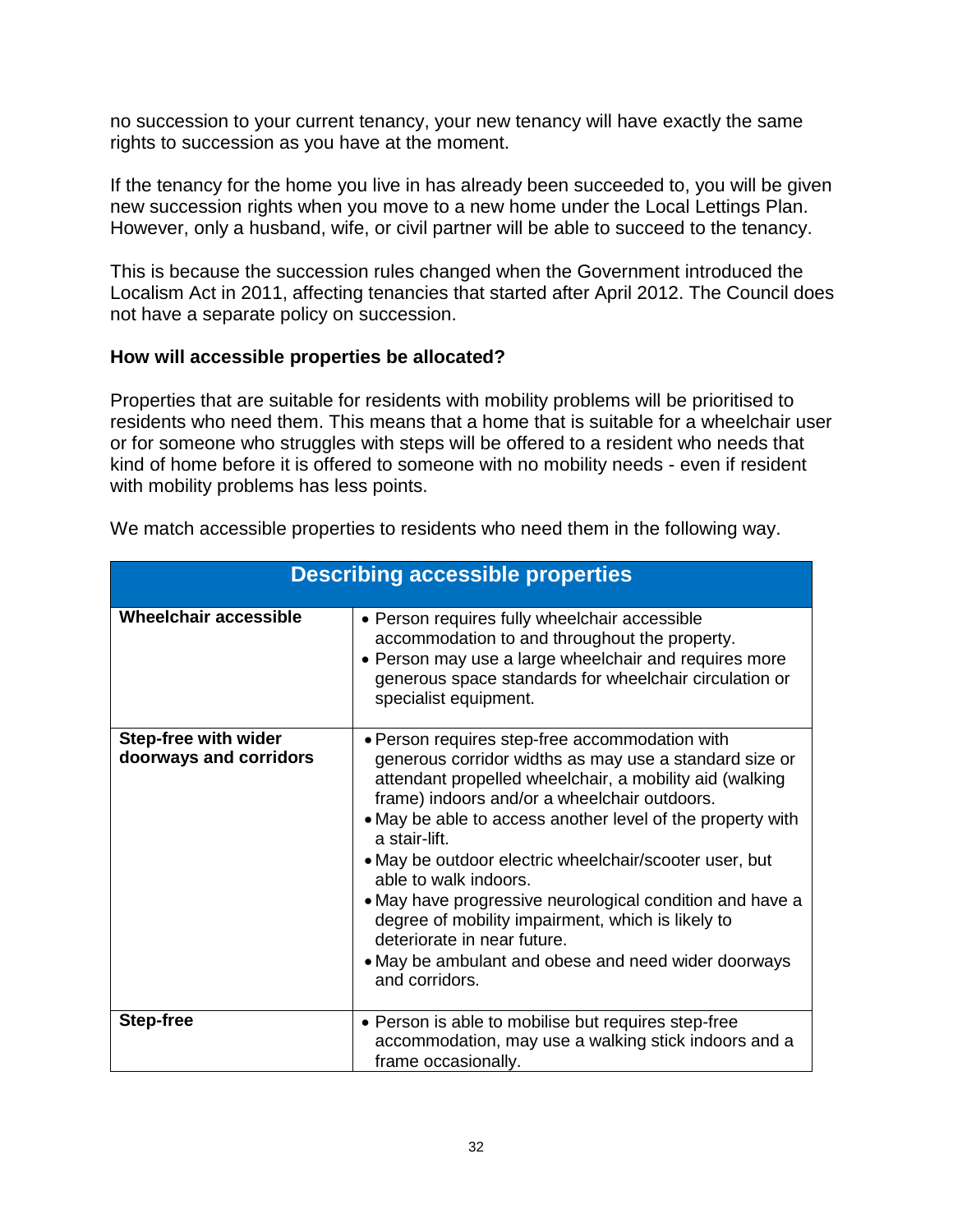no succession to your current tenancy, your new tenancy will have exactly the same rights to succession as you have at the moment.

If the tenancy for the home you live in has already been succeeded to, you will be given new succession rights when you move to a new home under the Local Lettings Plan. However, only a husband, wife, or civil partner will be able to succeed to the tenancy.

This is because the succession rules changed when the Government introduced the Localism Act in 2011, affecting tenancies that started after April 2012. The Council does not have a separate policy on succession.

**How will accessible properties be allocated?**

Properties that are suitable for residents with mobility problems will be prioritised to residents who need them. This means that a home that is suitable for a wheelchair user or for someone who struggles with steps will be offered to a resident who needs that kind of home before it is offered to someone with no mobility needs - even if resident with mobility problems has less points.

We match accessible properties to residents who need them in the following way.

| Describing accessible properties | |
|---|---|
| **Wheelchair accessible** | • Person requires fully wheelchair accessible accommodation to and throughout the property.<br>• Person may use a large wheelchair and requires more generous space standards for wheelchair circulation or specialist equipment. |
| **Step-free with wider doorways and corridors** | • Person requires step-free accommodation with generous corridor widths as may use a standard size or attendant propelled wheelchair, a mobility aid (walking frame) indoors and/or a wheelchair outdoors.<br>• May be able to access another level of the property with a stair-lift.<br>• May be outdoor electric wheelchair/scooter user, but able to walk indoors.<br>• May have progressive neurological condition and have a degree of mobility impairment, which is likely to deteriorate in near future.<br>• May be ambulant and obese and need wider doorways and corridors. |
| **Step-free** | • Person is able to mobilise but requires step-free accommodation, may use a walking stick indoors and a frame occasionally. |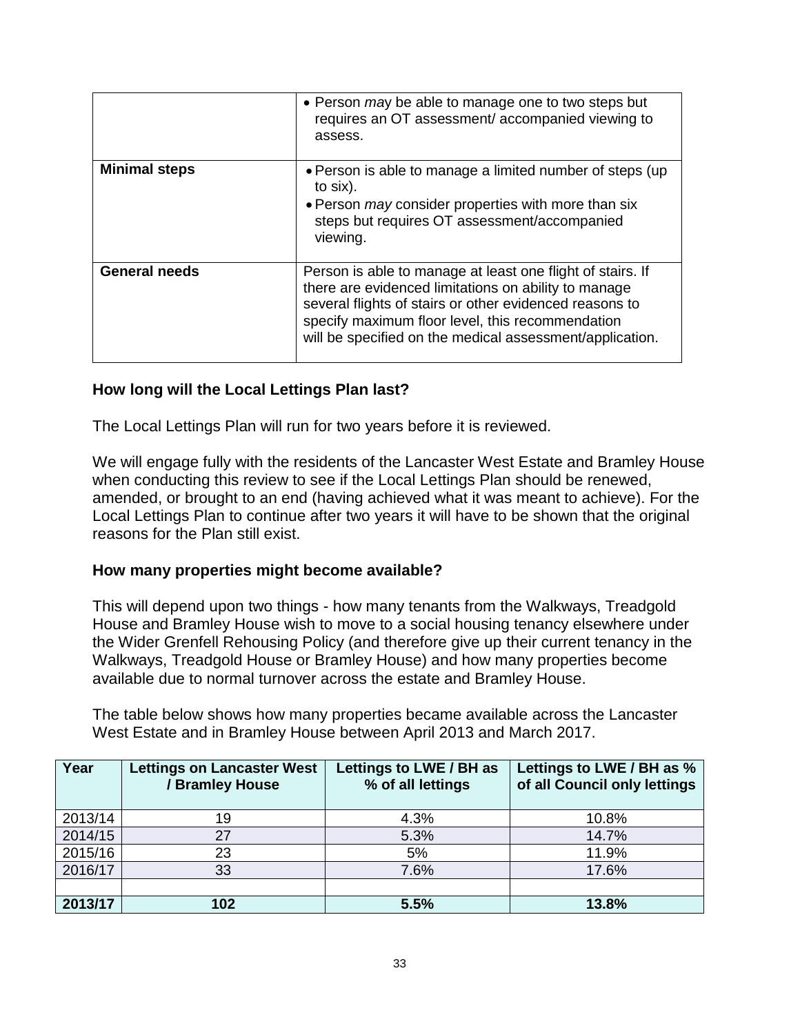| | |
|---|---|
| | • Person *may* be able to manage one to two steps but requires an OT assessment/ accompanied viewing to assess. |
| **Minimal steps** | • Person is able to manage a limited number of steps (up to six).<br>• Person *may* consider properties with more than six steps but requires OT assessment/accompanied viewing. |
| **General needs** | Person is able to manage at least one flight of stairs. If there are evidenced limitations on ability to manage several flights of stairs or other evidenced reasons to specify maximum floor level, this recommendation will be specified on the medical assessment/application. |

### How long will the Local Lettings Plan last?

The Local Lettings Plan will run for two years before it is reviewed.

We will engage fully with the residents of the Lancaster West Estate and Bramley House when conducting this review to see if the Local Lettings Plan should be renewed, amended, or brought to an end (having achieved what it was meant to achieve). For the Local Lettings Plan to continue after two years it will have to be shown that the original reasons for the Plan still exist.

### How many properties might become available?

This will depend upon two things - how many tenants from the Walkways, Treadgold House and Bramley House wish to move to a social housing tenancy elsewhere under the Wider Grenfell Rehousing Policy (and therefore give up their current tenancy in the Walkways, Treadgold House or Bramley House) and how many properties become available due to normal turnover across the estate and Bramley House.

The table below shows how many properties became available across the Lancaster West Estate and in Bramley House between April 2013 and March 2017.

| Year | Lettings on Lancaster West / Bramley House | Lettings to LWE / BH as % of all lettings | Lettings to LWE / BH as % of all Council only lettings |
|---|---|---|---|
| 2013/14 | 19 | 4.3% | 10.8% |
| 2014/15 | 27 | 5.3% | 14.7% |
| 2015/16 | 23 | 5% | 11.9% |
| 2016/17 | 33 | 7.6% | 17.6% |
| | | | |
| **2013/17** | **102** | **5.5%** | **13.8%** |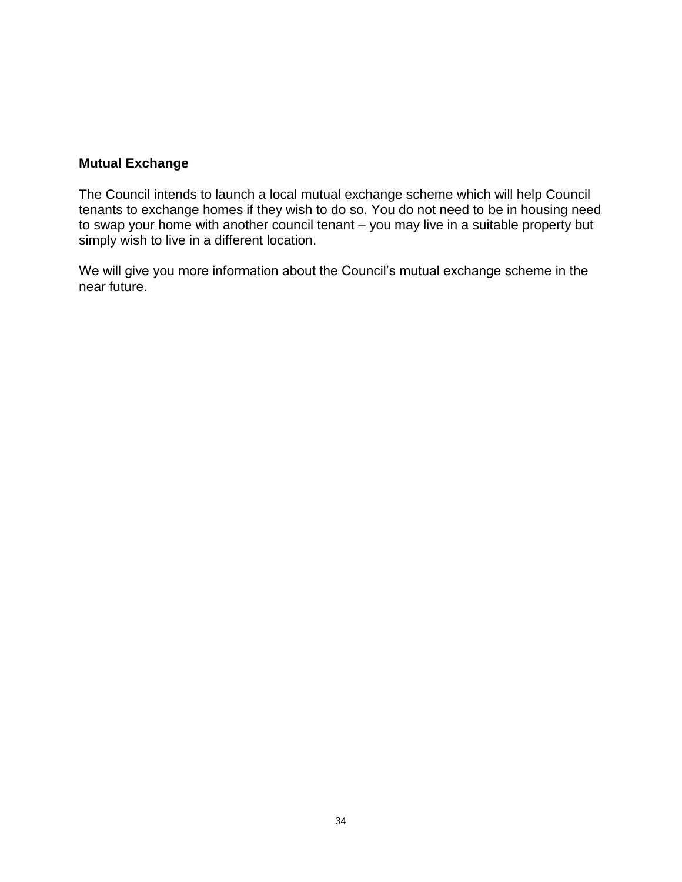**Mutual Exchange**

The Council intends to launch a local mutual exchange scheme which will help Council tenants to exchange homes if they wish to do so. You do not need to be in housing need to swap your home with another council tenant – you may live in a suitable property but simply wish to live in a different location.

We will give you more information about the Council's mutual exchange scheme in the near future.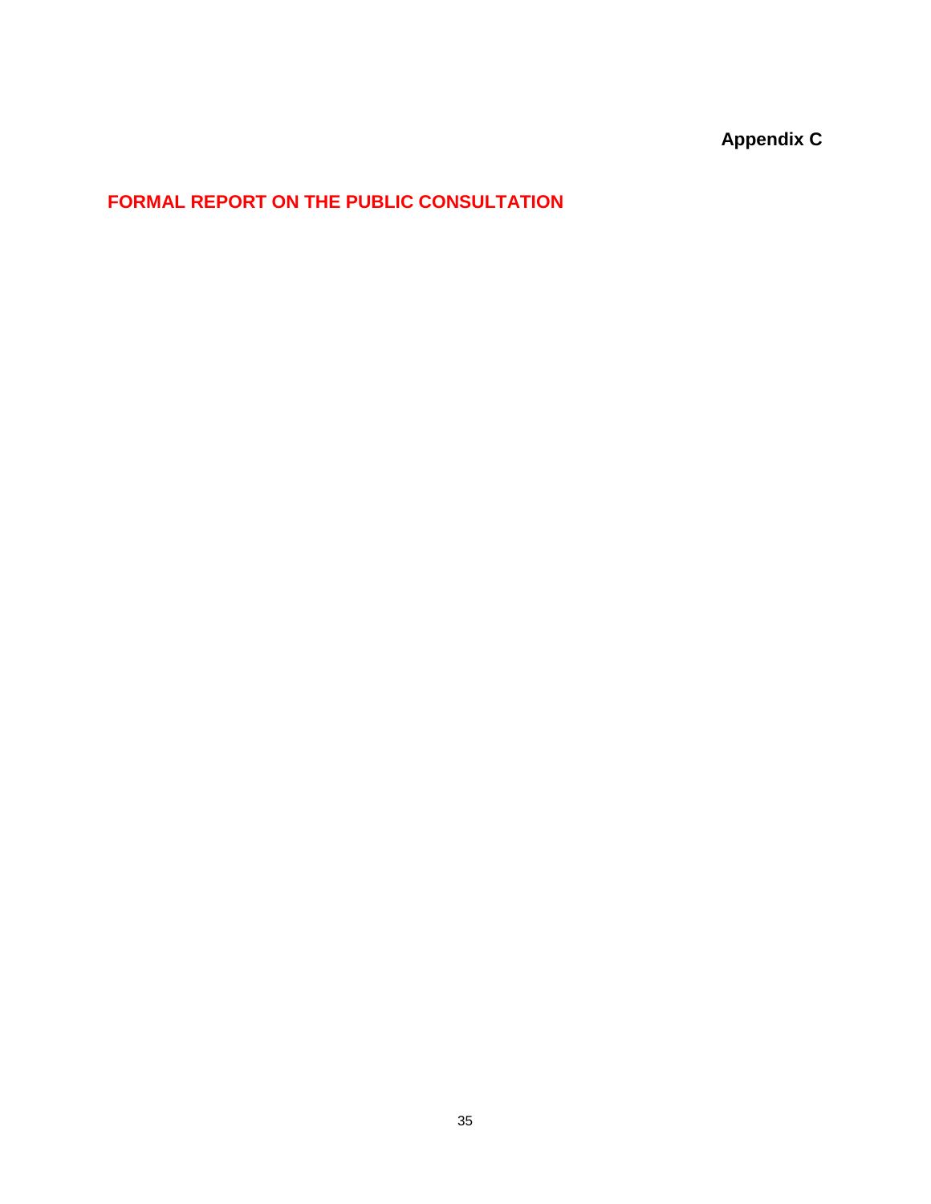**Appendix C**

# FORMAL REPORT ON THE PUBLIC CONSULTATION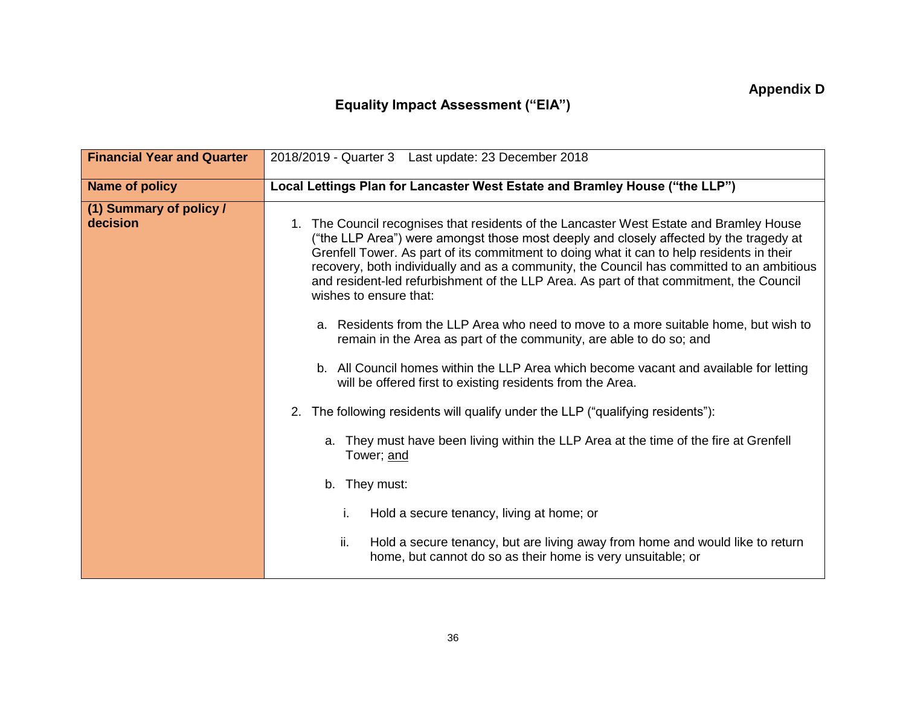**Appendix D**

# Equality Impact Assessment ("EIA")

| **Financial Year and Quarter** | 2018/2019 - Quarter 3 Last update: 23 December 2018 |
|---|---|
| **Name of policy** | **Local Lettings Plan for Lancaster West Estate and Bramley House ("the LLP")** |
| **(1) Summary of policy / decision** | 1. The Council recognises that residents of the Lancaster West Estate and Bramley House ("the LLP Area") were amongst those most deeply and closely affected by the tragedy at Grenfell Tower. As part of its commitment to doing what it can to help residents in their recovery, both individually and as a community, the Council has committed to an ambitious and resident-led refurbishment of the LLP Area. As part of that commitment, the Council wishes to ensure that:<br><br>a. Residents from the LLP Area who need to move to a more suitable home, but wish to remain in the Area as part of the community, are able to do so; and<br><br>b. All Council homes within the LLP Area which become vacant and available for letting will be offered first to existing residents from the Area.<br><br>2. The following residents will qualify under the LLP ("qualifying residents"):<br><br>a. They must have been living within the LLP Area at the time of the fire at Grenfell Tower; <u>and</u><br><br>b. They must:<br><br>i. Hold a secure tenancy, living at home; or<br><br>ii. Hold a secure tenancy, but are living away from home and would like to return home, but cannot do so as their home is very unsuitable; or |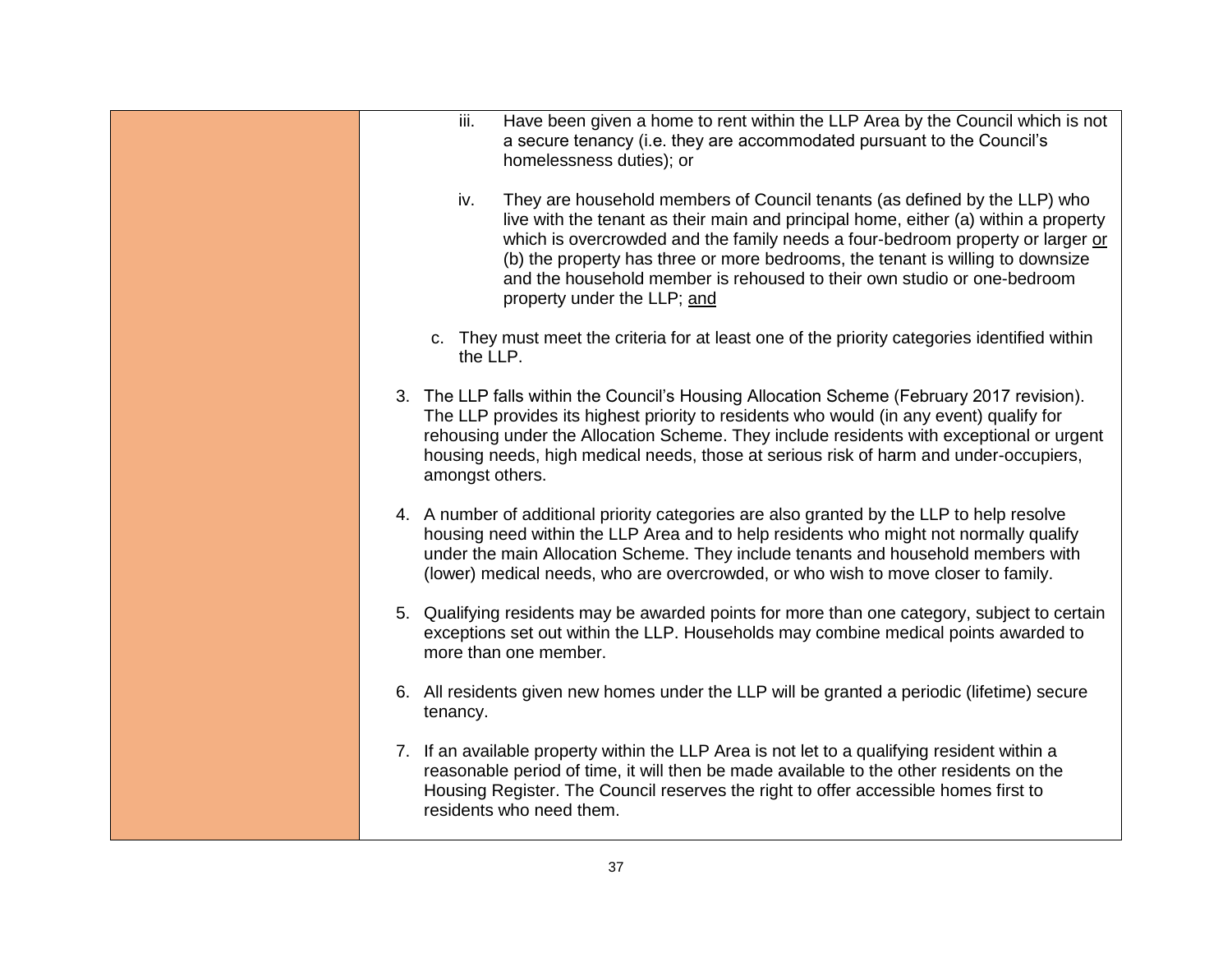iii. Have been given a home to rent within the LLP Area by the Council which is not a secure tenancy (i.e. they are accommodated pursuant to the Council's homelessness duties); or

iv. They are household members of Council tenants (as defined by the LLP) who live with the tenant as their main and principal home, either (a) within a property which is overcrowded and the family needs a four-bedroom property or larger or (b) the property has three or more bedrooms, the tenant is willing to downsize and the household member is rehoused to their own studio or one-bedroom property under the LLP; and

c. They must meet the criteria for at least one of the priority categories identified within the LLP.

3. The LLP falls within the Council's Housing Allocation Scheme (February 2017 revision). The LLP provides its highest priority to residents who would (in any event) qualify for rehousing under the Allocation Scheme. They include residents with exceptional or urgent housing needs, high medical needs, those at serious risk of harm and under-occupiers, amongst others.

4. A number of additional priority categories are also granted by the LLP to help resolve housing need within the LLP Area and to help residents who might not normally qualify under the main Allocation Scheme. They include tenants and household members with (lower) medical needs, who are overcrowded, or who wish to move closer to family.

5. Qualifying residents may be awarded points for more than one category, subject to certain exceptions set out within the LLP. Households may combine medical points awarded to more than one member.

6. All residents given new homes under the LLP will be granted a periodic (lifetime) secure tenancy.

7. If an available property within the LLP Area is not let to a qualifying resident within a reasonable period of time, it will then be made available to the other residents on the Housing Register. The Council reserves the right to offer accessible homes first to residents who need them.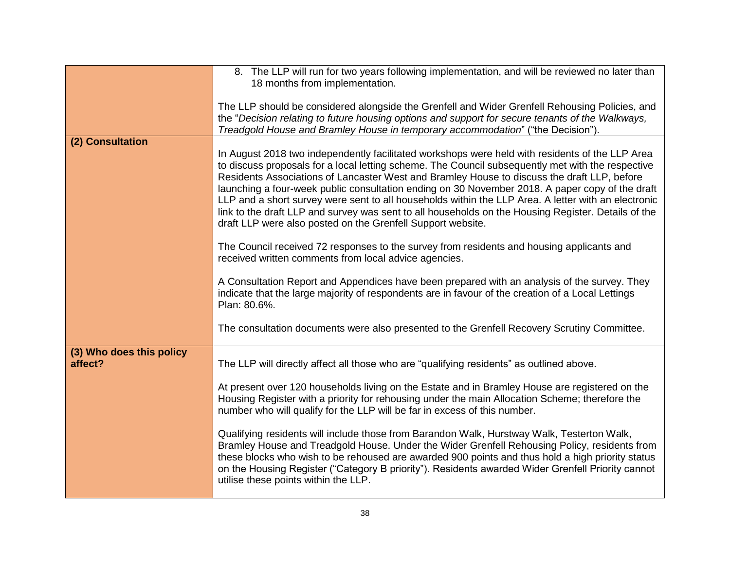| | |
|---|---|
| | 8. The LLP will run for two years following implementation, and will be reviewed no later than 18 months from implementation.<br><br>The LLP should be considered alongside the Grenfell and Wider Grenfell Rehousing Policies, and the "*Decision relating to future housing options and support for secure tenants of the Walkways, Treadgold House and Bramley House in temporary accommodation*" ("the Decision"). |
| **(2) Consultation** | In August 2018 two independently facilitated workshops were held with residents of the LLP Area to discuss proposals for a local letting scheme. The Council subsequently met with the respective Residents Associations of Lancaster West and Bramley House to discuss the draft LLP, before launching a four-week public consultation ending on 30 November 2018. A paper copy of the draft LLP and a short survey were sent to all households within the LLP Area. A letter with an electronic link to the draft LLP and survey was sent to all households on the Housing Register. Details of the draft LLP were also posted on the Grenfell Support website.<br><br>The Council received 72 responses to the survey from residents and housing applicants and received written comments from local advice agencies.<br><br>A Consultation Report and Appendices have been prepared with an analysis of the survey. They indicate that the large majority of respondents are in favour of the creation of a Local Lettings Plan: 80.6%.<br><br>The consultation documents were also presented to the Grenfell Recovery Scrutiny Committee. |
| **(3) Who does this policy affect?** | The LLP will directly affect all those who are "qualifying residents" as outlined above.<br><br>At present over 120 households living on the Estate and in Bramley House are registered on the Housing Register with a priority for rehousing under the main Allocation Scheme; therefore the number who will qualify for the LLP will be far in excess of this number.<br><br>Qualifying residents will include those from Barandon Walk, Hurstway Walk, Testerton Walk, Bramley House and Treadgold House. Under the Wider Grenfell Rehousing Policy, residents from these blocks who wish to be rehoused are awarded 900 points and thus hold a high priority status on the Housing Register ("Category B priority"). Residents awarded Wider Grenfell Priority cannot utilise these points within the LLP. |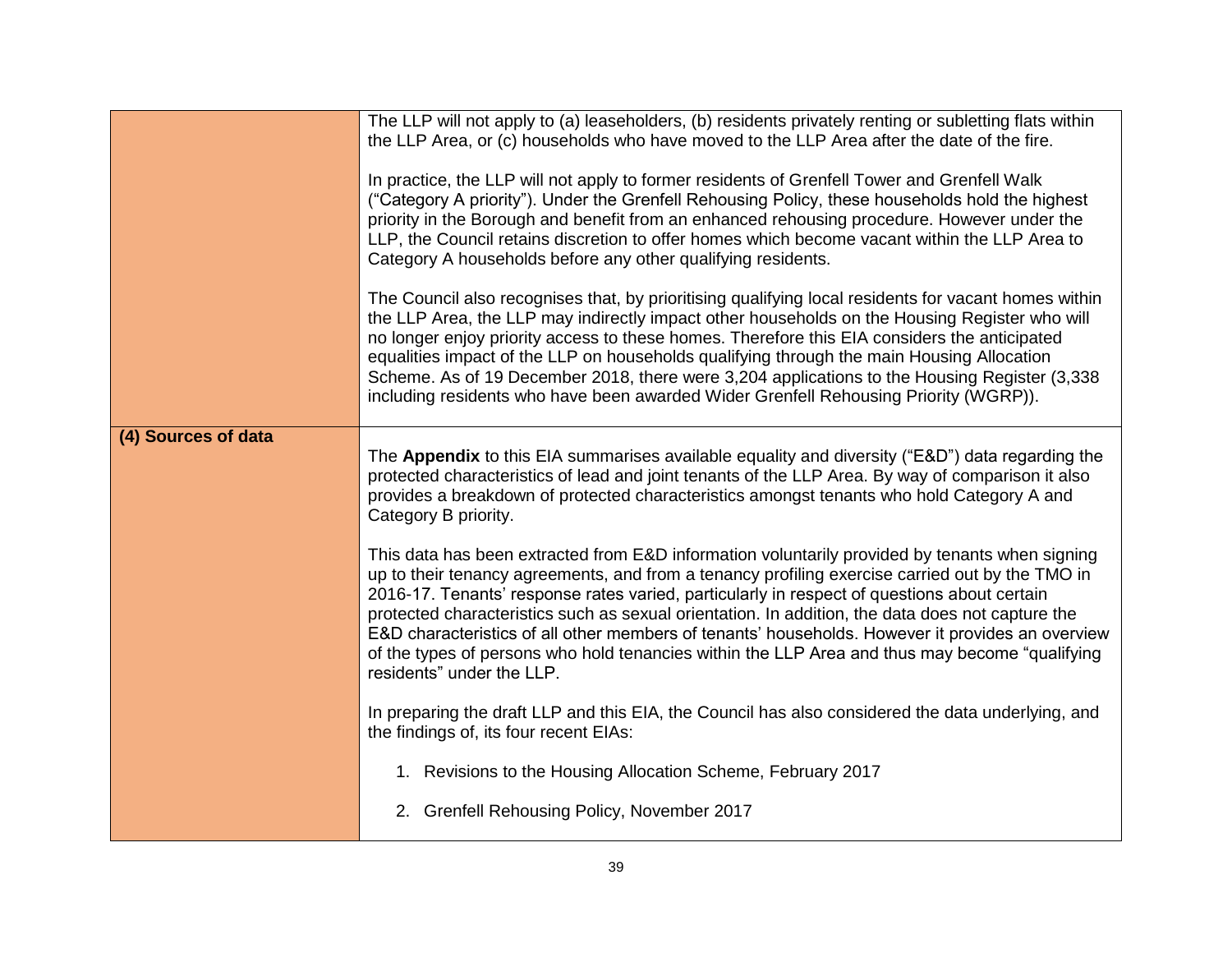| | |
|---|---|
| | The LLP will not apply to (a) leaseholders, (b) residents privately renting or subletting flats within the LLP Area, or (c) households who have moved to the LLP Area after the date of the fire.<br><br>In practice, the LLP will not apply to former residents of Grenfell Tower and Grenfell Walk ("Category A priority"). Under the Grenfell Rehousing Policy, these households hold the highest priority in the Borough and benefit from an enhanced rehousing procedure. However under the LLP, the Council retains discretion to offer homes which become vacant within the LLP Area to Category A households before any other qualifying residents.<br><br>The Council also recognises that, by prioritising qualifying local residents for vacant homes within the LLP Area, the LLP may indirectly impact other households on the Housing Register who will no longer enjoy priority access to these homes. Therefore this EIA considers the anticipated equalities impact of the LLP on households qualifying through the main Housing Allocation Scheme. As of 19 December 2018, there were 3,204 applications to the Housing Register (3,338 including residents who have been awarded Wider Grenfell Rehousing Priority (WGRP)). |
| **(4) Sources of data** | The **Appendix** to this EIA summarises available equality and diversity ("E&D") data regarding the protected characteristics of lead and joint tenants of the LLP Area. By way of comparison it also provides a breakdown of protected characteristics amongst tenants who hold Category A and Category B priority.<br><br>This data has been extracted from E&D information voluntarily provided by tenants when signing up to their tenancy agreements, and from a tenancy profiling exercise carried out by the TMO in 2016-17. Tenants' response rates varied, particularly in respect of questions about certain protected characteristics such as sexual orientation. In addition, the data does not capture the E&D characteristics of all other members of tenants' households. However it provides an overview of the types of persons who hold tenancies within the LLP Area and thus may become "qualifying residents" under the LLP.<br><br>In preparing the draft LLP and this EIA, the Council has also considered the data underlying, and the findings of, its four recent EIAs:<br><br>1. Revisions to the Housing Allocation Scheme, February 2017<br><br>2. Grenfell Rehousing Policy, November 2017 |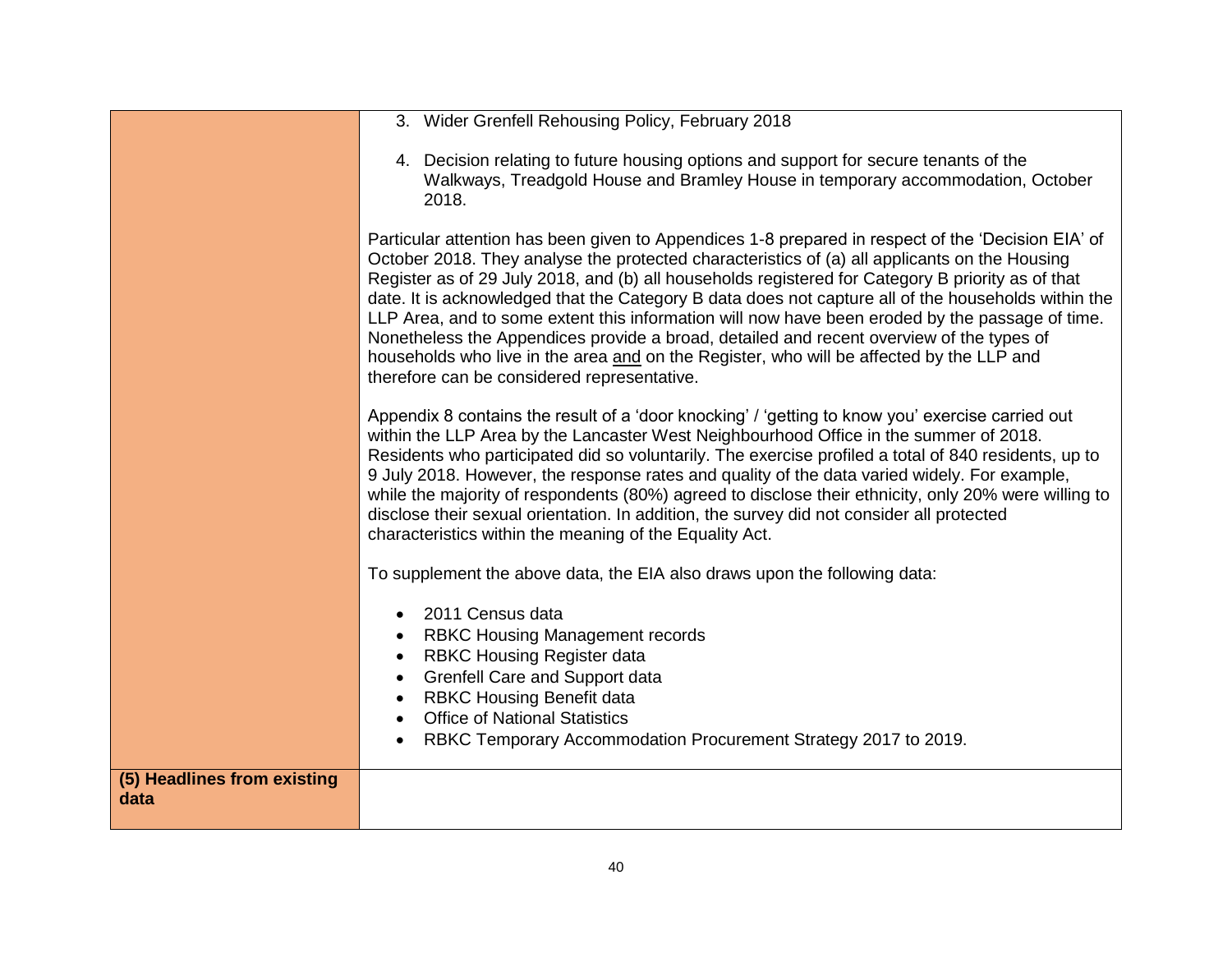| | |
|---|---|
| | 3. Wider Grenfell Rehousing Policy, February 2018<br><br>4. Decision relating to future housing options and support for secure tenants of the Walkways, Treadgold House and Bramley House in temporary accommodation, October 2018.<br><br>Particular attention has been given to Appendices 1-8 prepared in respect of the 'Decision EIA' of October 2018. They analyse the protected characteristics of (a) all applicants on the Housing Register as of 29 July 2018, and (b) all households registered for Category B priority as of that date. It is acknowledged that the Category B data does not capture all of the households within the LLP Area, and to some extent this information will now have been eroded by the passage of time. Nonetheless the Appendices provide a broad, detailed and recent overview of the types of households who live in the area <u>and</u> on the Register, who will be affected by the LLP and therefore can be considered representative.<br><br>Appendix 8 contains the result of a 'door knocking' / 'getting to know you' exercise carried out within the LLP Area by the Lancaster West Neighbourhood Office in the summer of 2018. Residents who participated did so voluntarily. The exercise profiled a total of 840 residents, up to 9 July 2018. However, the response rates and quality of the data varied widely. For example, while the majority of respondents (80%) agreed to disclose their ethnicity, only 20% were willing to disclose their sexual orientation. In addition, the survey did not consider all protected characteristics within the meaning of the Equality Act.<br><br>To supplement the above data, the EIA also draws upon the following data:<br><br>• 2011 Census data<br>• RBKC Housing Management records<br>• RBKC Housing Register data<br>• Grenfell Care and Support data<br>• RBKC Housing Benefit data<br>• Office of National Statistics<br>• RBKC Temporary Accommodation Procurement Strategy 2017 to 2019. |
| **(5) Headlines from existing data** | |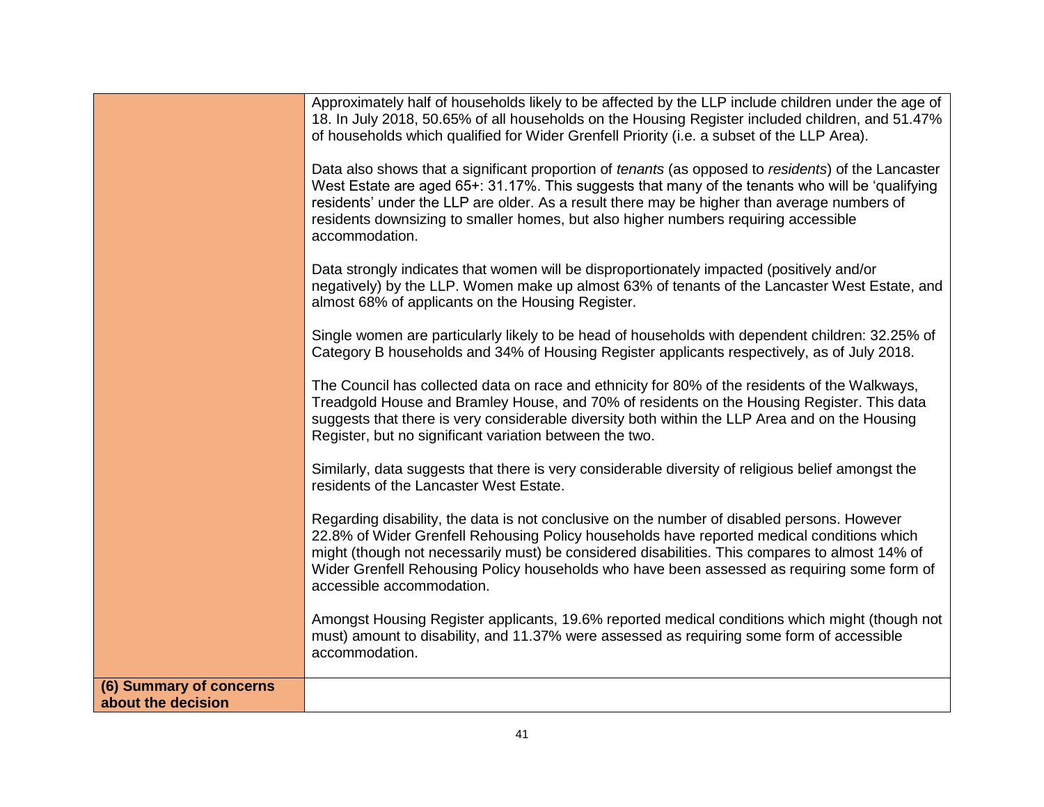| | |
|---|---|
| | Approximately half of households likely to be affected by the LLP include children under the age of 18. In July 2018, 50.65% of all households on the Housing Register included children, and 51.47% of households which qualified for Wider Grenfell Priority (i.e. a subset of the LLP Area).<br><br>Data also shows that a significant proportion of *tenants* (as opposed to *residents*) of the Lancaster West Estate are aged 65+: 31.17%. This suggests that many of the tenants who will be 'qualifying residents' under the LLP are older. As a result there may be higher than average numbers of residents downsizing to smaller homes, but also higher numbers requiring accessible accommodation.<br><br>Data strongly indicates that women will be disproportionately impacted (positively and/or negatively) by the LLP. Women make up almost 63% of tenants of the Lancaster West Estate, and almost 68% of applicants on the Housing Register.<br><br>Single women are particularly likely to be head of households with dependent children: 32.25% of Category B households and 34% of Housing Register applicants respectively, as of July 2018.<br><br>The Council has collected data on race and ethnicity for 80% of the residents of the Walkways, Treadgold House and Bramley House, and 70% of residents on the Housing Register. This data suggests that there is very considerable diversity both within the LLP Area and on the Housing Register, but no significant variation between the two.<br><br>Similarly, data suggests that there is very considerable diversity of religious belief amongst the residents of the Lancaster West Estate.<br><br>Regarding disability, the data is not conclusive on the number of disabled persons. However 22.8% of Wider Grenfell Rehousing Policy households have reported medical conditions which might (though not necessarily must) be considered disabilities. This compares to almost 14% of Wider Grenfell Rehousing Policy households who have been assessed as requiring some form of accessible accommodation.<br><br>Amongst Housing Register applicants, 19.6% reported medical conditions which might (though not must) amount to disability, and 11.37% were assessed as requiring some form of accessible accommodation. |
| **(6) Summary of concerns about the decision** | |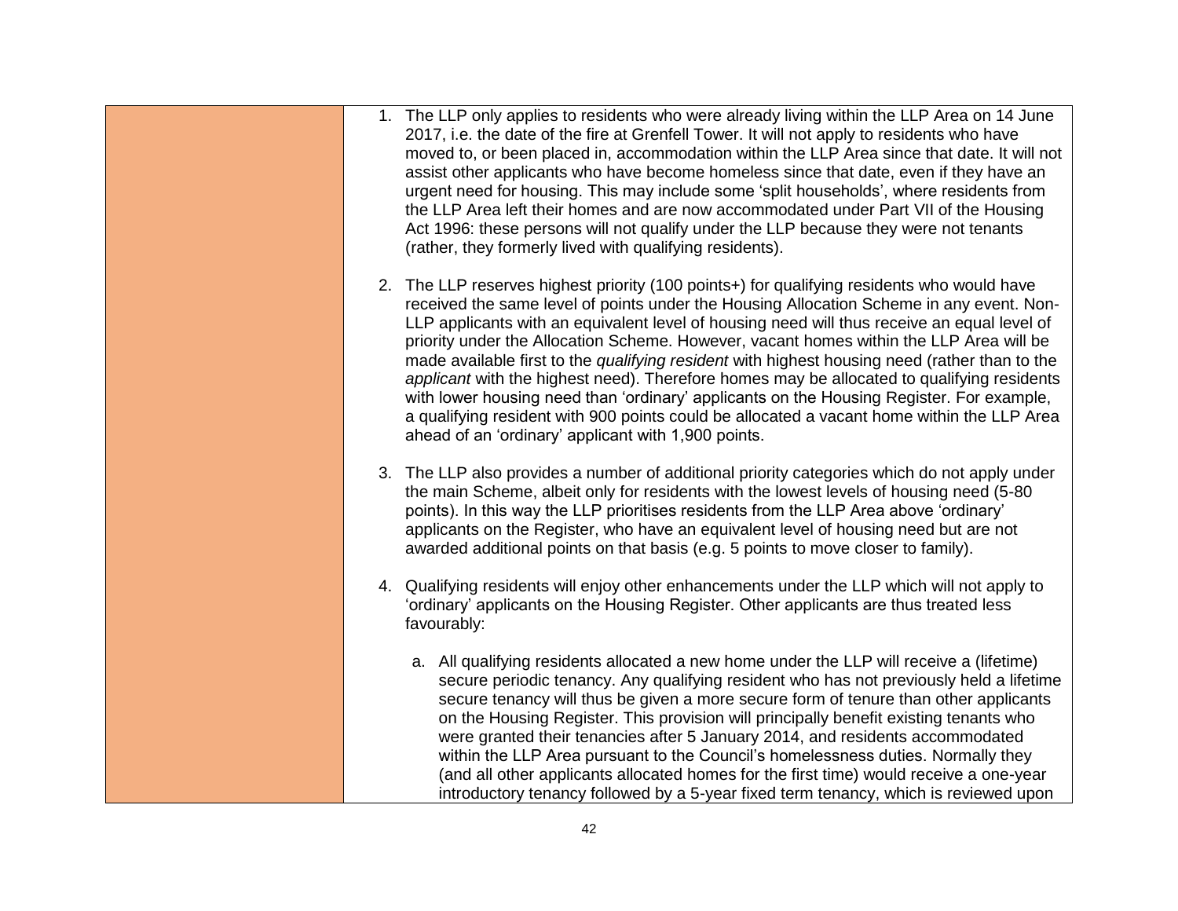| | |
|---|---|
| | 1. The LLP only applies to residents who were already living within the LLP Area on 14 June 2017, i.e. the date of the fire at Grenfell Tower. It will not apply to residents who have moved to, or been placed in, accommodation within the LLP Area since that date. It will not assist other applicants who have become homeless since that date, even if they have an urgent need for housing. This may include some 'split households', where residents from the LLP Area left their homes and are now accommodated under Part VII of the Housing Act 1996: these persons will not qualify under the LLP because they were not tenants (rather, they formerly lived with qualifying residents).<br><br>2. The LLP reserves highest priority (100 points+) for qualifying residents who would have received the same level of points under the Housing Allocation Scheme in any event. Non-LLP applicants with an equivalent level of housing need will thus receive an equal level of priority under the Allocation Scheme. However, vacant homes within the LLP Area will be made available first to the *qualifying resident* with highest housing need (rather than to the *applicant* with the highest need). Therefore homes may be allocated to qualifying residents with lower housing need than 'ordinary' applicants on the Housing Register. For example, a qualifying resident with 900 points could be allocated a vacant home within the LLP Area ahead of an 'ordinary' applicant with 1,900 points.<br><br>3. The LLP also provides a number of additional priority categories which do not apply under the main Scheme, albeit only for residents with the lowest levels of housing need (5-80 points). In this way the LLP prioritises residents from the LLP Area above 'ordinary' applicants on the Register, who have an equivalent level of housing need but are not awarded additional points on that basis (e.g. 5 points to move closer to family).<br><br>4. Qualifying residents will enjoy other enhancements under the LLP which will not apply to 'ordinary' applicants on the Housing Register. Other applicants are thus treated less favourably:<br><br>a. All qualifying residents allocated a new home under the LLP will receive a (lifetime) secure periodic tenancy. Any qualifying resident who has not previously held a lifetime secure tenancy will thus be given a more secure form of tenure than other applicants on the Housing Register. This provision will principally benefit existing tenants who were granted their tenancies after 5 January 2014, and residents accommodated within the LLP Area pursuant to the Council's homelessness duties. Normally they (and all other applicants allocated homes for the first time) would receive a one-year introductory tenancy followed by a 5-year fixed term tenancy, which is reviewed upon |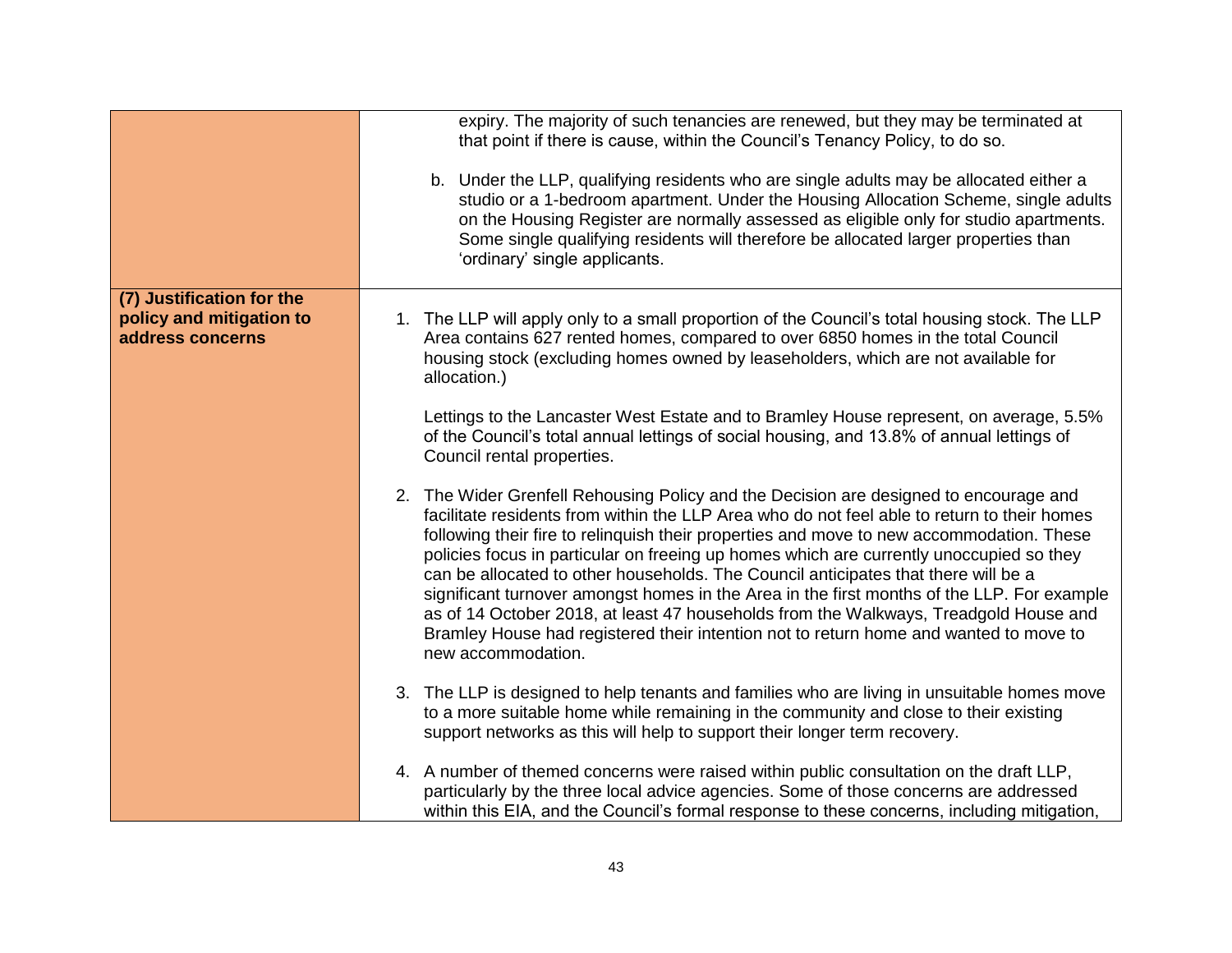| | |
|---|---|
| | expiry. The majority of such tenancies are renewed, but they may be terminated at that point if there is cause, within the Council's Tenancy Policy, to do so.<br><br>b. Under the LLP, qualifying residents who are single adults may be allocated either a studio or a 1-bedroom apartment. Under the Housing Allocation Scheme, single adults on the Housing Register are normally assessed as eligible only for studio apartments. Some single qualifying residents will therefore be allocated larger properties than 'ordinary' single applicants. |
| **(7) Justification for the policy and mitigation to address concerns** | 1. The LLP will apply only to a small proportion of the Council's total housing stock. The LLP Area contains 627 rented homes, compared to over 6850 homes in the total Council housing stock (excluding homes owned by leaseholders, which are not available for allocation.)<br><br>Lettings to the Lancaster West Estate and to Bramley House represent, on average, 5.5% of the Council's total annual lettings of social housing, and 13.8% of annual lettings of Council rental properties.<br><br>2. The Wider Grenfell Rehousing Policy and the Decision are designed to encourage and facilitate residents from within the LLP Area who do not feel able to return to their homes following their fire to relinquish their properties and move to new accommodation. These policies focus in particular on freeing up homes which are currently unoccupied so they can be allocated to other households. The Council anticipates that there will be a significant turnover amongst homes in the Area in the first months of the LLP. For example as of 14 October 2018, at least 47 households from the Walkways, Treadgold House and Bramley House had registered their intention not to return home and wanted to move to new accommodation.<br><br>3. The LLP is designed to help tenants and families who are living in unsuitable homes move to a more suitable home while remaining in the community and close to their existing support networks as this will help to support their longer term recovery.<br><br>4. A number of themed concerns were raised within public consultation on the draft LLP, particularly by the three local advice agencies. Some of those concerns are addressed within this EIA, and the Council's formal response to these concerns, including mitigation, |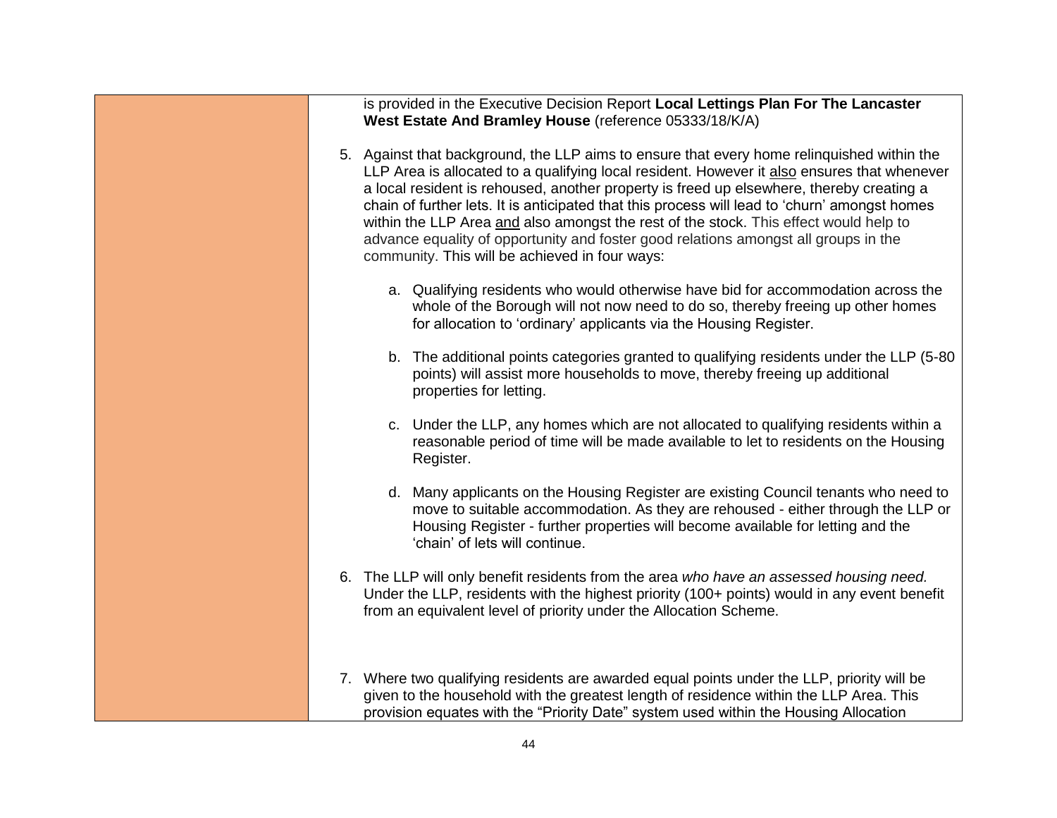is provided in the Executive Decision Report **Local Lettings Plan For The Lancaster West Estate And Bramley House** (reference 05333/18/K/A)

5. Against that background, the LLP aims to ensure that every home relinquished within the LLP Area is allocated to a qualifying local resident. However it also ensures that whenever a local resident is rehoused, another property is freed up elsewhere, thereby creating a chain of further lets. It is anticipated that this process will lead to 'churn' amongst homes within the LLP Area and also amongst the rest of the stock. This effect would help to advance equality of opportunity and foster good relations amongst all groups in the community. This will be achieved in four ways:

    a. Qualifying residents who would otherwise have bid for accommodation across the whole of the Borough will not now need to do so, thereby freeing up other homes for allocation to 'ordinary' applicants via the Housing Register.

    b. The additional points categories granted to qualifying residents under the LLP (5-80 points) will assist more households to move, thereby freeing up additional properties for letting.

    c. Under the LLP, any homes which are not allocated to qualifying residents within a reasonable period of time will be made available to let to residents on the Housing Register.

    d. Many applicants on the Housing Register are existing Council tenants who need to move to suitable accommodation. As they are rehoused - either through the LLP or Housing Register - further properties will become available for letting and the 'chain' of lets will continue.

6. The LLP will only benefit residents from the area *who have an assessed housing need.* Under the LLP, residents with the highest priority (100+ points) would in any event benefit from an equivalent level of priority under the Allocation Scheme.

7. Where two qualifying residents are awarded equal points under the LLP, priority will be given to the household with the greatest length of residence within the LLP Area. This provision equates with the "Priority Date" system used within the Housing Allocation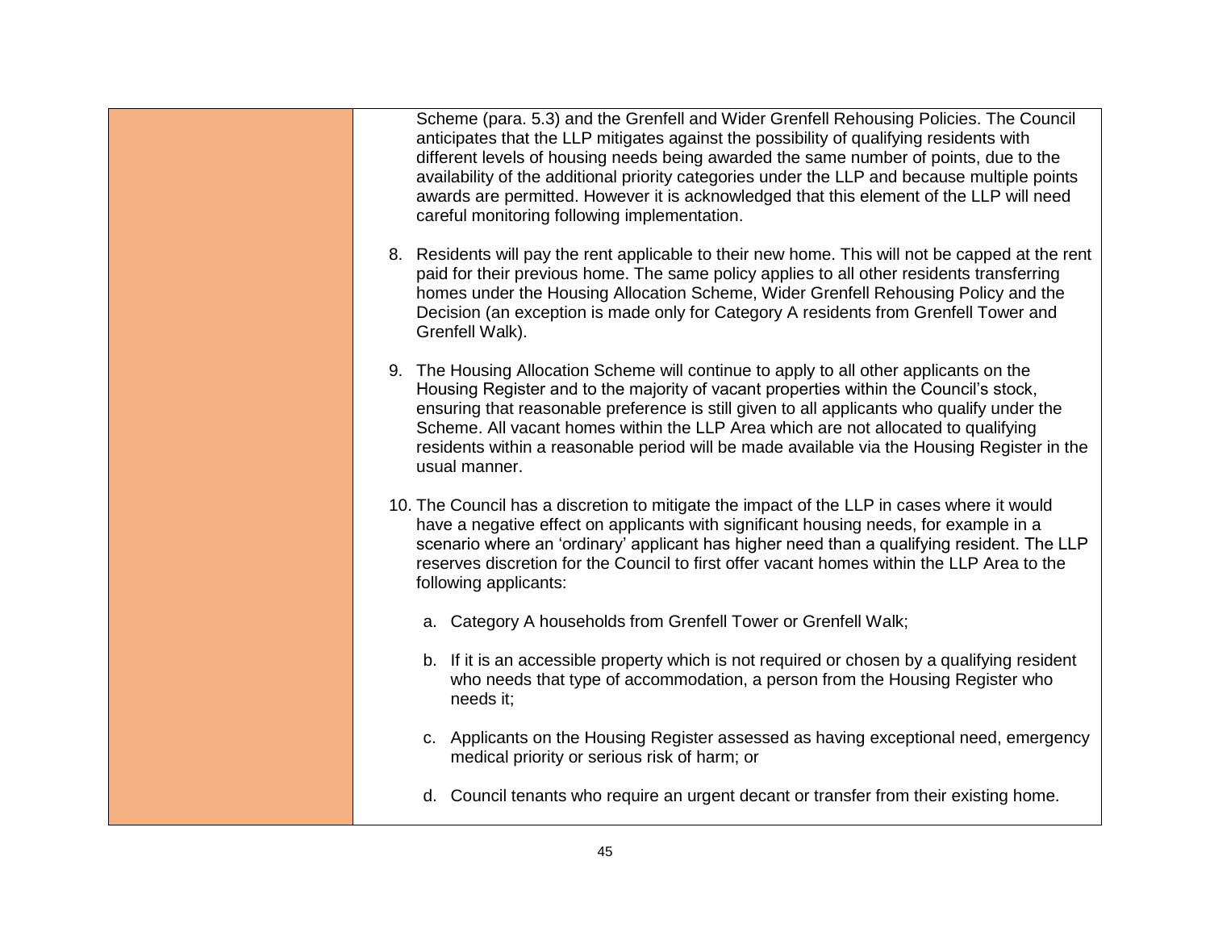| | Scheme (para. 5.3) and the Grenfell and Wider Grenfell Rehousing Policies. The Council anticipates that the LLP mitigates against the possibility of qualifying residents with different levels of housing needs being awarded the same number of points, due to the availability of the additional priority categories under the LLP and because multiple points awards are permitted. However it is acknowledged that this element of the LLP will need careful monitoring following implementation.<br><br>8. Residents will pay the rent applicable to their new home. This will not be capped at the rent paid for their previous home. The same policy applies to all other residents transferring homes under the Housing Allocation Scheme, Wider Grenfell Rehousing Policy and the Decision (an exception is made only for Category A residents from Grenfell Tower and Grenfell Walk).<br><br>9. The Housing Allocation Scheme will continue to apply to all other applicants on the Housing Register and to the majority of vacant properties within the Council's stock, ensuring that reasonable preference is still given to all applicants who qualify under the Scheme. All vacant homes within the LLP Area which are not allocated to qualifying residents within a reasonable period will be made available via the Housing Register in the usual manner.<br><br>10. The Council has a discretion to mitigate the impact of the LLP in cases where it would have a negative effect on applicants with significant housing needs, for example in a scenario where an 'ordinary' applicant has higher need than a qualifying resident. The LLP reserves discretion for the Council to first offer vacant homes within the LLP Area to the following applicants:<br><br>a. Category A households from Grenfell Tower or Grenfell Walk;<br><br>b. If it is an accessible property which is not required or chosen by a qualifying resident who needs that type of accommodation, a person from the Housing Register who needs it;<br><br>c. Applicants on the Housing Register assessed as having exceptional need, emergency medical priority or serious risk of harm; or<br><br>d. Council tenants who require an urgent decant or transfer from their existing home. |
|---|---|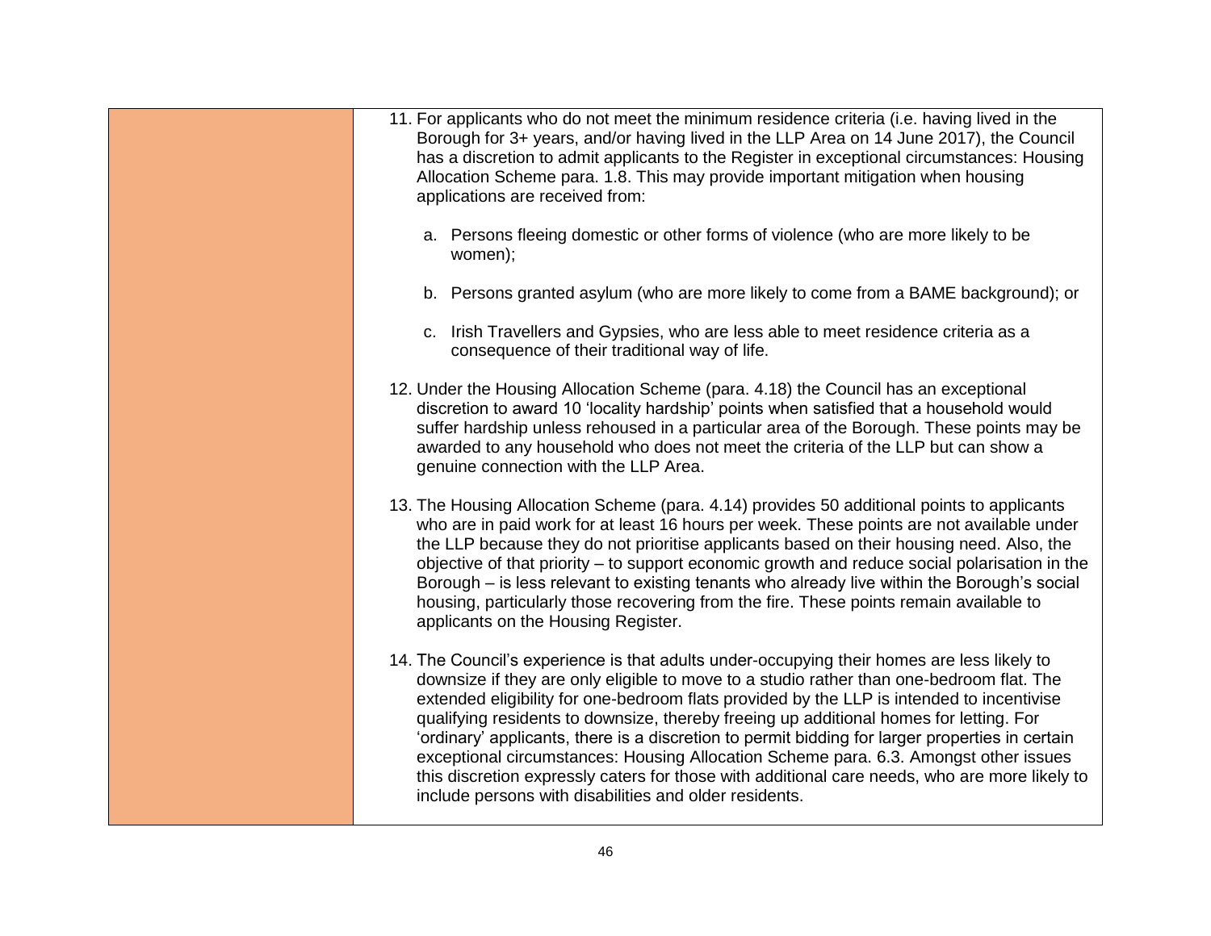| | |
|---|---|
| | 11. For applicants who do not meet the minimum residence criteria (i.e. having lived in the Borough for 3+ years, and/or having lived in the LLP Area on 14 June 2017), the Council has a discretion to admit applicants to the Register in exceptional circumstances: Housing Allocation Scheme para. 1.8. This may provide important mitigation when housing applications are received from:<br><br>a. Persons fleeing domestic or other forms of violence (who are more likely to be women);<br><br>b. Persons granted asylum (who are more likely to come from a BAME background); or<br><br>c. Irish Travellers and Gypsies, who are less able to meet residence criteria as a consequence of their traditional way of life.<br><br>12. Under the Housing Allocation Scheme (para. 4.18) the Council has an exceptional discretion to award 10 'locality hardship' points when satisfied that a household would suffer hardship unless rehoused in a particular area of the Borough. These points may be awarded to any household who does not meet the criteria of the LLP but can show a genuine connection with the LLP Area.<br><br>13. The Housing Allocation Scheme (para. 4.14) provides 50 additional points to applicants who are in paid work for at least 16 hours per week. These points are not available under the LLP because they do not prioritise applicants based on their housing need. Also, the objective of that priority – to support economic growth and reduce social polarisation in the Borough – is less relevant to existing tenants who already live within the Borough's social housing, particularly those recovering from the fire. These points remain available to applicants on the Housing Register.<br><br>14. The Council's experience is that adults under-occupying their homes are less likely to downsize if they are only eligible to move to a studio rather than one-bedroom flat. The extended eligibility for one-bedroom flats provided by the LLP is intended to incentivise qualifying residents to downsize, thereby freeing up additional homes for letting. For 'ordinary' applicants, there is a discretion to permit bidding for larger properties in certain exceptional circumstances: Housing Allocation Scheme para. 6.3. Amongst other issues this discretion expressly caters for those with additional care needs, who are more likely to include persons with disabilities and older residents. |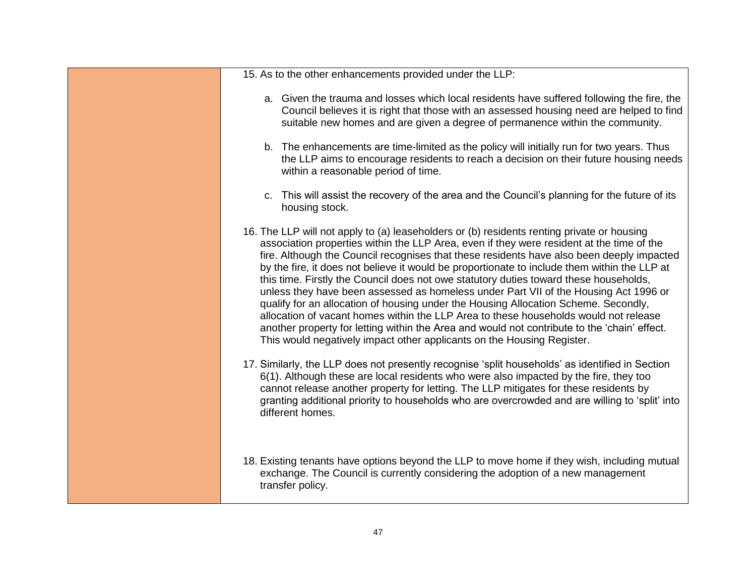15. As to the other enhancements provided under the LLP:

    a. Given the trauma and losses which local residents have suffered following the fire, the Council believes it is right that those with an assessed housing need are helped to find suitable new homes and are given a degree of permanence within the community.

    b. The enhancements are time-limited as the policy will initially run for two years. Thus the LLP aims to encourage residents to reach a decision on their future housing needs within a reasonable period of time.

    c. This will assist the recovery of the area and the Council's planning for the future of its housing stock.

16. The LLP will not apply to (a) leaseholders or (b) residents renting private or housing association properties within the LLP Area, even if they were resident at the time of the fire. Although the Council recognises that these residents have also been deeply impacted by the fire, it does not believe it would be proportionate to include them within the LLP at this time. Firstly the Council does not owe statutory duties toward these households, unless they have been assessed as homeless under Part VII of the Housing Act 1996 or qualify for an allocation of housing under the Housing Allocation Scheme. Secondly, allocation of vacant homes within the LLP Area to these households would not release another property for letting within the Area and would not contribute to the 'chain' effect. This would negatively impact other applicants on the Housing Register.

17. Similarly, the LLP does not presently recognise 'split households' as identified in Section 6(1). Although these are local residents who were also impacted by the fire, they too cannot release another property for letting. The LLP mitigates for these residents by granting additional priority to households who are overcrowded and are willing to 'split' into different homes.

18. Existing tenants have options beyond the LLP to move home if they wish, including mutual exchange. The Council is currently considering the adoption of a new management transfer policy.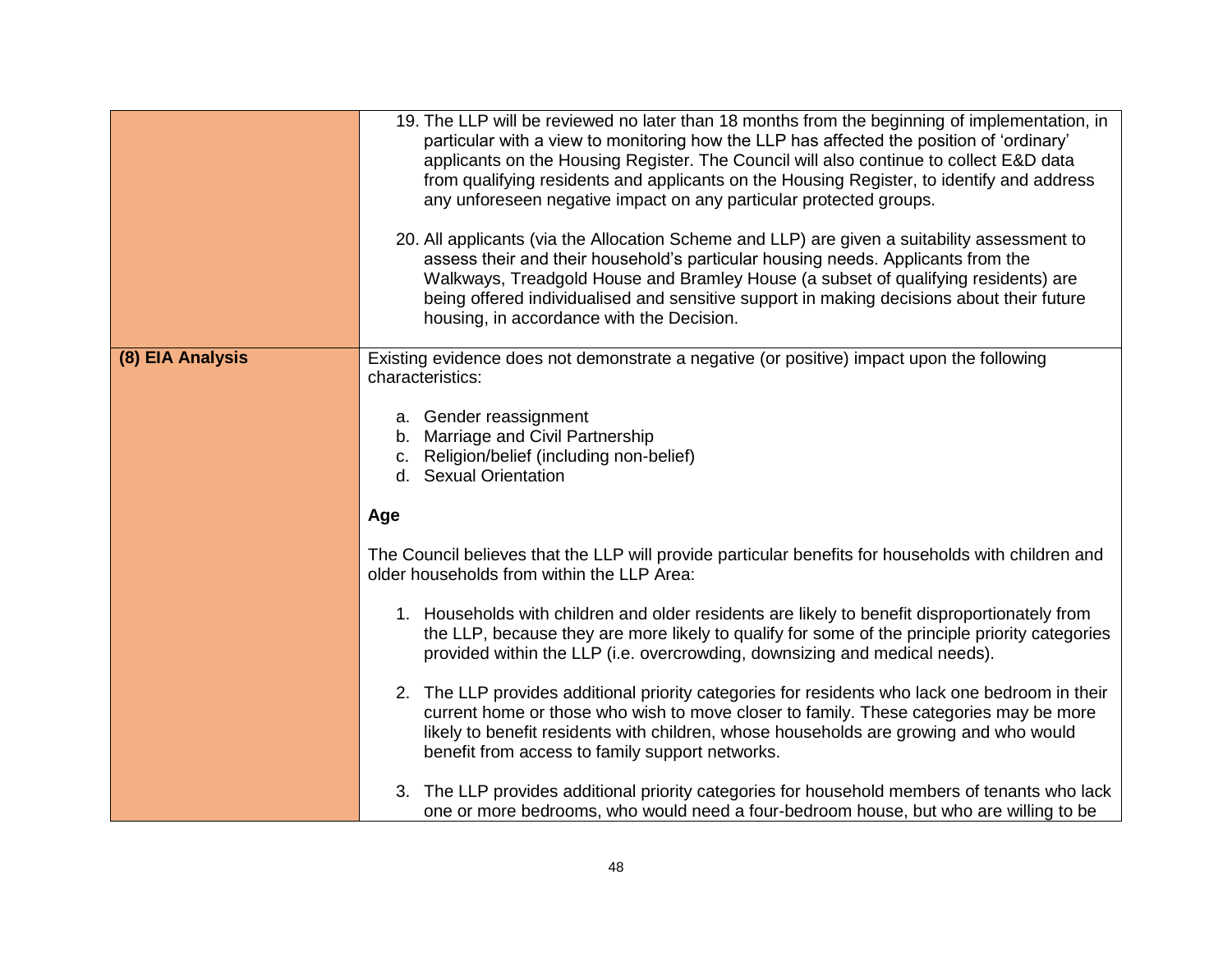| | |
|---|---|
| | 19. The LLP will be reviewed no later than 18 months from the beginning of implementation, in particular with a view to monitoring how the LLP has affected the position of 'ordinary' applicants on the Housing Register. The Council will also continue to collect E&D data from qualifying residents and applicants on the Housing Register, to identify and address any unforeseen negative impact on any particular protected groups.<br><br>20. All applicants (via the Allocation Scheme and LLP) are given a suitability assessment to assess their and their household's particular housing needs. Applicants from the Walkways, Treadgold House and Bramley House (a subset of qualifying residents) are being offered individualised and sensitive support in making decisions about their future housing, in accordance with the Decision. |
| **(8) EIA Analysis** | Existing evidence does not demonstrate a negative (or positive) impact upon the following characteristics:<br><br>a. Gender reassignment<br>b. Marriage and Civil Partnership<br>c. Religion/belief (including non-belief)<br>d. Sexual Orientation<br><br>**Age**<br><br>The Council believes that the LLP will provide particular benefits for households with children and older households from within the LLP Area:<br><br>1. Households with children and older residents are likely to benefit disproportionately from the LLP, because they are more likely to qualify for some of the principle priority categories provided within the LLP (i.e. overcrowding, downsizing and medical needs).<br><br>2. The LLP provides additional priority categories for residents who lack one bedroom in their current home or those who wish to move closer to family. These categories may be more likely to benefit residents with children, whose households are growing and who would benefit from access to family support networks.<br><br>3. The LLP provides additional priority categories for household members of tenants who lack one or more bedrooms, who would need a four-bedroom house, but who are willing to be |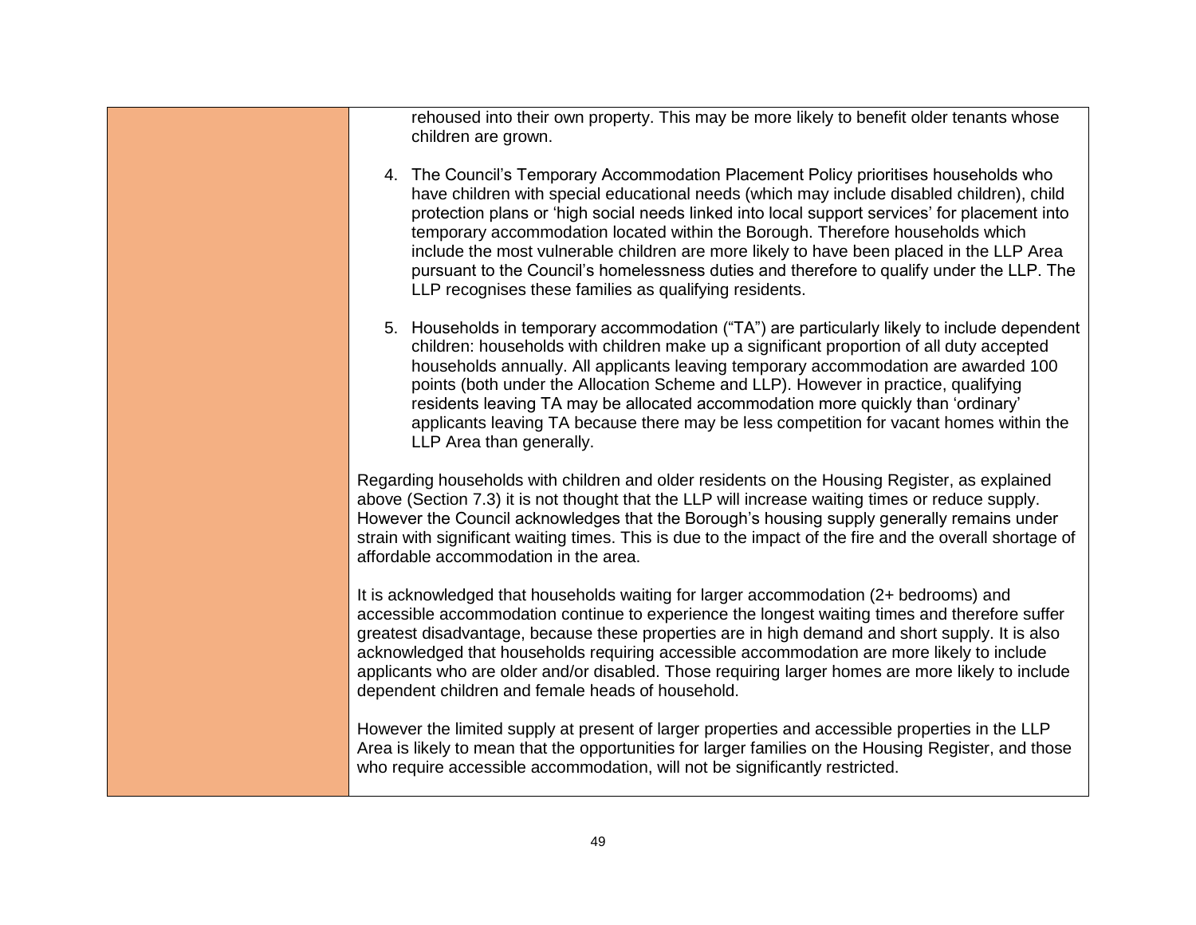| | rehoused into their own property. This may be more likely to benefit older tenants whose children are grown.<br><br>4. The Council's Temporary Accommodation Placement Policy prioritises households who have children with special educational needs (which may include disabled children), child protection plans or 'high social needs linked into local support services' for placement into temporary accommodation located within the Borough. Therefore households which include the most vulnerable children are more likely to have been placed in the LLP Area pursuant to the Council's homelessness duties and therefore to qualify under the LLP. The LLP recognises these families as qualifying residents.<br><br>5. Households in temporary accommodation ("TA") are particularly likely to include dependent children: households with children make up a significant proportion of all duty accepted households annually. All applicants leaving temporary accommodation are awarded 100 points (both under the Allocation Scheme and LLP). However in practice, qualifying residents leaving TA may be allocated accommodation more quickly than 'ordinary' applicants leaving TA because there may be less competition for vacant homes within the LLP Area than generally.<br><br>Regarding households with children and older residents on the Housing Register, as explained above (Section 7.3) it is not thought that the LLP will increase waiting times or reduce supply. However the Council acknowledges that the Borough's housing supply generally remains under strain with significant waiting times. This is due to the impact of the fire and the overall shortage of affordable accommodation in the area.<br><br>It is acknowledged that households waiting for larger accommodation (2+ bedrooms) and accessible accommodation continue to experience the longest waiting times and therefore suffer greatest disadvantage, because these properties are in high demand and short supply. It is also acknowledged that households requiring accessible accommodation are more likely to include applicants who are older and/or disabled. Those requiring larger homes are more likely to include dependent children and female heads of household.<br><br>However the limited supply at present of larger properties and accessible properties in the LLP Area is likely to mean that the opportunities for larger families on the Housing Register, and those who require accessible accommodation, will not be significantly restricted. |
|---|---|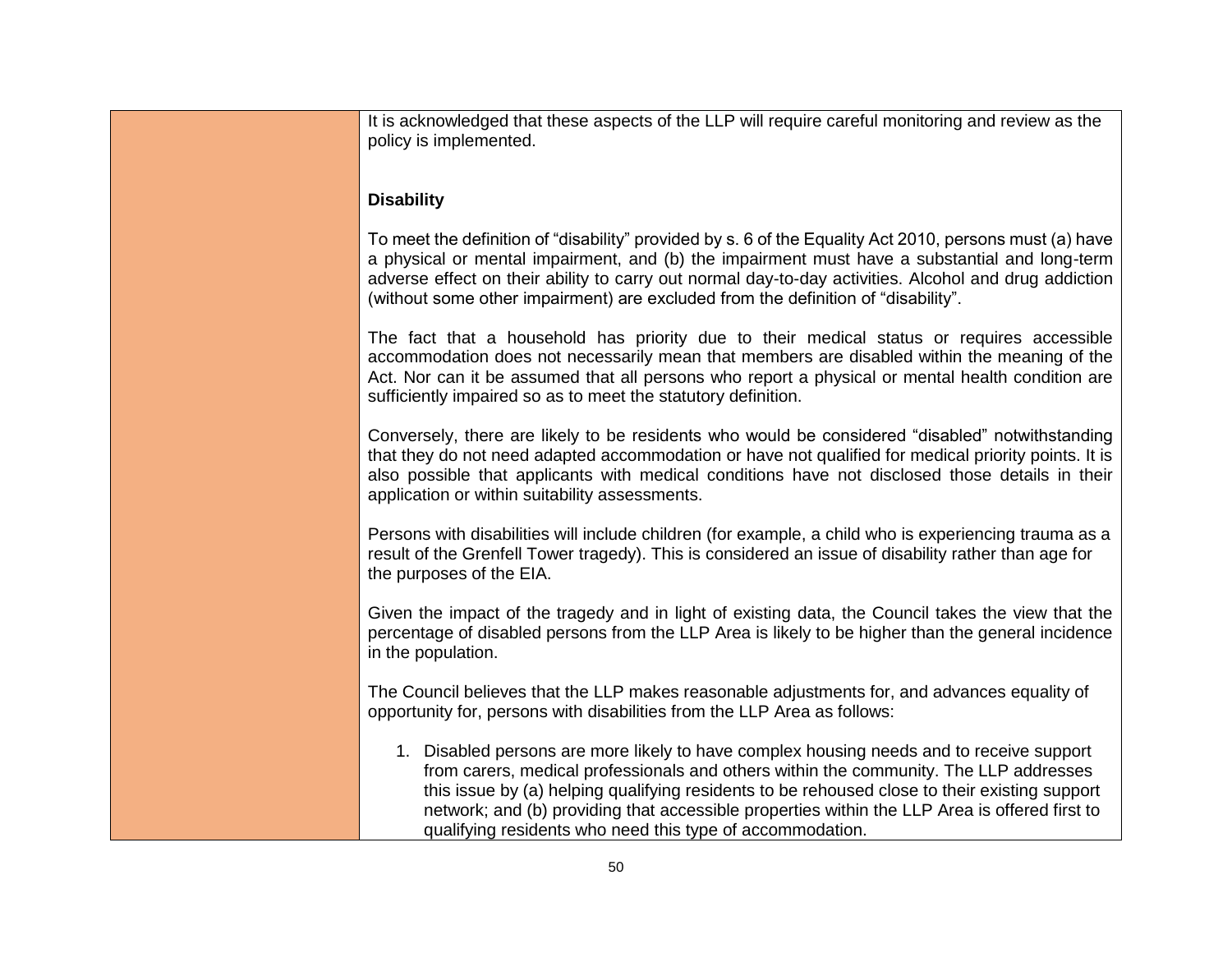It is acknowledged that these aspects of the LLP will require careful monitoring and review as the policy is implemented.

**Disability**

To meet the definition of "disability" provided by s. 6 of the Equality Act 2010, persons must (a) have a physical or mental impairment, and (b) the impairment must have a substantial and long-term adverse effect on their ability to carry out normal day-to-day activities. Alcohol and drug addiction (without some other impairment) are excluded from the definition of "disability".

The fact that a household has priority due to their medical status or requires accessible accommodation does not necessarily mean that members are disabled within the meaning of the Act. Nor can it be assumed that all persons who report a physical or mental health condition are sufficiently impaired so as to meet the statutory definition.

Conversely, there are likely to be residents who would be considered "disabled" notwithstanding that they do not need adapted accommodation or have not qualified for medical priority points. It is also possible that applicants with medical conditions have not disclosed those details in their application or within suitability assessments.

Persons with disabilities will include children (for example, a child who is experiencing trauma as a result of the Grenfell Tower tragedy). This is considered an issue of disability rather than age for the purposes of the EIA.

Given the impact of the tragedy and in light of existing data, the Council takes the view that the percentage of disabled persons from the LLP Area is likely to be higher than the general incidence in the population.

The Council believes that the LLP makes reasonable adjustments for, and advances equality of opportunity for, persons with disabilities from the LLP Area as follows:

1. Disabled persons are more likely to have complex housing needs and to receive support from carers, medical professionals and others within the community. The LLP addresses this issue by (a) helping qualifying residents to be rehoused close to their existing support network; and (b) providing that accessible properties within the LLP Area is offered first to qualifying residents who need this type of accommodation.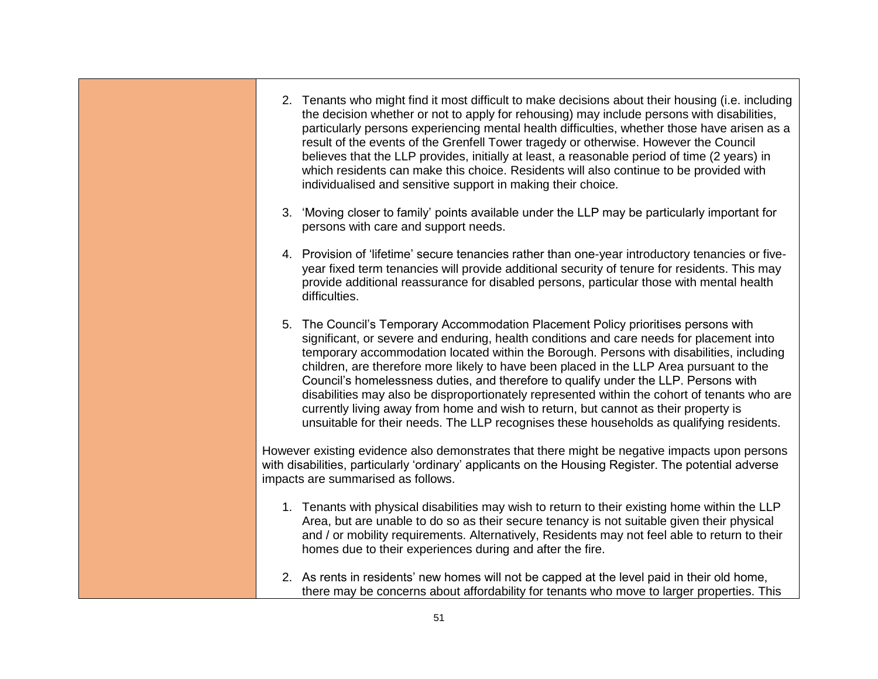2. Tenants who might find it most difficult to make decisions about their housing (i.e. including the decision whether or not to apply for rehousing) may include persons with disabilities, particularly persons experiencing mental health difficulties, whether those have arisen as a result of the events of the Grenfell Tower tragedy or otherwise. However the Council believes that the LLP provides, initially at least, a reasonable period of time (2 years) in which residents can make this choice. Residents will also continue to be provided with individualised and sensitive support in making their choice.

3. 'Moving closer to family' points available under the LLP may be particularly important for persons with care and support needs.

4. Provision of 'lifetime' secure tenancies rather than one-year introductory tenancies or five-year fixed term tenancies will provide additional security of tenure for residents. This may provide additional reassurance for disabled persons, particular those with mental health difficulties.

5. The Council's Temporary Accommodation Placement Policy prioritises persons with significant, or severe and enduring, health conditions and care needs for placement into temporary accommodation located within the Borough. Persons with disabilities, including children, are therefore more likely to have been placed in the LLP Area pursuant to the Council's homelessness duties, and therefore to qualify under the LLP. Persons with disabilities may also be disproportionately represented within the cohort of tenants who are currently living away from home and wish to return, but cannot as their property is unsuitable for their needs. The LLP recognises these households as qualifying residents.

However existing evidence also demonstrates that there might be negative impacts upon persons with disabilities, particularly 'ordinary' applicants on the Housing Register. The potential adverse impacts are summarised as follows.

1. Tenants with physical disabilities may wish to return to their existing home within the LLP Area, but are unable to do so as their secure tenancy is not suitable given their physical and / or mobility requirements. Alternatively, Residents may not feel able to return to their homes due to their experiences during and after the fire.

2. As rents in residents' new homes will not be capped at the level paid in their old home, there may be concerns about affordability for tenants who move to larger properties. This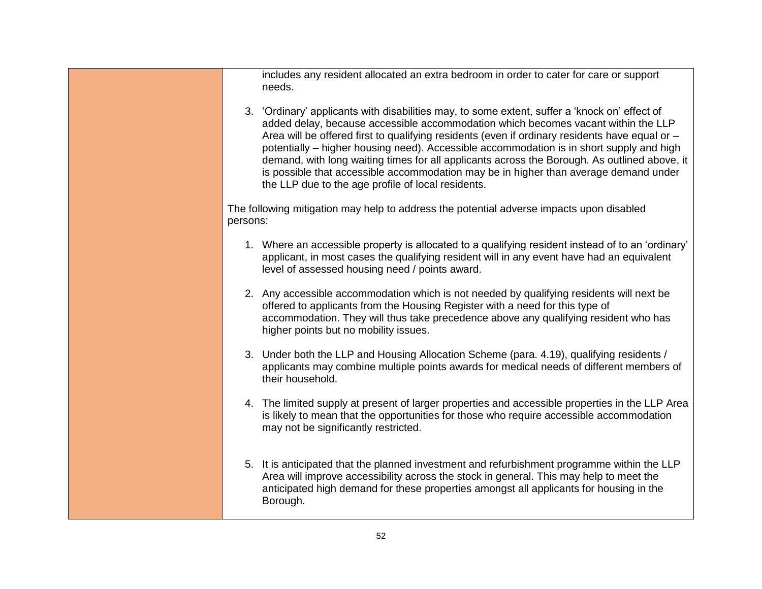| | |
|---|---|
| | includes any resident allocated an extra bedroom in order to cater for care or support needs.<br><br>3. 'Ordinary' applicants with disabilities may, to some extent, suffer a 'knock on' effect of added delay, because accessible accommodation which becomes vacant within the LLP Area will be offered first to qualifying residents (even if ordinary residents have equal or – potentially – higher housing need). Accessible accommodation is in short supply and high demand, with long waiting times for all applicants across the Borough. As outlined above, it is possible that accessible accommodation may be in higher than average demand under the LLP due to the age profile of local residents.<br><br>The following mitigation may help to address the potential adverse impacts upon disabled persons:<br><br>1. Where an accessible property is allocated to a qualifying resident instead of to an 'ordinary' applicant, in most cases the qualifying resident will in any event have had an equivalent level of assessed housing need / points award.<br><br>2. Any accessible accommodation which is not needed by qualifying residents will next be offered to applicants from the Housing Register with a need for this type of accommodation. They will thus take precedence above any qualifying resident who has higher points but no mobility issues.<br><br>3. Under both the LLP and Housing Allocation Scheme (para. 4.19), qualifying residents / applicants may combine multiple points awards for medical needs of different members of their household.<br><br>4. The limited supply at present of larger properties and accessible properties in the LLP Area is likely to mean that the opportunities for those who require accessible accommodation may not be significantly restricted.<br><br>5. It is anticipated that the planned investment and refurbishment programme within the LLP Area will improve accessibility across the stock in general. This may help to meet the anticipated high demand for these properties amongst all applicants for housing in the Borough. |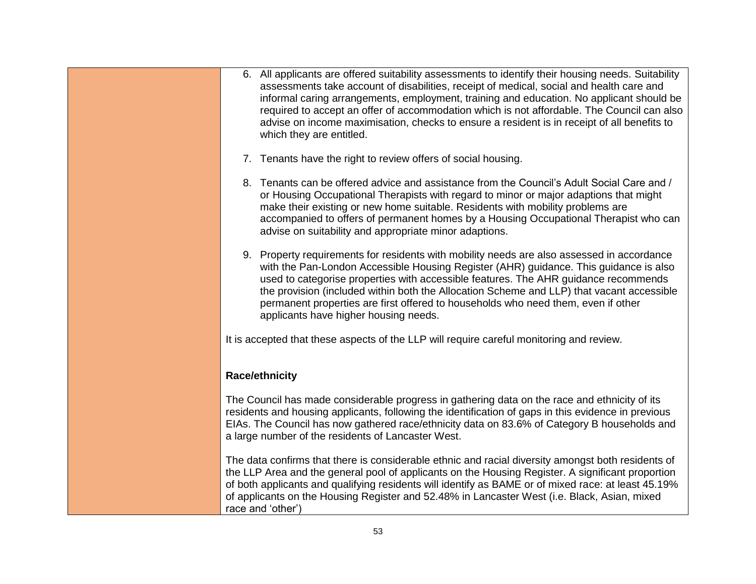6. All applicants are offered suitability assessments to identify their housing needs. Suitability assessments take account of disabilities, receipt of medical, social and health care and informal caring arrangements, employment, training and education. No applicant should be required to accept an offer of accommodation which is not affordable. The Council can also advise on income maximisation, checks to ensure a resident is in receipt of all benefits to which they are entitled.

7. Tenants have the right to review offers of social housing.

8. Tenants can be offered advice and assistance from the Council's Adult Social Care and / or Housing Occupational Therapists with regard to minor or major adaptions that might make their existing or new home suitable. Residents with mobility problems are accompanied to offers of permanent homes by a Housing Occupational Therapist who can advise on suitability and appropriate minor adaptions.

9. Property requirements for residents with mobility needs are also assessed in accordance with the Pan-London Accessible Housing Register (AHR) guidance. This guidance is also used to categorise properties with accessible features. The AHR guidance recommends the provision (included within both the Allocation Scheme and LLP) that vacant accessible permanent properties are first offered to households who need them, even if other applicants have higher housing needs.

It is accepted that these aspects of the LLP will require careful monitoring and review.

**Race/ethnicity**

The Council has made considerable progress in gathering data on the race and ethnicity of its residents and housing applicants, following the identification of gaps in this evidence in previous EIAs. The Council has now gathered race/ethnicity data on 83.6% of Category B households and a large number of the residents of Lancaster West.

The data confirms that there is considerable ethnic and racial diversity amongst both residents of the LLP Area and the general pool of applicants on the Housing Register. A significant proportion of both applicants and qualifying residents will identify as BAME or of mixed race: at least 45.19% of applicants on the Housing Register and 52.48% in Lancaster West (i.e. Black, Asian, mixed race and 'other')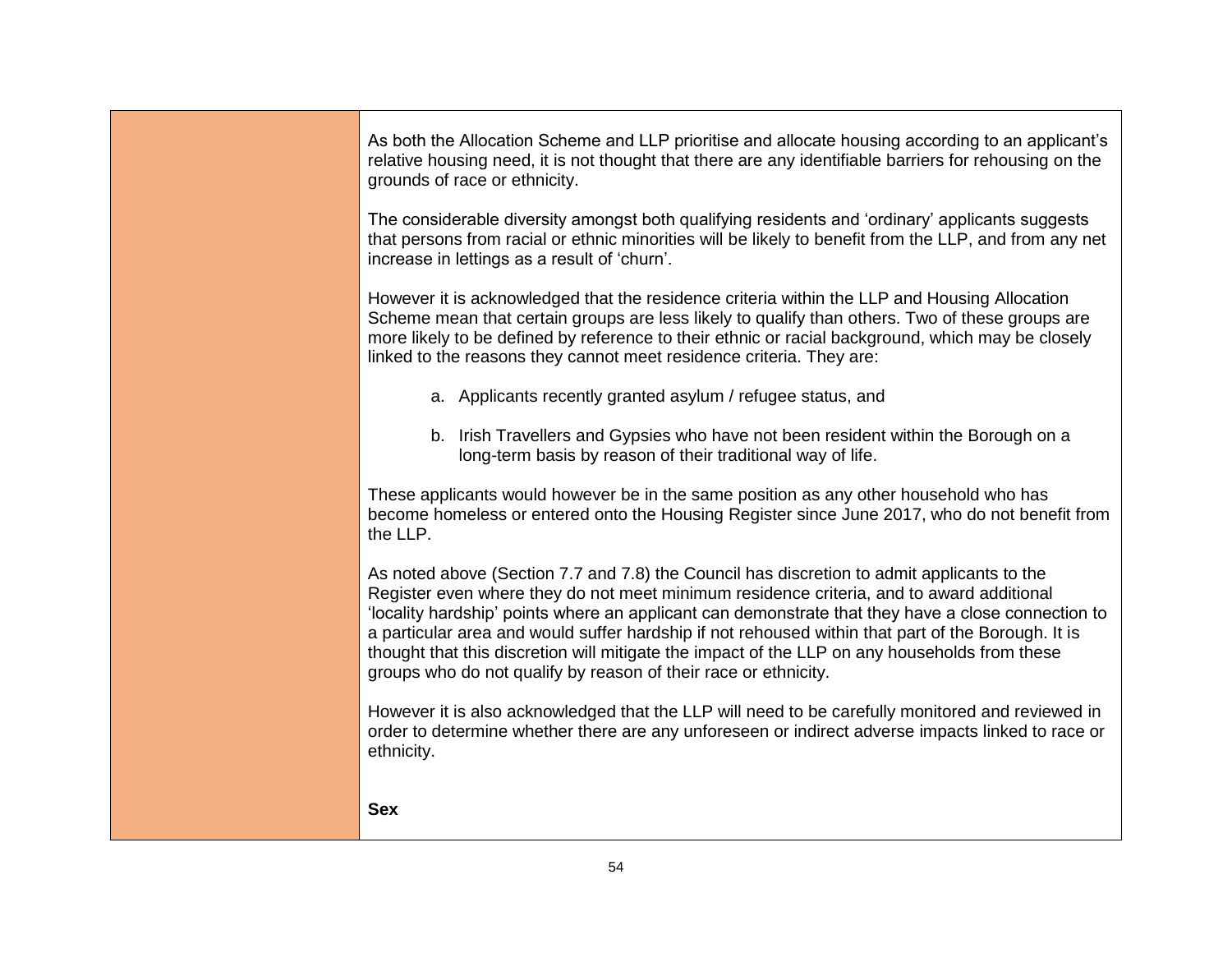| | |
|---|---|
| | As both the Allocation Scheme and LLP prioritise and allocate housing according to an applicant's relative housing need, it is not thought that there are any identifiable barriers for rehousing on the grounds of race or ethnicity.<br><br>The considerable diversity amongst both qualifying residents and 'ordinary' applicants suggests that persons from racial or ethnic minorities will be likely to benefit from the LLP, and from any net increase in lettings as a result of 'churn'.<br><br>However it is acknowledged that the residence criteria within the LLP and Housing Allocation Scheme mean that certain groups are less likely to qualify than others. Two of these groups are more likely to be defined by reference to their ethnic or racial background, which may be closely linked to the reasons they cannot meet residence criteria. They are:<br><br>a. Applicants recently granted asylum / refugee status, and<br><br>b. Irish Travellers and Gypsies who have not been resident within the Borough on a long-term basis by reason of their traditional way of life.<br><br>These applicants would however be in the same position as any other household who has become homeless or entered onto the Housing Register since June 2017, who do not benefit from the LLP.<br><br>As noted above (Section 7.7 and 7.8) the Council has discretion to admit applicants to the Register even where they do not meet minimum residence criteria, and to award additional 'locality hardship' points where an applicant can demonstrate that they have a close connection to a particular area and would suffer hardship if not rehoused within that part of the Borough. It is thought that this discretion will mitigate the impact of the LLP on any households from these groups who do not qualify by reason of their race or ethnicity.<br><br>However it is also acknowledged that the LLP will need to be carefully monitored and reviewed in order to determine whether there are any unforeseen or indirect adverse impacts linked to race or ethnicity.<br><br>**Sex** |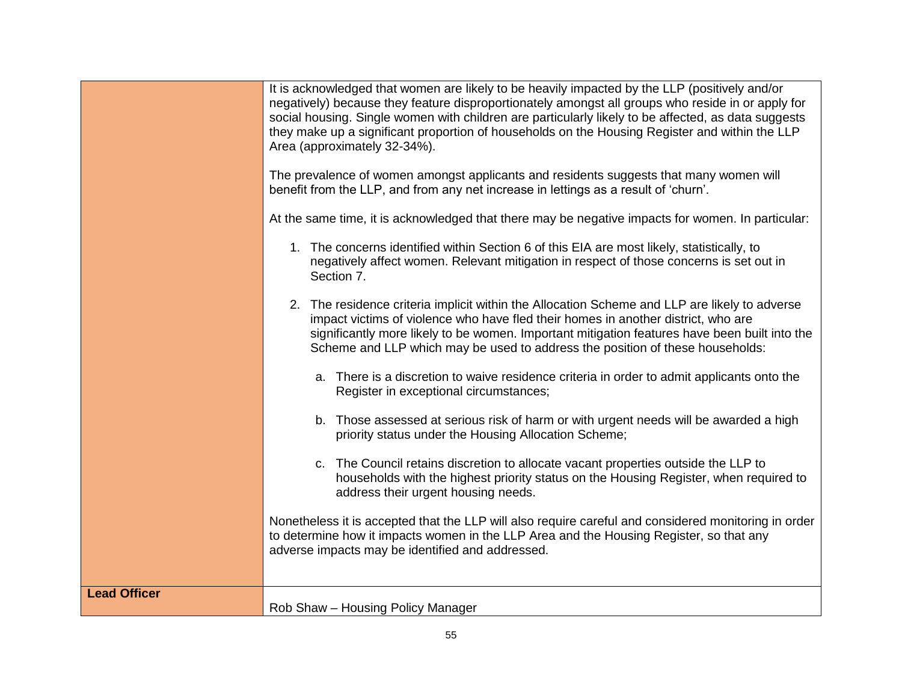| | |
|---|---|
| | It is acknowledged that women are likely to be heavily impacted by the LLP (positively and/or negatively) because they feature disproportionately amongst all groups who reside in or apply for social housing. Single women with children are particularly likely to be affected, as data suggests they make up a significant proportion of households on the Housing Register and within the LLP Area (approximately 32-34%).<br><br>The prevalence of women amongst applicants and residents suggests that many women will benefit from the LLP, and from any net increase in lettings as a result of 'churn'.<br><br>At the same time, it is acknowledged that there may be negative impacts for women. In particular:<br><br>1. The concerns identified within Section 6 of this EIA are most likely, statistically, to negatively affect women. Relevant mitigation in respect of those concerns is set out in Section 7.<br><br>2. The residence criteria implicit within the Allocation Scheme and LLP are likely to adverse impact victims of violence who have fled their homes in another district, who are significantly more likely to be women. Important mitigation features have been built into the Scheme and LLP which may be used to address the position of these households:<br><br>a. There is a discretion to waive residence criteria in order to admit applicants onto the Register in exceptional circumstances;<br><br>b. Those assessed at serious risk of harm or with urgent needs will be awarded a high priority status under the Housing Allocation Scheme;<br><br>c. The Council retains discretion to allocate vacant properties outside the LLP to households with the highest priority status on the Housing Register, when required to address their urgent housing needs.<br><br>Nonetheless it is accepted that the LLP will also require careful and considered monitoring in order to determine how it impacts women in the LLP Area and the Housing Register, so that any adverse impacts may be identified and addressed. |
| **Lead Officer** | Rob Shaw – Housing Policy Manager |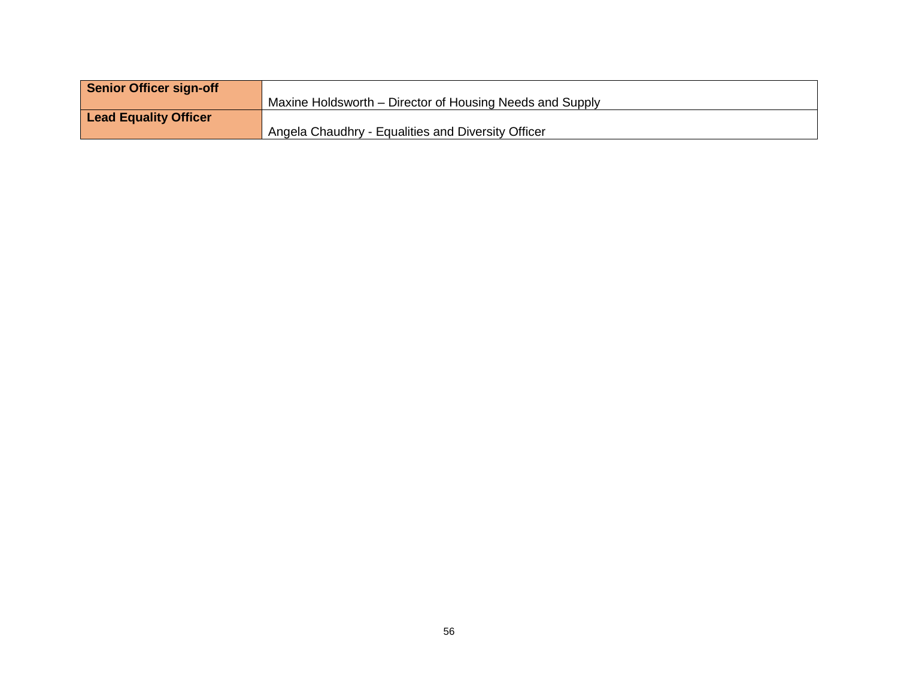| | |
|---|---|
| **Senior Officer sign-off** | Maxine Holdsworth – Director of Housing Needs and Supply |
| **Lead Equality Officer** | Angela Chaudhry - Equalities and Diversity Officer |